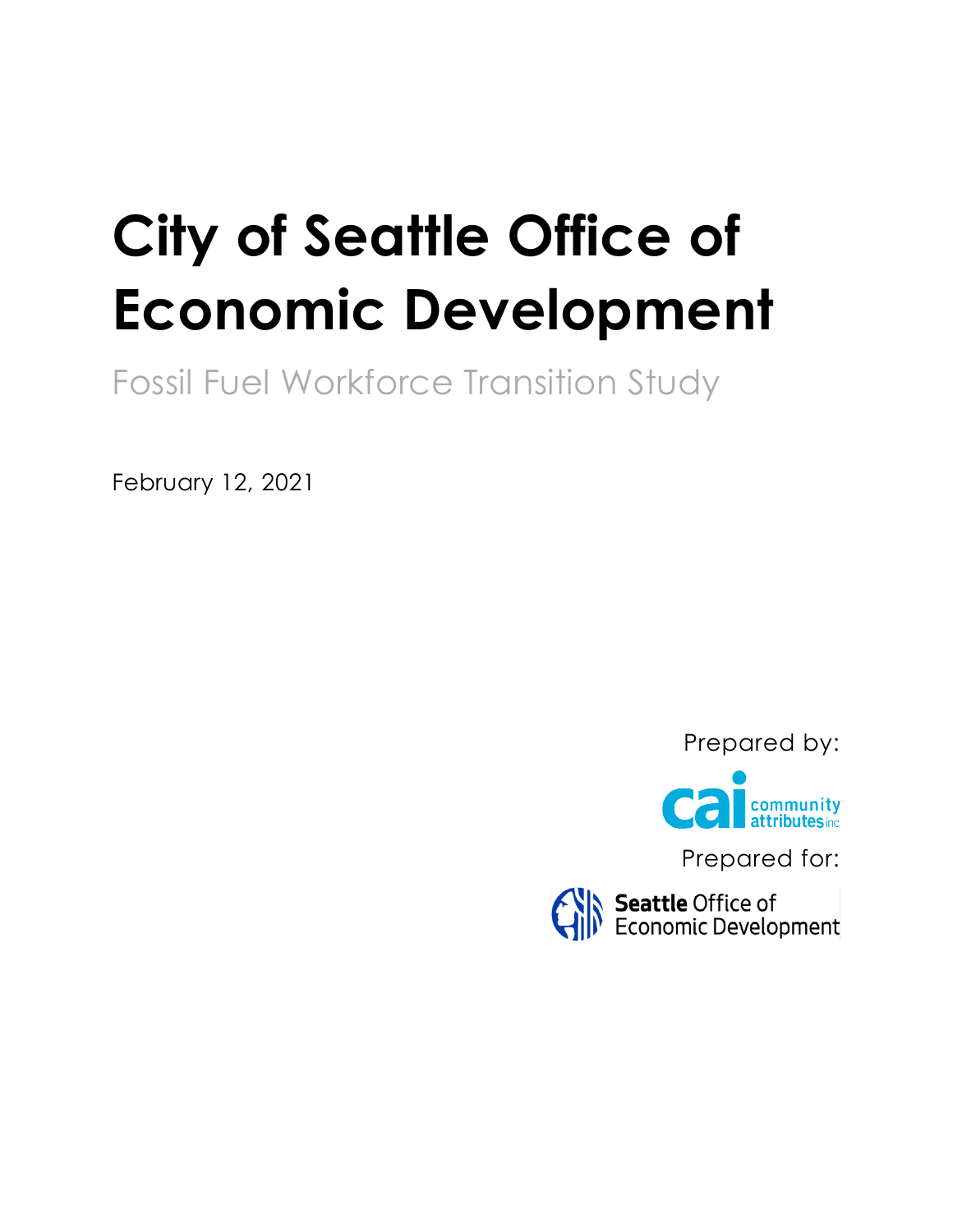# City of Seattle Office of Economic Development

## Fossil Fuel Workforce Transition Study

February 12, 2021

Prepared by:

community attributes inc

Prepared for:

Seattle Office of Economic Development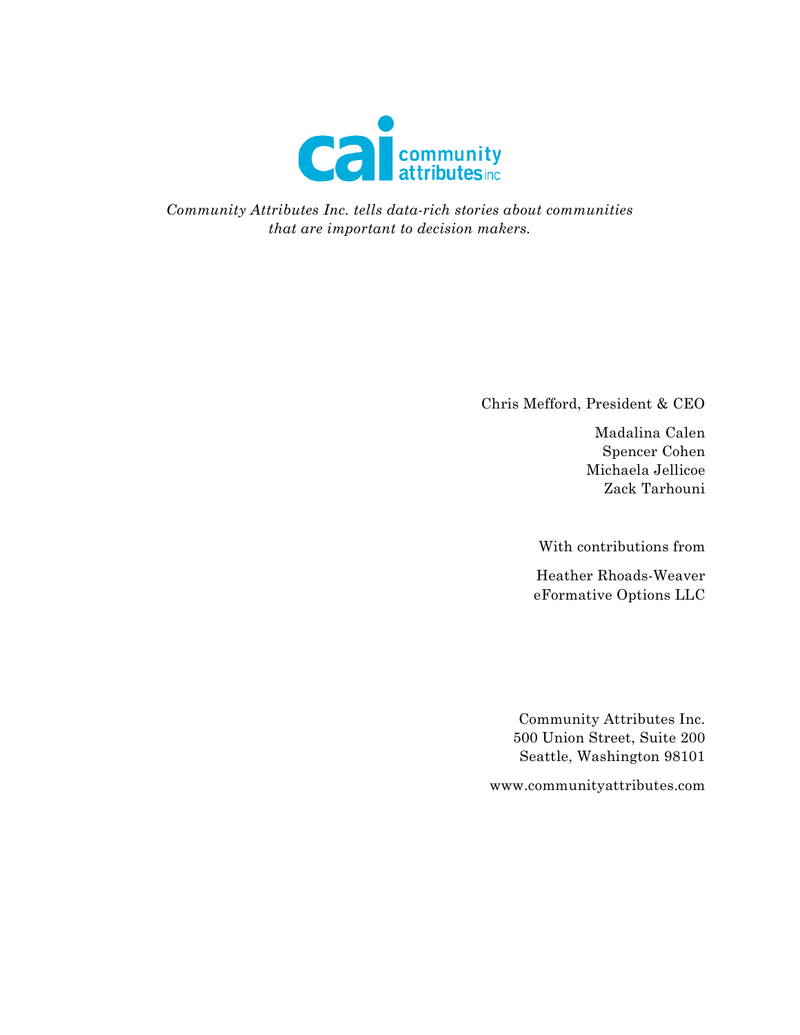*Community Attributes Inc. tells data-rich stories about communities that are important to decision makers.*

Chris Mefford, President & CEO

Madalina Calen
Spencer Cohen
Michaela Jellicoe
Zack Tarhouni

With contributions from

Heather Rhoads-Weaver
eFormative Options LLC

Community Attributes Inc.
500 Union Street, Suite 200
Seattle, Washington 98101

www.communityattributes.com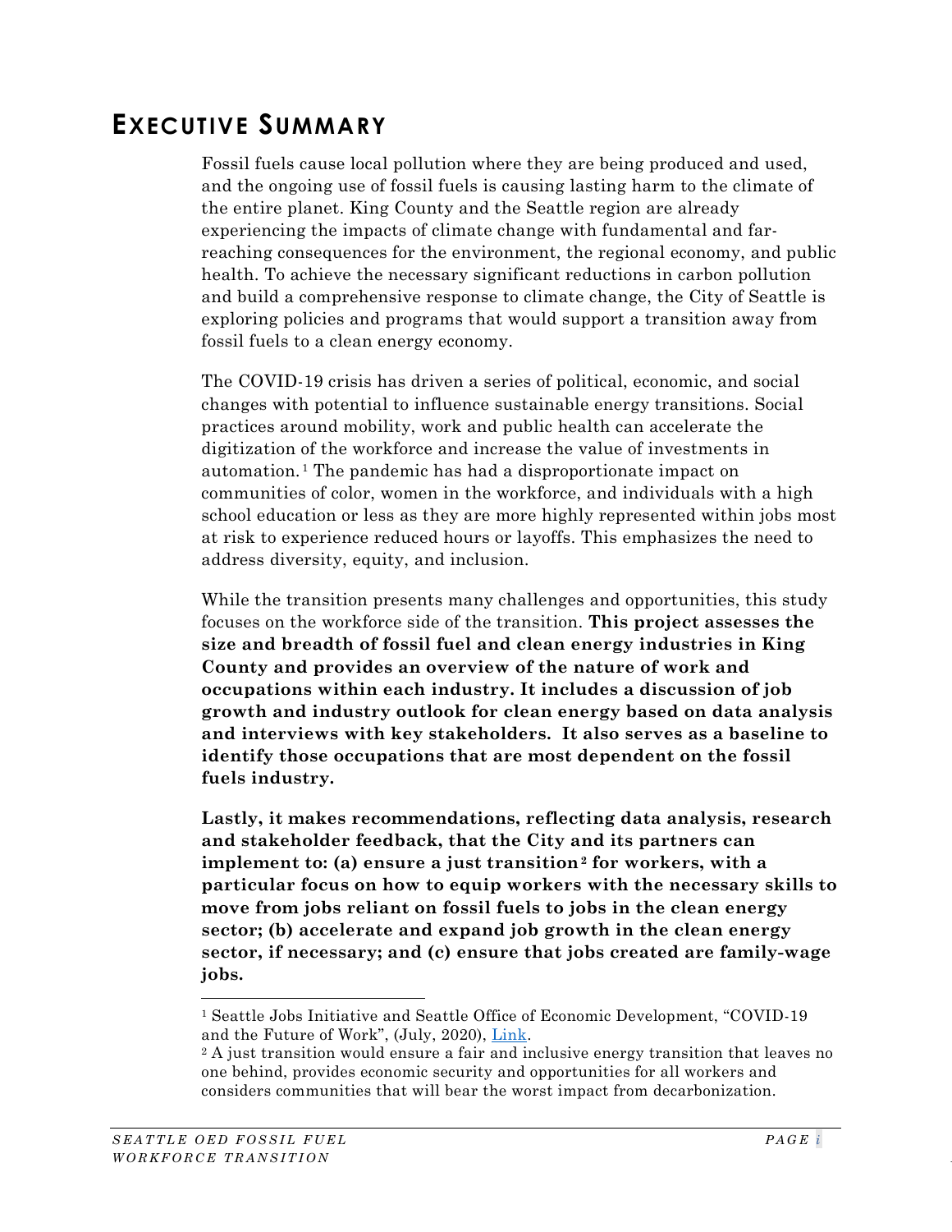# EXECUTIVE SUMMARY

Fossil fuels cause local pollution where they are being produced and used, and the ongoing use of fossil fuels is causing lasting harm to the climate of the entire planet. King County and the Seattle region are already experiencing the impacts of climate change with fundamental and far-reaching consequences for the environment, the regional economy, and public health. To achieve the necessary significant reductions in carbon pollution and build a comprehensive response to climate change, the City of Seattle is exploring policies and programs that would support a transition away from fossil fuels to a clean energy economy.

The COVID-19 crisis has driven a series of political, economic, and social changes with potential to influence sustainable energy transitions. Social practices around mobility, work and public health can accelerate the digitization of the workforce and increase the value of investments in automation.[1] The pandemic has had a disproportionate impact on communities of color, women in the workforce, and individuals with a high school education or less as they are more highly represented within jobs most at risk to experience reduced hours or layoffs. This emphasizes the need to address diversity, equity, and inclusion.

While the transition presents many challenges and opportunities, this study focuses on the workforce side of the transition. **This project assesses the size and breadth of fossil fuel and clean energy industries in King County and provides an overview of the nature of work and occupations within each industry. It includes a discussion of job growth and industry outlook for clean energy based on data analysis and interviews with key stakeholders. It also serves as a baseline to identify those occupations that are most dependent on the fossil fuels industry.**

**Lastly, it makes recommendations, reflecting data analysis, research and stakeholder feedback, that the City and its partners can implement to: (a) ensure a just transition[2] for workers, with a particular focus on how to equip workers with the necessary skills to move from jobs reliant on fossil fuels to jobs in the clean energy sector; (b) accelerate and expand job growth in the clean energy sector, if necessary; and (c) ensure that jobs created are family-wage jobs.**

---

[1] Seattle Jobs Initiative and Seattle Office of Economic Development, "COVID-19 and the Future of Work", (July, 2020), Link.

[2] A just transition would ensure a fair and inclusive energy transition that leaves no one behind, provides economic security and opportunities for all workers and considers communities that will bear the worst impact from decarbonization.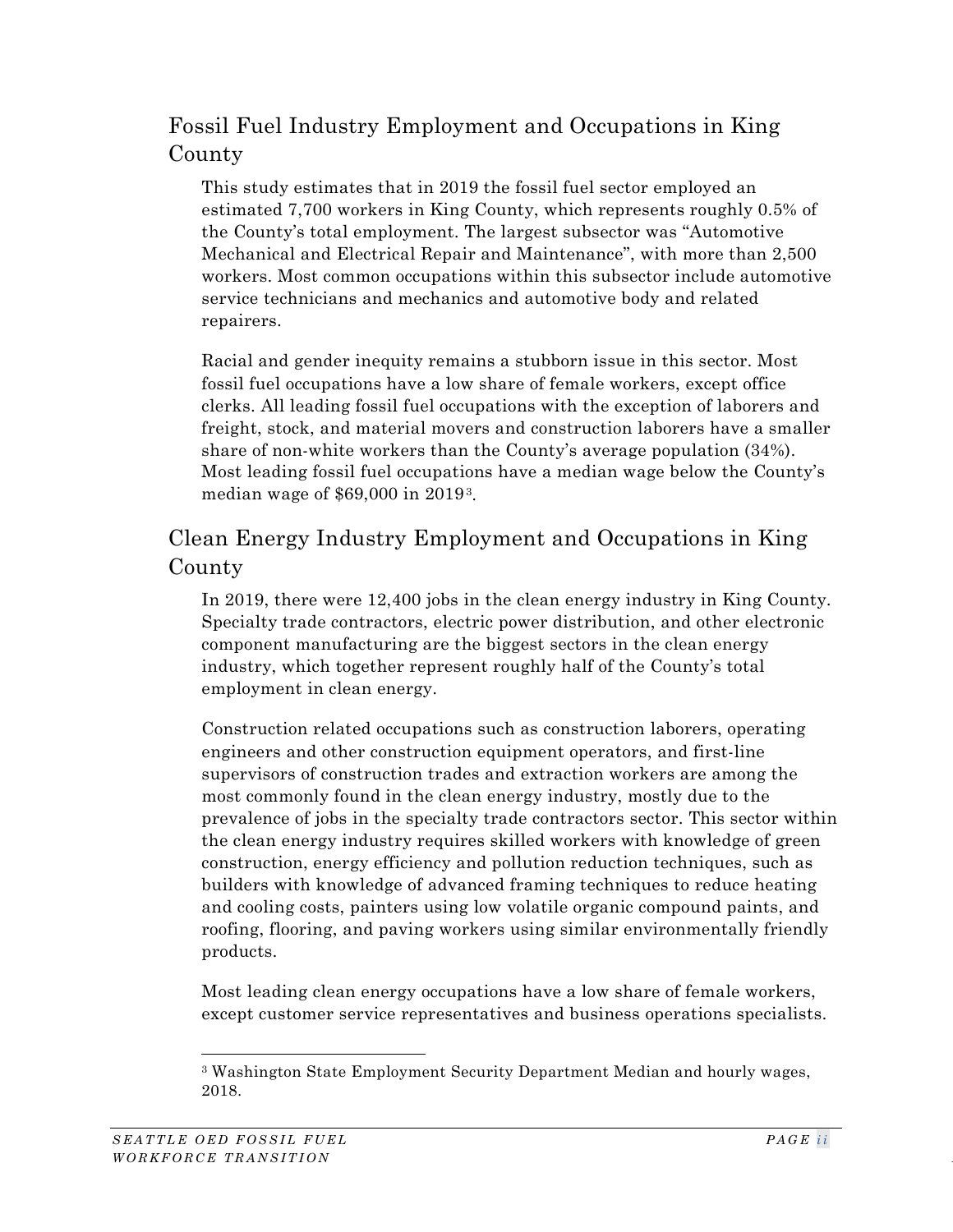## Fossil Fuel Industry Employment and Occupations in King County

This study estimates that in 2019 the fossil fuel sector employed an estimated 7,700 workers in King County, which represents roughly 0.5% of the County's total employment. The largest subsector was "Automotive Mechanical and Electrical Repair and Maintenance", with more than 2,500 workers. Most common occupations within this subsector include automotive service technicians and mechanics and automotive body and related repairers.

Racial and gender inequity remains a stubborn issue in this sector. Most fossil fuel occupations have a low share of female workers, except office clerks. All leading fossil fuel occupations with the exception of laborers and freight, stock, and material movers and construction laborers have a smaller share of non-white workers than the County's average population (34%). Most leading fossil fuel occupations have a median wage below the County's median wage of $69,000 in 2019[3].

## Clean Energy Industry Employment and Occupations in King County

In 2019, there were 12,400 jobs in the clean energy industry in King County. Specialty trade contractors, electric power distribution, and other electronic component manufacturing are the biggest sectors in the clean energy industry, which together represent roughly half of the County's total employment in clean energy.

Construction related occupations such as construction laborers, operating engineers and other construction equipment operators, and first-line supervisors of construction trades and extraction workers are among the most commonly found in the clean energy industry, mostly due to the prevalence of jobs in the specialty trade contractors sector. This sector within the clean energy industry requires skilled workers with knowledge of green construction, energy efficiency and pollution reduction techniques, such as builders with knowledge of advanced framing techniques to reduce heating and cooling costs, painters using low volatile organic compound paints, and roofing, flooring, and paving workers using similar environmentally friendly products.

Most leading clean energy occupations have a low share of female workers, except customer service representatives and business operations specialists.

---

[3] Washington State Employment Security Department Median and hourly wages, 2018.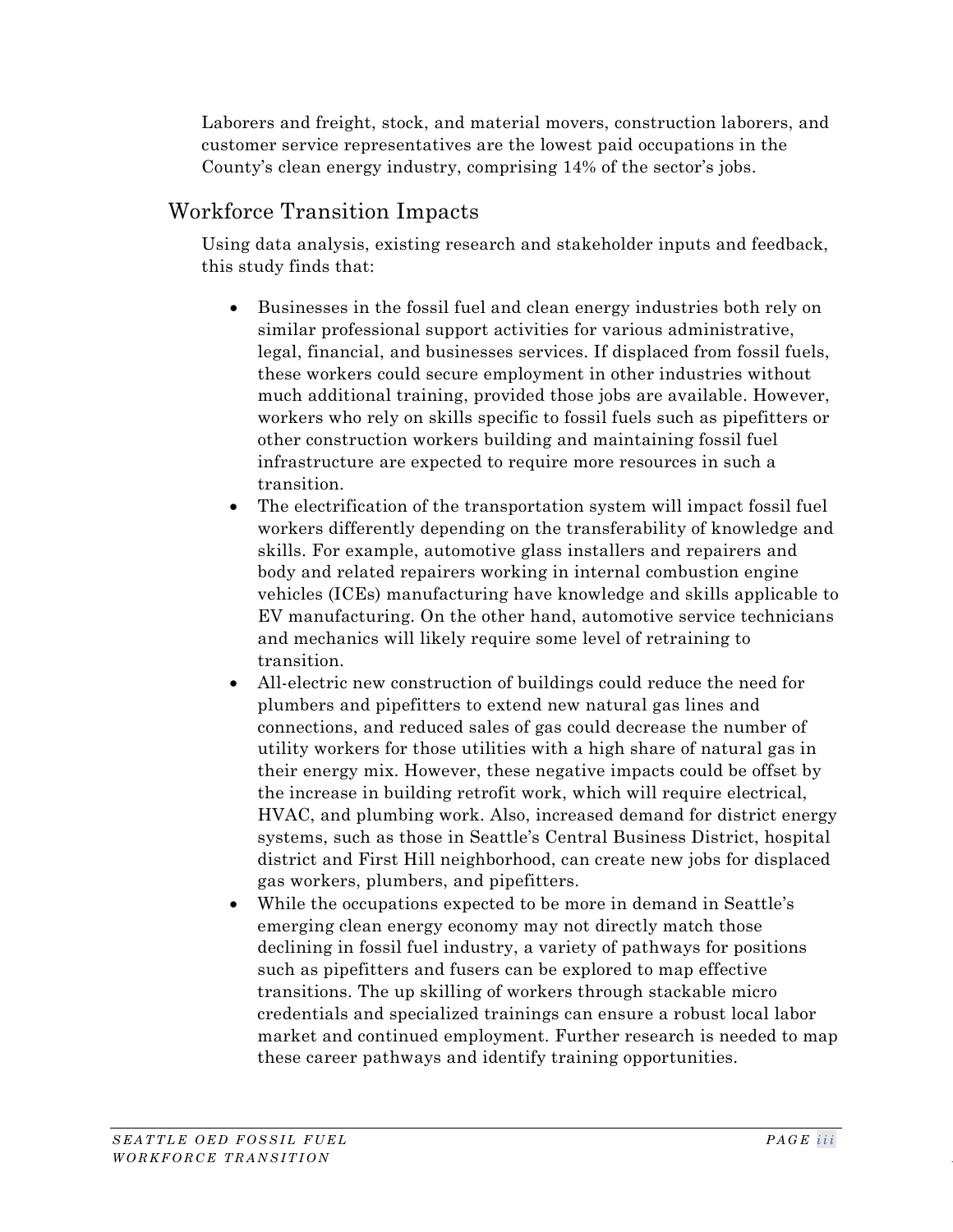Laborers and freight, stock, and material movers, construction laborers, and customer service representatives are the lowest paid occupations in the County's clean energy industry, comprising 14% of the sector's jobs.

## Workforce Transition Impacts

Using data analysis, existing research and stakeholder inputs and feedback, this study finds that:

- Businesses in the fossil fuel and clean energy industries both rely on similar professional support activities for various administrative, legal, financial, and businesses services. If displaced from fossil fuels, these workers could secure employment in other industries without much additional training, provided those jobs are available. However, workers who rely on skills specific to fossil fuels such as pipefitters or other construction workers building and maintaining fossil fuel infrastructure are expected to require more resources in such a transition.
- The electrification of the transportation system will impact fossil fuel workers differently depending on the transferability of knowledge and skills. For example, automotive glass installers and repairers and body and related repairers working in internal combustion engine vehicles (ICEs) manufacturing have knowledge and skills applicable to EV manufacturing. On the other hand, automotive service technicians and mechanics will likely require some level of retraining to transition.
- All-electric new construction of buildings could reduce the need for plumbers and pipefitters to extend new natural gas lines and connections, and reduced sales of gas could decrease the number of utility workers for those utilities with a high share of natural gas in their energy mix. However, these negative impacts could be offset by the increase in building retrofit work, which will require electrical, HVAC, and plumbing work. Also, increased demand for district energy systems, such as those in Seattle's Central Business District, hospital district and First Hill neighborhood, can create new jobs for displaced gas workers, plumbers, and pipefitters.
- While the occupations expected to be more in demand in Seattle's emerging clean energy economy may not directly match those declining in fossil fuel industry, a variety of pathways for positions such as pipefitters and fusers can be explored to map effective transitions. The up skilling of workers through stackable micro credentials and specialized trainings can ensure a robust local labor market and continued employment. Further research is needed to map these career pathways and identify training opportunities.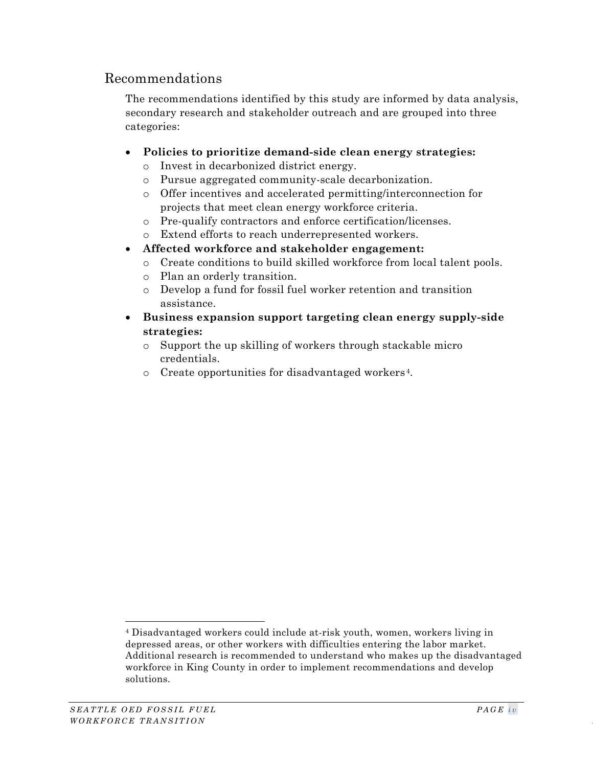## Recommendations

The recommendations identified by this study are informed by data analysis, secondary research and stakeholder outreach and are grouped into three categories:

- **Policies to prioritize demand-side clean energy strategies:**
  - Invest in decarbonized district energy.
  - Pursue aggregated community-scale decarbonization.
  - Offer incentives and accelerated permitting/interconnection for projects that meet clean energy workforce criteria.
  - Pre-qualify contractors and enforce certification/licenses.
  - Extend efforts to reach underrepresented workers.
- **Affected workforce and stakeholder engagement:**
  - Create conditions to build skilled workforce from local talent pools.
  - Plan an orderly transition.
  - Develop a fund for fossil fuel worker retention and transition assistance.
- **Business expansion support targeting clean energy supply-side strategies:**
  - Support the up skilling of workers through stackable micro credentials.
  - Create opportunities for disadvantaged workers[4].

[4] Disadvantaged workers could include at-risk youth, women, workers living in depressed areas, or other workers with difficulties entering the labor market. Additional research is recommended to understand who makes up the disadvantaged workforce in King County in order to implement recommendations and develop solutions.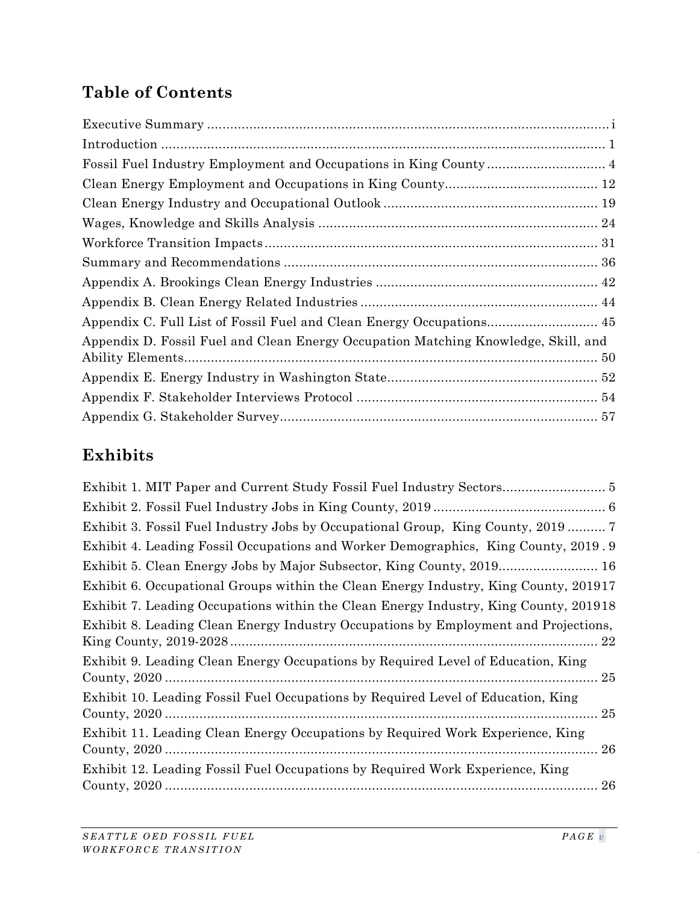## Table of Contents

Executive Summary ........................................................................................................ i
Introduction .................................................................................................................. 1
Fossil Fuel Industry Employment and Occupations in King County ............................... 4
Clean Energy Employment and Occupations in King County ........................................ 12
Clean Energy Industry and Occupational Outlook ........................................................ 19
Wages, Knowledge and Skills Analysis ......................................................................... 24
Workforce Transition Impacts ...................................................................................... 31
Summary and Recommendations ................................................................................. 36
Appendix A. Brookings Clean Energy Industries .......................................................... 42
Appendix B. Clean Energy Related Industries ............................................................. 44
Appendix C. Full List of Fossil Fuel and Clean Energy Occupations ............................. 45
Appendix D. Fossil Fuel and Clean Energy Occupation Matching Knowledge, Skill, and Ability Elements ............................................................................................................ 50
Appendix E. Energy Industry in Washington State ....................................................... 52
Appendix F. Stakeholder Interviews Protocol ............................................................... 54
Appendix G. Stakeholder Survey ................................................................................... 57

## Exhibits

Exhibit 1. MIT Paper and Current Study Fossil Fuel Industry Sectors ........................... 5
Exhibit 2. Fossil Fuel Industry Jobs in King County, 2019 ............................................. 6
Exhibit 3. Fossil Fuel Industry Jobs by Occupational Group, King County, 2019 .......... 7
Exhibit 4. Leading Fossil Occupations and Worker Demographics, King County, 2019 . 9
Exhibit 5. Clean Energy Jobs by Major Subsector, King County, 2019.......................... 16
Exhibit 6. Occupational Groups within the Clean Energy Industry, King County, 2019 17
Exhibit 7. Leading Occupations within the Clean Energy Industry, King County, 2019 18
Exhibit 8. Leading Clean Energy Industry Occupations by Employment and Projections, King County, 2019-2028 ............................................................................................... 22
Exhibit 9. Leading Clean Energy Occupations by Required Level of Education, King County, 2020 ................................................................................................................ 25
Exhibit 10. Leading Fossil Fuel Occupations by Required Level of Education, King County, 2020 ................................................................................................................ 25
Exhibit 11. Leading Clean Energy Occupations by Required Work Experience, King County, 2020 ................................................................................................................ 26
Exhibit 12. Leading Fossil Fuel Occupations by Required Work Experience, King County, 2020 ................................................................................................................ 26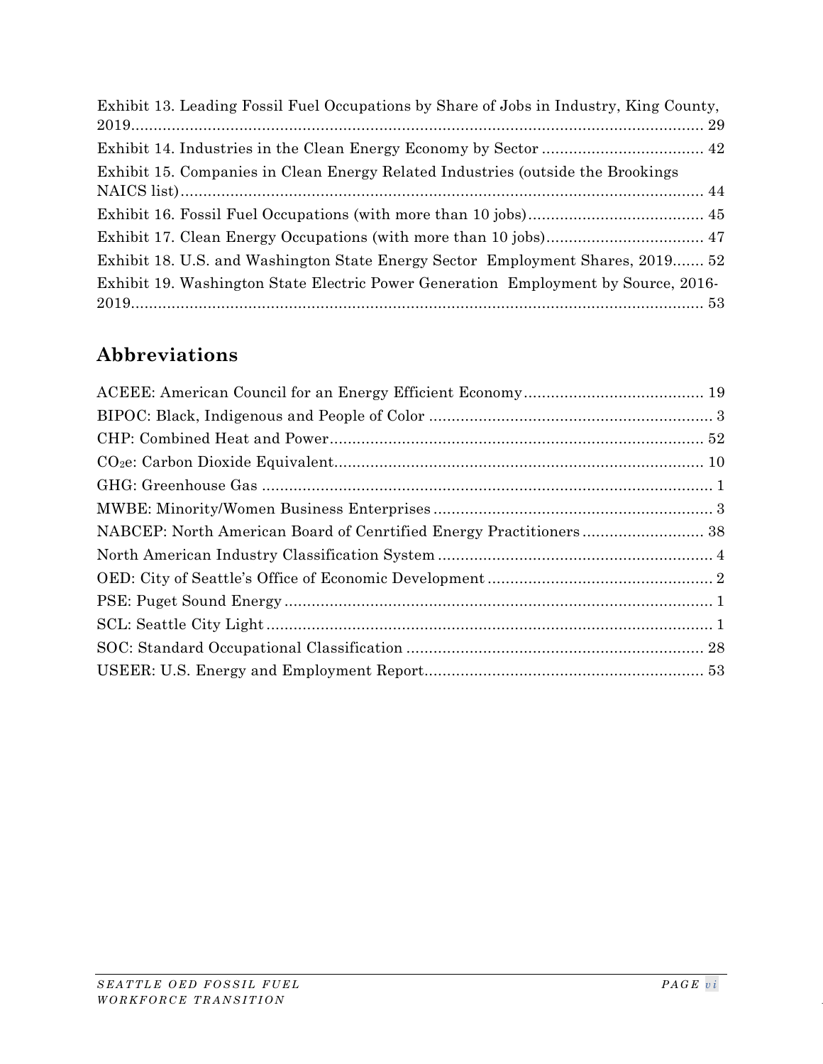Exhibit 13. Leading Fossil Fuel Occupations by Share of Jobs in Industry, King County, 2019 ..... 29

Exhibit 14. Industries in the Clean Energy Economy by Sector ..... 42

Exhibit 15. Companies in Clean Energy Related Industries (outside the Brookings NAICS list) ..... 44

Exhibit 16. Fossil Fuel Occupations (with more than 10 jobs) ..... 45

Exhibit 17. Clean Energy Occupations (with more than 10 jobs) ..... 47

Exhibit 18. U.S. and Washington State Energy Sector Employment Shares, 2019 ..... 52

Exhibit 19. Washington State Electric Power Generation Employment by Source, 2016-2019 ..... 53

## Abbreviations

ACEEE: American Council for an Energy Efficient Economy ..... 19

BIPOC: Black, Indigenous and People of Color ..... 3

CHP: Combined Heat and Power ..... 52

$CO_2e$: Carbon Dioxide Equivalent ..... 10

GHG: Greenhouse Gas ..... 1

MWBE: Minority/Women Business Enterprises ..... 3

NABCEP: North American Board of Cenrtified Energy Practitioners ..... 38

North American Industry Classification System ..... 4

OED: City of Seattle's Office of Economic Development ..... 2

PSE: Puget Sound Energy ..... 1

SCL: Seattle City Light ..... 1

SOC: Standard Occupational Classification ..... 28

USEER: U.S. Energy and Employment Report ..... 53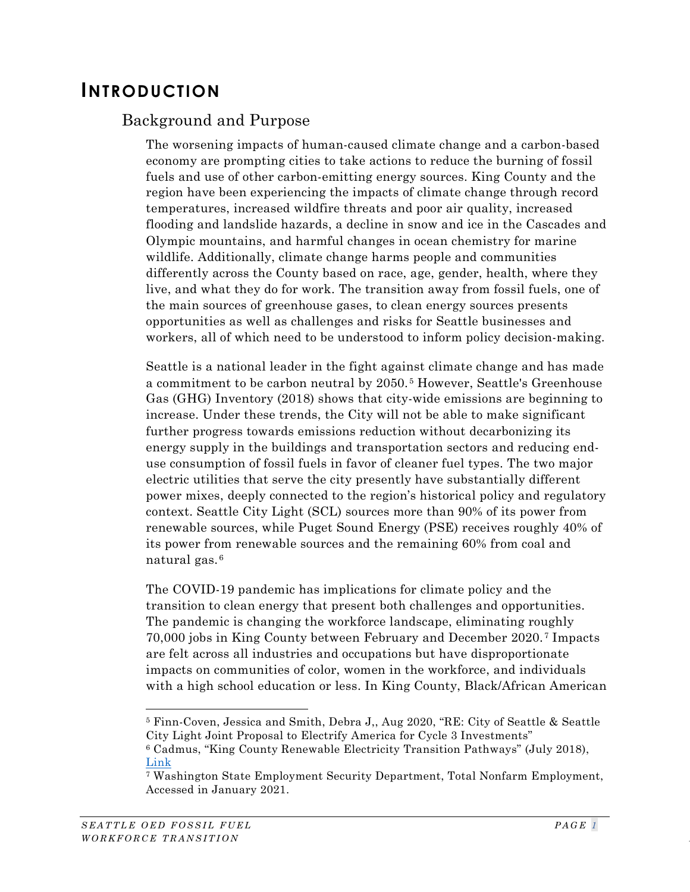# INTRODUCTION

## Background and Purpose

The worsening impacts of human-caused climate change and a carbon-based economy are prompting cities to take actions to reduce the burning of fossil fuels and use of other carbon-emitting energy sources. King County and the region have been experiencing the impacts of climate change through record temperatures, increased wildfire threats and poor air quality, increased flooding and landslide hazards, a decline in snow and ice in the Cascades and Olympic mountains, and harmful changes in ocean chemistry for marine wildlife. Additionally, climate change harms people and communities differently across the County based on race, age, gender, health, where they live, and what they do for work. The transition away from fossil fuels, one of the main sources of greenhouse gases, to clean energy sources presents opportunities as well as challenges and risks for Seattle businesses and workers, all of which need to be understood to inform policy decision-making.

Seattle is a national leader in the fight against climate change and has made a commitment to be carbon neutral by 2050.[5] However, Seattle's Greenhouse Gas (GHG) Inventory (2018) shows that city-wide emissions are beginning to increase. Under these trends, the City will not be able to make significant further progress towards emissions reduction without decarbonizing its energy supply in the buildings and transportation sectors and reducing end-use consumption of fossil fuels in favor of cleaner fuel types. The two major electric utilities that serve the city presently have substantially different power mixes, deeply connected to the region's historical policy and regulatory context. Seattle City Light (SCL) sources more than 90% of its power from renewable sources, while Puget Sound Energy (PSE) receives roughly 40% of its power from renewable sources and the remaining 60% from coal and natural gas.[6]

The COVID-19 pandemic has implications for climate policy and the transition to clean energy that present both challenges and opportunities. The pandemic is changing the workforce landscape, eliminating roughly 70,000 jobs in King County between February and December 2020.[7] Impacts are felt across all industries and occupations but have disproportionate impacts on communities of color, women in the workforce, and individuals with a high school education or less. In King County, Black/African American

---

[5] Finn-Coven, Jessica and Smith, Debra J,, Aug 2020, "RE: City of Seattle & Seattle City Light Joint Proposal to Electrify America for Cycle 3 Investments"

[6] Cadmus, "King County Renewable Electricity Transition Pathways" (July 2018), Link

[7] Washington State Employment Security Department, Total Nonfarm Employment, Accessed in January 2021.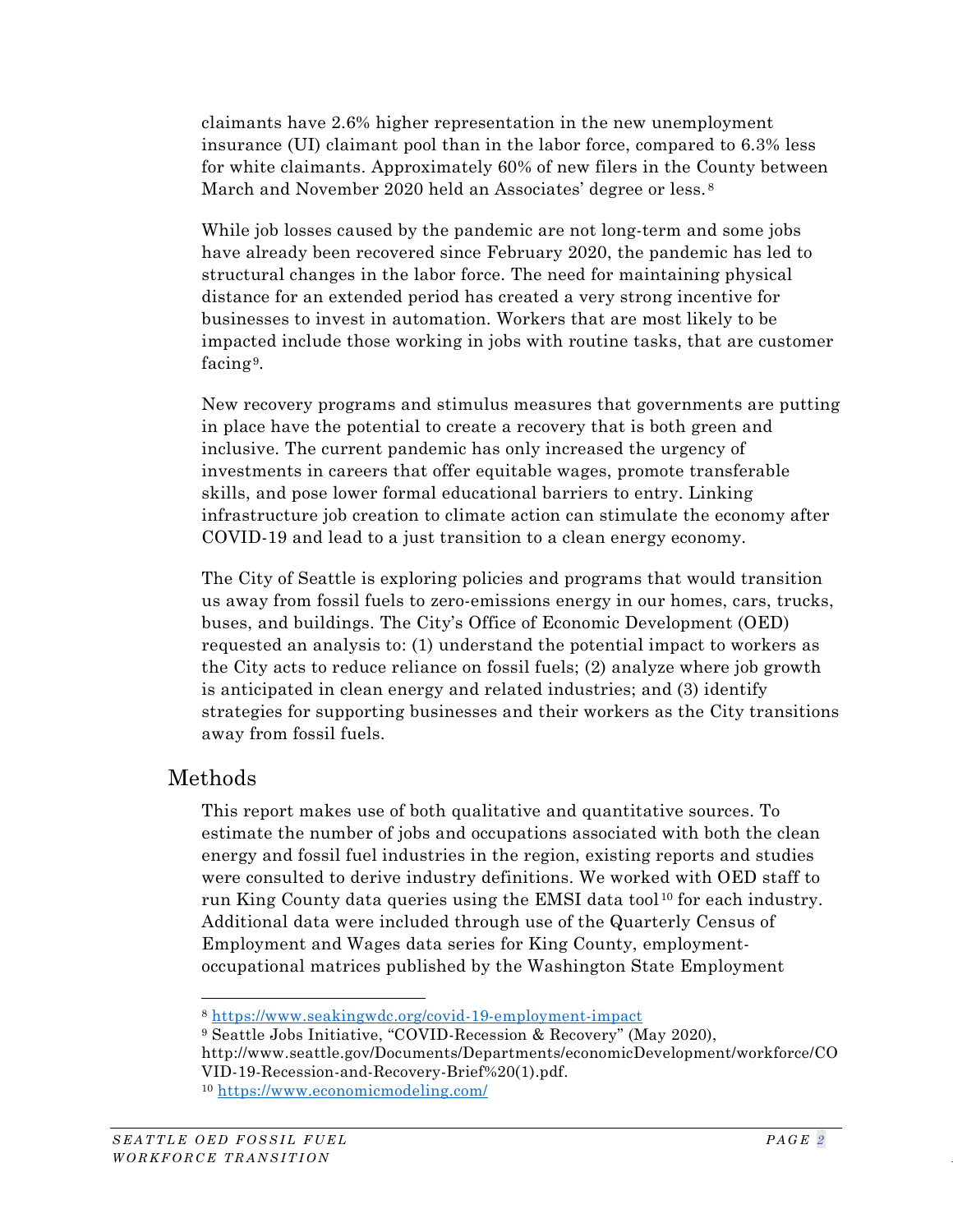claimants have 2.6% higher representation in the new unemployment insurance (UI) claimant pool than in the labor force, compared to 6.3% less for white claimants. Approximately 60% of new filers in the County between March and November 2020 held an Associates' degree or less.[8]

While job losses caused by the pandemic are not long-term and some jobs have already been recovered since February 2020, the pandemic has led to structural changes in the labor force. The need for maintaining physical distance for an extended period has created a very strong incentive for businesses to invest in automation. Workers that are most likely to be impacted include those working in jobs with routine tasks, that are customer facing[9].

New recovery programs and stimulus measures that governments are putting in place have the potential to create a recovery that is both green and inclusive. The current pandemic has only increased the urgency of investments in careers that offer equitable wages, promote transferable skills, and pose lower formal educational barriers to entry. Linking infrastructure job creation to climate action can stimulate the economy after COVID-19 and lead to a just transition to a clean energy economy.

The City of Seattle is exploring policies and programs that would transition us away from fossil fuels to zero-emissions energy in our homes, cars, trucks, buses, and buildings. The City's Office of Economic Development (OED) requested an analysis to: (1) understand the potential impact to workers as the City acts to reduce reliance on fossil fuels; (2) analyze where job growth is anticipated in clean energy and related industries; and (3) identify strategies for supporting businesses and their workers as the City transitions away from fossil fuels.

## Methods

This report makes use of both qualitative and quantitative sources. To estimate the number of jobs and occupations associated with both the clean energy and fossil fuel industries in the region, existing reports and studies were consulted to derive industry definitions. We worked with OED staff to run King County data queries using the EMSI data tool[10] for each industry. Additional data were included through use of the Quarterly Census of Employment and Wages data series for King County, employment-occupational matrices published by the Washington State Employment

---

[8] https://www.seakingwdc.org/covid-19-employment-impact

[9] Seattle Jobs Initiative, "COVID-Recession & Recovery" (May 2020), http://www.seattle.gov/Documents/Departments/economicDevelopment/workforce/COVID-19-Recession-and-Recovery-Brief%20(1).pdf.

[10] https://www.economicmodeling.com/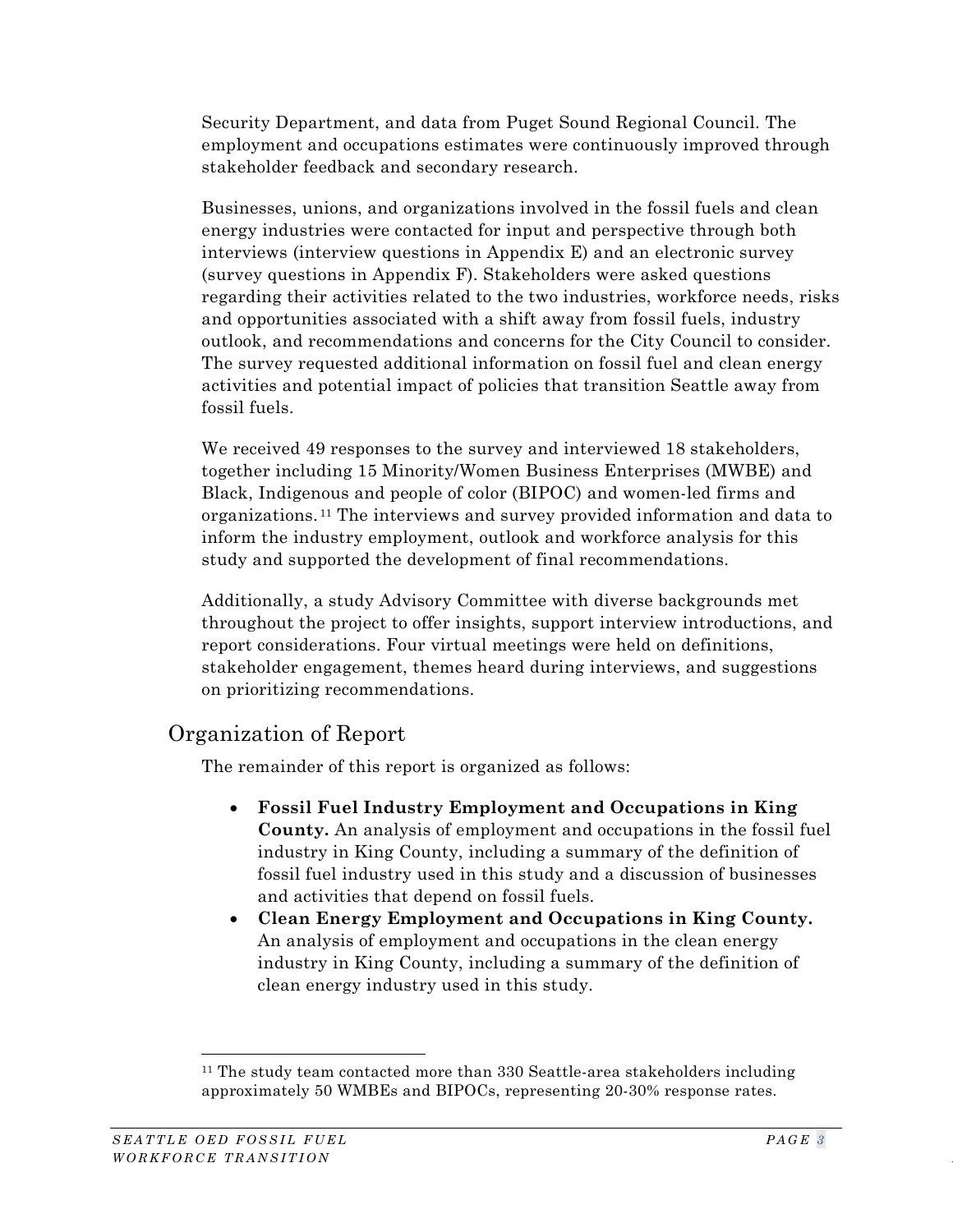Security Department, and data from Puget Sound Regional Council. The employment and occupations estimates were continuously improved through stakeholder feedback and secondary research.

Businesses, unions, and organizations involved in the fossil fuels and clean energy industries were contacted for input and perspective through both interviews (interview questions in Appendix E) and an electronic survey (survey questions in Appendix F). Stakeholders were asked questions regarding their activities related to the two industries, workforce needs, risks and opportunities associated with a shift away from fossil fuels, industry outlook, and recommendations and concerns for the City Council to consider. The survey requested additional information on fossil fuel and clean energy activities and potential impact of policies that transition Seattle away from fossil fuels.

We received 49 responses to the survey and interviewed 18 stakeholders, together including 15 Minority/Women Business Enterprises (MWBE) and Black, Indigenous and people of color (BIPOC) and women-led firms and organizations.[11] The interviews and survey provided information and data to inform the industry employment, outlook and workforce analysis for this study and supported the development of final recommendations.

Additionally, a study Advisory Committee with diverse backgrounds met throughout the project to offer insights, support interview introductions, and report considerations. Four virtual meetings were held on definitions, stakeholder engagement, themes heard during interviews, and suggestions on prioritizing recommendations.

## Organization of Report

The remainder of this report is organized as follows:

- **Fossil Fuel Industry Employment and Occupations in King County.** An analysis of employment and occupations in the fossil fuel industry in King County, including a summary of the definition of fossil fuel industry used in this study and a discussion of businesses and activities that depend on fossil fuels.
- **Clean Energy Employment and Occupations in King County.** An analysis of employment and occupations in the clean energy industry in King County, including a summary of the definition of clean energy industry used in this study.

[11] The study team contacted more than 330 Seattle-area stakeholders including approximately 50 WMBEs and BIPOCs, representing 20-30% response rates.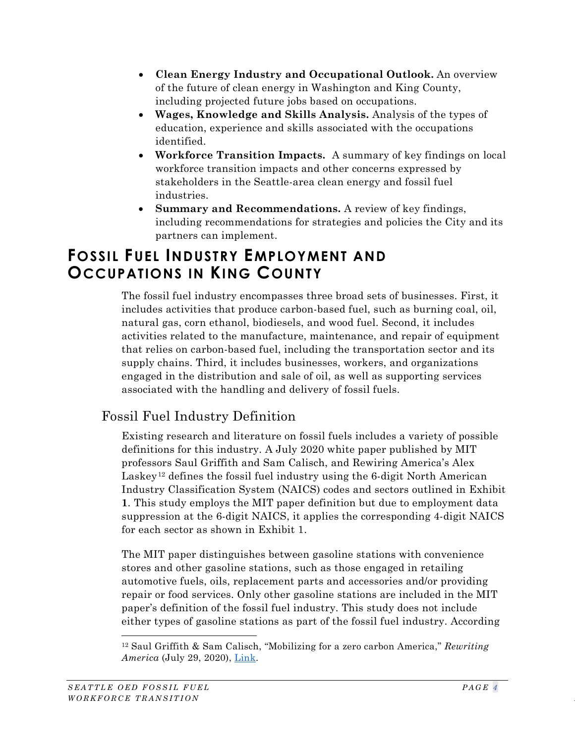- **Clean Energy Industry and Occupational Outlook.** An overview of the future of clean energy in Washington and King County, including projected future jobs based on occupations.
- **Wages, Knowledge and Skills Analysis.** Analysis of the types of education, experience and skills associated with the occupations identified.
- **Workforce Transition Impacts.** A summary of key findings on local workforce transition impacts and other concerns expressed by stakeholders in the Seattle-area clean energy and fossil fuel industries.
- **Summary and Recommendations.** A review of key findings, including recommendations for strategies and policies the City and its partners can implement.

# Fossil Fuel Industry Employment and Occupations in King County

The fossil fuel industry encompasses three broad sets of businesses. First, it includes activities that produce carbon-based fuel, such as burning coal, oil, natural gas, corn ethanol, biodiesels, and wood fuel. Second, it includes activities related to the manufacture, maintenance, and repair of equipment that relies on carbon-based fuel, including the transportation sector and its supply chains. Third, it includes businesses, workers, and organizations engaged in the distribution and sale of oil, as well as supporting services associated with the handling and delivery of fossil fuels.

## Fossil Fuel Industry Definition

Existing research and literature on fossil fuels includes a variety of possible definitions for this industry. A July 2020 white paper published by MIT professors Saul Griffith and Sam Calisch, and Rewiring America's Alex Laskey[12] defines the fossil fuel industry using the 6-digit North American Industry Classification System (NAICS) codes and sectors outlined in Exhibit **1**. This study employs the MIT paper definition but due to employment data suppression at the 6-digit NAICS, it applies the corresponding 4-digit NAICS for each sector as shown in Exhibit 1.

The MIT paper distinguishes between gasoline stations with convenience stores and other gasoline stations, such as those engaged in retailing automotive fuels, oils, replacement parts and accessories and/or providing repair or food services. Only other gasoline stations are included in the MIT paper's definition of the fossil fuel industry. This study does not include either types of gasoline stations as part of the fossil fuel industry. According

[12] Saul Griffith & Sam Calisch, "Mobilizing for a zero carbon America," *Rewriting America* (July 29, 2020), Link.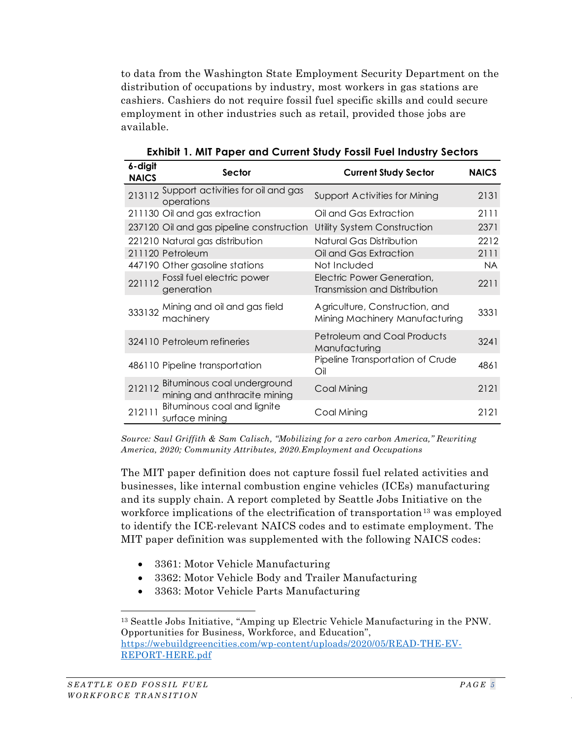to data from the Washington State Employment Security Department on the distribution of occupations by industry, most workers in gas stations are cashiers. Cashiers do not require fossil fuel specific skills and could secure employment in other industries such as retail, provided those jobs are available.

**Exhibit 1. MIT Paper and Current Study Fossil Fuel Industry Sectors**

| 6-digit NAICS | Sector | Current Study Sector | NAICS |
|---|---|---|---|
| 213112 | Support activities for oil and gas operations | Support Activities for Mining | 2131 |
| 211130 | Oil and gas extraction | Oil and Gas Extraction | 2111 |
| 237120 | Oil and gas pipeline construction | Utility System Construction | 2371 |
| 221210 | Natural gas distribution | Natural Gas Distribution | 2212 |
| 211120 | Petroleum | Oil and Gas Extraction | 2111 |
| 447190 | Other gasoline stations | Not Included | NA |
| 221112 | Fossil fuel electric power generation | Electric Power Generation, Transmission and Distribution | 2211 |
| 333132 | Mining and oil and gas field machinery | Agriculture, Construction, and Mining Machinery Manufacturing | 3331 |
| 324110 | Petroleum refineries | Petroleum and Coal Products Manufacturing | 3241 |
| 486110 | Pipeline transportation | Pipeline Transportation of Crude Oil | 4861 |
| 212112 | Bituminous coal underground mining and anthracite mining | Coal Mining | 2121 |
| 212111 | Bituminous coal and lignite surface mining | Coal Mining | 2121 |

*Source: Saul Griffith & Sam Calisch, "Mobilizing for a zero carbon America," Rewriting America, 2020; Community Attributes, 2020.Employment and Occupations*

The MIT paper definition does not capture fossil fuel related activities and businesses, like internal combustion engine vehicles (ICEs) manufacturing and its supply chain. A report completed by Seattle Jobs Initiative on the workforce implications of the electrification of transportation[13] was employed to identify the ICE-relevant NAICS codes and to estimate employment. The MIT paper definition was supplemented with the following NAICS codes:

- 3361: Motor Vehicle Manufacturing
- 3362: Motor Vehicle Body and Trailer Manufacturing
- 3363: Motor Vehicle Parts Manufacturing

---

[13] Seattle Jobs Initiative, "Amping up Electric Vehicle Manufacturing in the PNW. Opportunities for Business, Workforce, and Education", https://webuildgreencities.com/wp-content/uploads/2020/05/READ-THE-EV-REPORT-HERE.pdf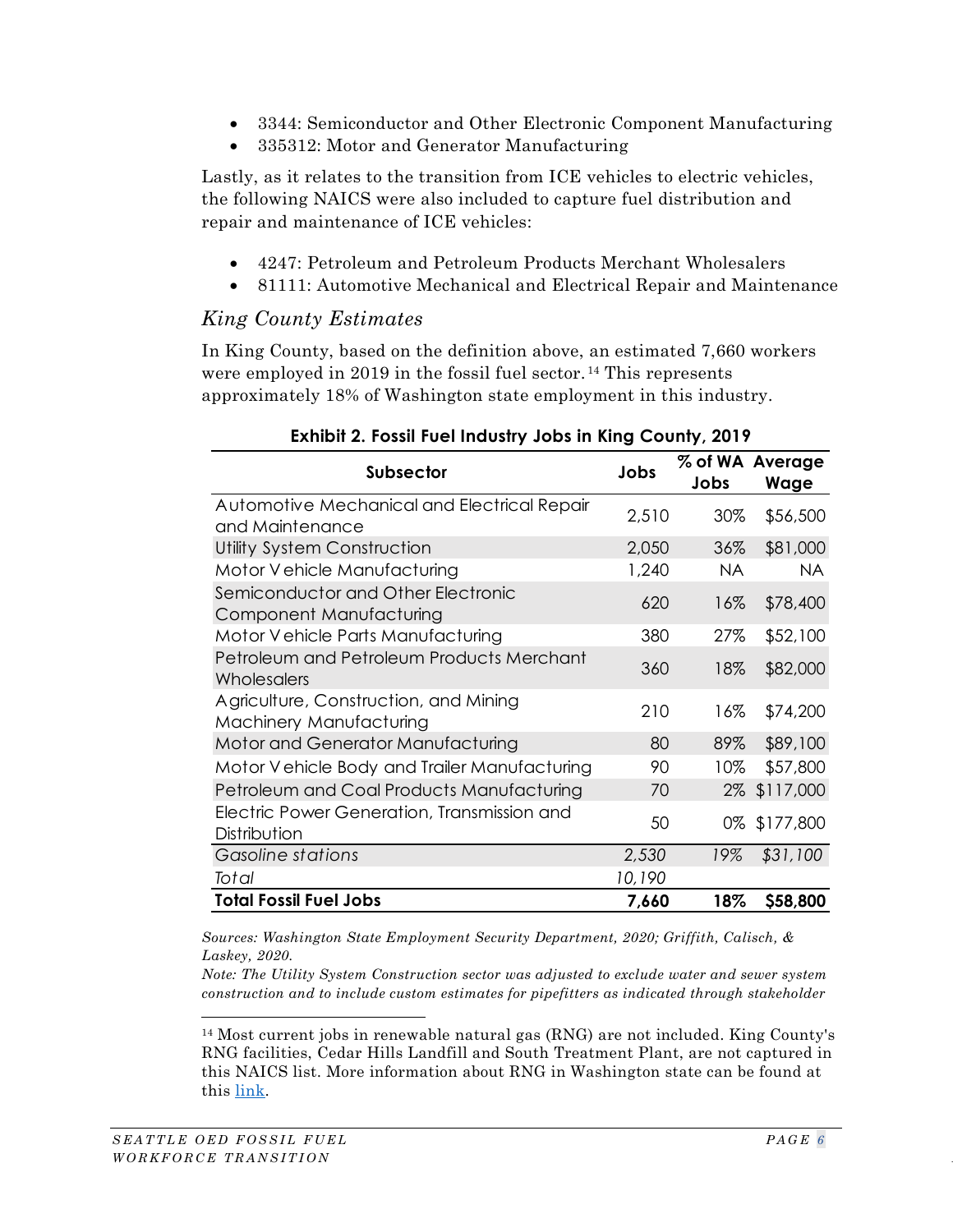- 3344: Semiconductor and Other Electronic Component Manufacturing
- 335312: Motor and Generator Manufacturing

Lastly, as it relates to the transition from ICE vehicles to electric vehicles, the following NAICS were also included to capture fuel distribution and repair and maintenance of ICE vehicles:

- 4247: Petroleum and Petroleum Products Merchant Wholesalers
- 81111: Automotive Mechanical and Electrical Repair and Maintenance

### *King County Estimates*

In King County, based on the definition above, an estimated 7,660 workers were employed in 2019 in the fossil fuel sector.[14] This represents approximately 18% of Washington state employment in this industry.

**Exhibit 2. Fossil Fuel Industry Jobs in King County, 2019**

| Subsector | Jobs | % of WA Jobs | Average Wage |
|---|---|---|---|
| Automotive Mechanical and Electrical Repair and Maintenance | 2,510 | 30% | $56,500 |
| Utility System Construction | 2,050 | 36% | $81,000 |
| Motor Vehicle Manufacturing | 1,240 | NA | NA |
| Semiconductor and Other Electronic Component Manufacturing | 620 | 16% | $78,400 |
| Motor Vehicle Parts Manufacturing | 380 | 27% | $52,100 |
| Petroleum and Petroleum Products Merchant Wholesalers | 360 | 18% | $82,000 |
| Agriculture, Construction, and Mining Machinery Manufacturing | 210 | 16% | $74,200 |
| Motor and Generator Manufacturing | 80 | 89% | $89,100 |
| Motor Vehicle Body and Trailer Manufacturing | 90 | 10% | $57,800 |
| Petroleum and Coal Products Manufacturing | 70 | 2% | $117,000 |
| Electric Power Generation, Transmission and Distribution | 50 | 0% | $177,800 |
| *Gasoline stations* | *2,530* | *19%* | *$31,100* |
| *Total* | *10,190* | | |
| **Total Fossil Fuel Jobs** | **7,660** | **18%** | **$58,800** |

*Sources: Washington State Employment Security Department, 2020; Griffith, Calisch, & Laskey, 2020.*

*Note: The Utility System Construction sector was adjusted to exclude water and sewer system construction and to include custom estimates for pipefitters as indicated through stakeholder*

[14] Most current jobs in renewable natural gas (RNG) are not included. King County's RNG facilities, Cedar Hills Landfill and South Treatment Plant, are not captured in this NAICS list. More information about RNG in Washington state can be found at this link.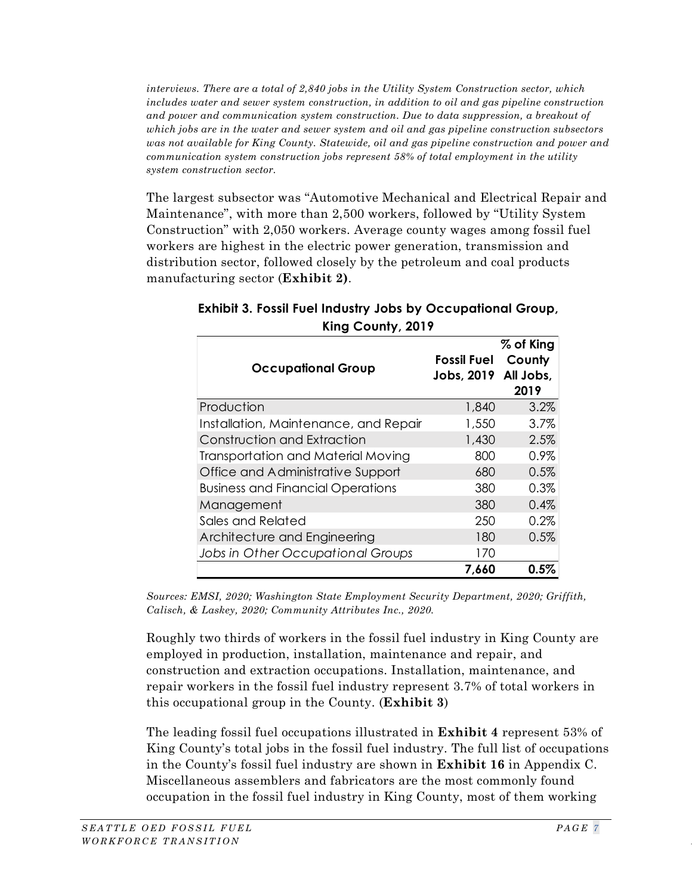*interviews. There are a total of 2,840 jobs in the Utility System Construction sector, which includes water and sewer system construction, in addition to oil and gas pipeline construction and power and communication system construction. Due to data suppression, a breakout of which jobs are in the water and sewer system and oil and gas pipeline construction subsectors was not available for King County. Statewide, oil and gas pipeline construction and power and communication system construction jobs represent 58% of total employment in the utility system construction sector.*

The largest subsector was "Automotive Mechanical and Electrical Repair and Maintenance", with more than 2,500 workers, followed by "Utility System Construction" with 2,050 workers. Average county wages among fossil fuel workers are highest in the electric power generation, transmission and distribution sector, followed closely by the petroleum and coal products manufacturing sector (**Exhibit 2)**.

**Exhibit 3. Fossil Fuel Industry Jobs by Occupational Group, King County, 2019**

| Occupational Group | Fossil Fuel Jobs, 2019 | % of King County All Jobs, 2019 |
|---|---|---|
| Production | 1,840 | 3.2% |
| Installation, Maintenance, and Repair | 1,550 | 3.7% |
| Construction and Extraction | 1,430 | 2.5% |
| Transportation and Material Moving | 800 | 0.9% |
| Office and Administrative Support | 680 | 0.5% |
| Business and Financial Operations | 380 | 0.3% |
| Management | 380 | 0.4% |
| Sales and Related | 250 | 0.2% |
| Architecture and Engineering | 180 | 0.5% |
| *Jobs in Other Occupational Groups* | 170 | |
| | **7,660** | **0.5%** |

*Sources: EMSI, 2020; Washington State Employment Security Department, 2020; Griffith, Calisch, & Laskey, 2020; Community Attributes Inc., 2020.*

Roughly two thirds of workers in the fossil fuel industry in King County are employed in production, installation, maintenance and repair, and construction and extraction occupations. Installation, maintenance, and repair workers in the fossil fuel industry represent 3.7% of total workers in this occupational group in the County. (**Exhibit 3**)

The leading fossil fuel occupations illustrated in **Exhibit 4** represent 53% of King County's total jobs in the fossil fuel industry. The full list of occupations in the County's fossil fuel industry are shown in **Exhibit 16** in Appendix C. Miscellaneous assemblers and fabricators are the most commonly found occupation in the fossil fuel industry in King County, most of them working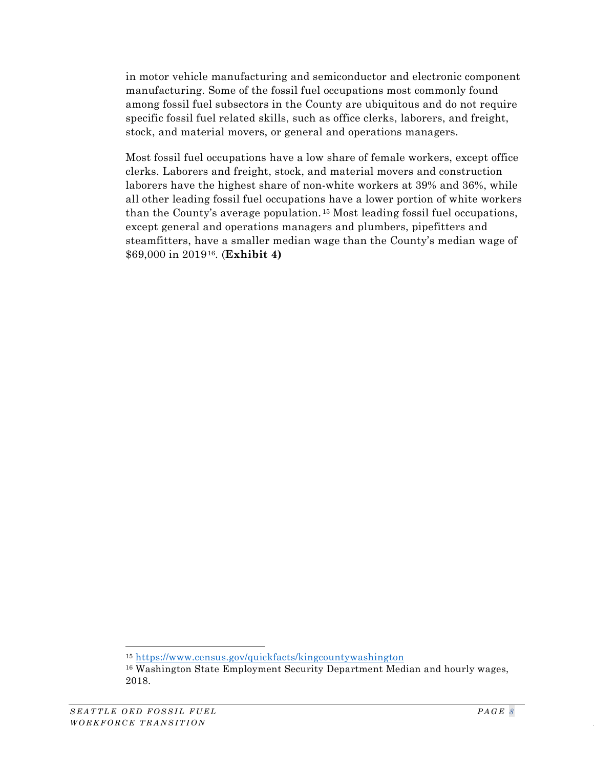in motor vehicle manufacturing and semiconductor and electronic component manufacturing. Some of the fossil fuel occupations most commonly found among fossil fuel subsectors in the County are ubiquitous and do not require specific fossil fuel related skills, such as office clerks, laborers, and freight, stock, and material movers, or general and operations managers.

Most fossil fuel occupations have a low share of female workers, except office clerks. Laborers and freight, stock, and material movers and construction laborers have the highest share of non-white workers at 39% and 36%, while all other leading fossil fuel occupations have a lower portion of white workers than the County's average population.[15] Most leading fossil fuel occupations, except general and operations managers and plumbers, pipefitters and steamfitters, have a smaller median wage than the County's median wage of $69,000 in 2019[16]. (**Exhibit 4)**

---

[15] https://www.census.gov/quickfacts/kingcountywashington

[16] Washington State Employment Security Department Median and hourly wages, 2018.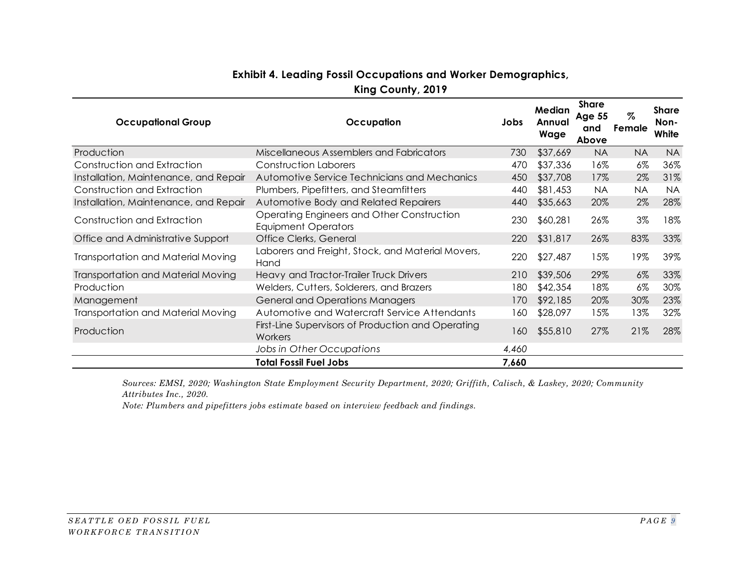**Exhibit 4. Leading Fossil Occupations and Worker Demographics, King County, 2019**

| Occupational Group | Occupation | Jobs | Median Annual Wage | Share Age 55 and Above | % Female | Share Non-White |
|---|---|---|---|---|---|---|
| Production | Miscellaneous Assemblers and Fabricators | 730 | $37,669 | NA | NA | NA |
| Construction and Extraction | Construction Laborers | 470 | $37,336 | 16% | 6% | 36% |
| Installation, Maintenance, and Repair | Automotive Service Technicians and Mechanics | 450 | $37,708 | 17% | 2% | 31% |
| Construction and Extraction | Plumbers, Pipefitters, and Steamfitters | 440 | $81,453 | NA | NA | NA |
| Installation, Maintenance, and Repair | Automotive Body and Related Repairers | 440 | $35,663 | 20% | 2% | 28% |
| Construction and Extraction | Operating Engineers and Other Construction Equipment Operators | 230 | $60,281 | 26% | 3% | 18% |
| Office and Administrative Support | Office Clerks, General | 220 | $31,817 | 26% | 83% | 33% |
| Transportation and Material Moving | Laborers and Freight, Stock, and Material Movers, Hand | 220 | $27,487 | 15% | 19% | 39% |
| Transportation and Material Moving | Heavy and Tractor-Trailer Truck Drivers | 210 | $39,506 | 29% | 6% | 33% |
| Production | Welders, Cutters, Solderers, and Brazers | 180 | $42,354 | 18% | 6% | 30% |
| Management | General and Operations Managers | 170 | $92,185 | 20% | 30% | 23% |
| Transportation and Material Moving | Automotive and Watercraft Service Attendants | 160 | $28,097 | 15% | 13% | 32% |
| Production | First-Line Supervisors of Production and Operating Workers | 160 | $55,810 | 27% | 21% | 28% |
| | *Jobs in Other Occupations* | *4,460* | | | | |
| | **Total Fossil Fuel Jobs** | **7,660** | | | | |

*Sources: EMSI, 2020; Washington State Employment Security Department, 2020; Griffith, Calisch, & Laskey, 2020; Community Attributes Inc., 2020.*

*Note: Plumbers and pipefitters jobs estimate based on interview feedback and findings.*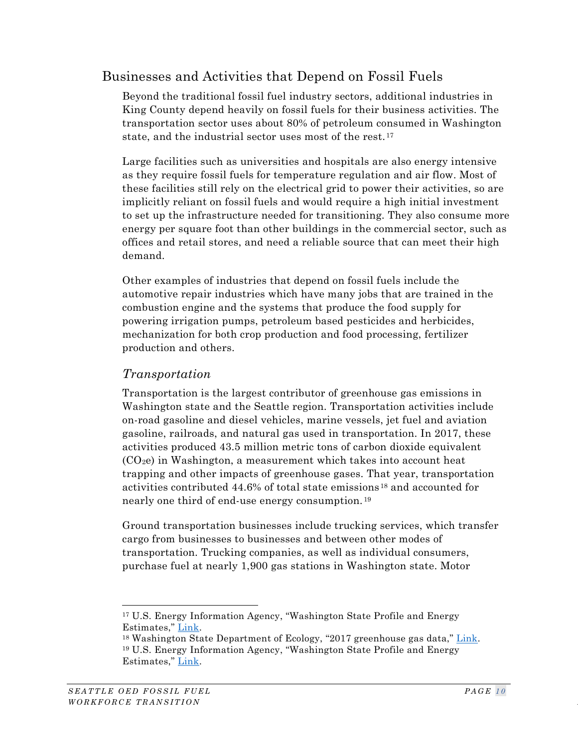## Businesses and Activities that Depend on Fossil Fuels

Beyond the traditional fossil fuel industry sectors, additional industries in King County depend heavily on fossil fuels for their business activities. The transportation sector uses about 80% of petroleum consumed in Washington state, and the industrial sector uses most of the rest.[17]

Large facilities such as universities and hospitals are also energy intensive as they require fossil fuels for temperature regulation and air flow. Most of these facilities still rely on the electrical grid to power their activities, so are implicitly reliant on fossil fuels and would require a high initial investment to set up the infrastructure needed for transitioning. They also consume more energy per square foot than other buildings in the commercial sector, such as offices and retail stores, and need a reliable source that can meet their high demand.

Other examples of industries that depend on fossil fuels include the automotive repair industries which have many jobs that are trained in the combustion engine and the systems that produce the food supply for powering irrigation pumps, petroleum based pesticides and herbicides, mechanization for both crop production and food processing, fertilizer production and others.

### *Transportation*

Transportation is the largest contributor of greenhouse gas emissions in Washington state and the Seattle region. Transportation activities include on-road gasoline and diesel vehicles, marine vessels, jet fuel and aviation gasoline, railroads, and natural gas used in transportation. In 2017, these activities produced 43.5 million metric tons of carbon dioxide equivalent ($CO_2e$) in Washington, a measurement which takes into account heat trapping and other impacts of greenhouse gases. That year, transportation activities contributed 44.6% of total state emissions[18] and accounted for nearly one third of end-use energy consumption.[19]

Ground transportation businesses include trucking services, which transfer cargo from businesses to businesses and between other modes of transportation. Trucking companies, as well as individual consumers, purchase fuel at nearly 1,900 gas stations in Washington state. Motor

---

[17] U.S. Energy Information Agency, "Washington State Profile and Energy Estimates," Link.

[18] Washington State Department of Ecology, "2017 greenhouse gas data," Link.

[19] U.S. Energy Information Agency, "Washington State Profile and Energy Estimates," Link.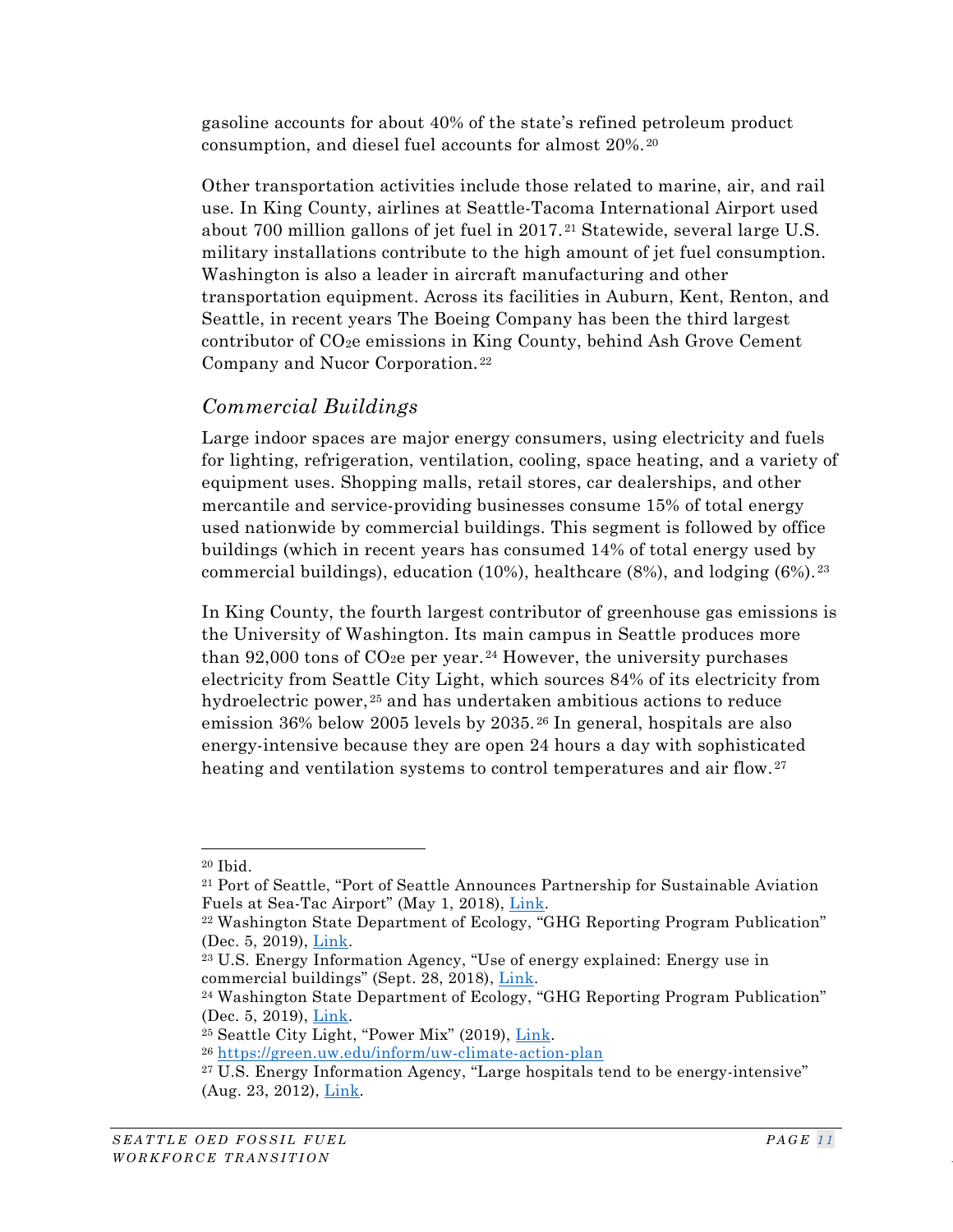gasoline accounts for about 40% of the state's refined petroleum product consumption, and diesel fuel accounts for almost 20%.[20]

Other transportation activities include those related to marine, air, and rail use. In King County, airlines at Seattle-Tacoma International Airport used about 700 million gallons of jet fuel in 2017.[21] Statewide, several large U.S. military installations contribute to the high amount of jet fuel consumption. Washington is also a leader in aircraft manufacturing and other transportation equipment. Across its facilities in Auburn, Kent, Renton, and Seattle, in recent years The Boeing Company has been the third largest contributor of $CO_2e$ emissions in King County, behind Ash Grove Cement Company and Nucor Corporation.[22]

### *Commercial Buildings*

Large indoor spaces are major energy consumers, using electricity and fuels for lighting, refrigeration, ventilation, cooling, space heating, and a variety of equipment uses. Shopping malls, retail stores, car dealerships, and other mercantile and service-providing businesses consume 15% of total energy used nationwide by commercial buildings. This segment is followed by office buildings (which in recent years has consumed 14% of total energy used by commercial buildings), education (10%), healthcare (8%), and lodging (6%).[23]

In King County, the fourth largest contributor of greenhouse gas emissions is the University of Washington. Its main campus in Seattle produces more than 92,000 tons of $CO_2e$ per year.[24] However, the university purchases electricity from Seattle City Light, which sources 84% of its electricity from hydroelectric power,[25] and has undertaken ambitious actions to reduce emission 36% below 2005 levels by 2035.[26] In general, hospitals are also energy-intensive because they are open 24 hours a day with sophisticated heating and ventilation systems to control temperatures and air flow.[27]

---

[20] Ibid.

[21] Port of Seattle, "Port of Seattle Announces Partnership for Sustainable Aviation Fuels at Sea-Tac Airport" (May 1, 2018), Link.

[22] Washington State Department of Ecology, "GHG Reporting Program Publication" (Dec. 5, 2019), Link.

[23] U.S. Energy Information Agency, "Use of energy explained: Energy use in commercial buildings" (Sept. 28, 2018), Link.

[24] Washington State Department of Ecology, "GHG Reporting Program Publication" (Dec. 5, 2019), Link.

[25] Seattle City Light, "Power Mix" (2019), Link.

[26] https://green.uw.edu/inform/uw-climate-action-plan

[27] U.S. Energy Information Agency, "Large hospitals tend to be energy-intensive" (Aug. 23, 2012), Link.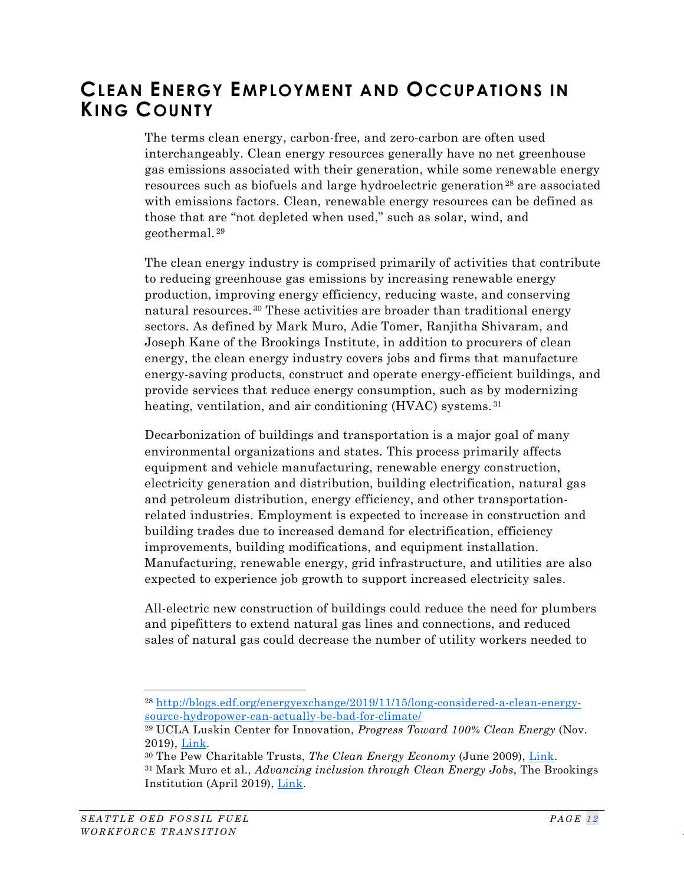# CLEAN ENERGY EMPLOYMENT AND OCCUPATIONS IN KING COUNTY

The terms clean energy, carbon-free, and zero-carbon are often used interchangeably. Clean energy resources generally have no net greenhouse gas emissions associated with their generation, while some renewable energy resources such as biofuels and large hydroelectric generation[28] are associated with emissions factors. Clean, renewable energy resources can be defined as those that are "not depleted when used," such as solar, wind, and geothermal.[29]

The clean energy industry is comprised primarily of activities that contribute to reducing greenhouse gas emissions by increasing renewable energy production, improving energy efficiency, reducing waste, and conserving natural resources.[30] These activities are broader than traditional energy sectors. As defined by Mark Muro, Adie Tomer, Ranjitha Shivaram, and Joseph Kane of the Brookings Institute, in addition to procurers of clean energy, the clean energy industry covers jobs and firms that manufacture energy-saving products, construct and operate energy-efficient buildings, and provide services that reduce energy consumption, such as by modernizing heating, ventilation, and air conditioning (HVAC) systems.[31]

Decarbonization of buildings and transportation is a major goal of many environmental organizations and states. This process primarily affects equipment and vehicle manufacturing, renewable energy construction, electricity generation and distribution, building electrification, natural gas and petroleum distribution, energy efficiency, and other transportation-related industries. Employment is expected to increase in construction and building trades due to increased demand for electrification, efficiency improvements, building modifications, and equipment installation. Manufacturing, renewable energy, grid infrastructure, and utilities are also expected to experience job growth to support increased electricity sales.

All-electric new construction of buildings could reduce the need for plumbers and pipefitters to extend natural gas lines and connections, and reduced sales of natural gas could decrease the number of utility workers needed to

---

[28] http://blogs.edf.org/energyexchange/2019/11/15/long-considered-a-clean-energy-source-hydropower-can-actually-be-bad-for-climate/

[29] UCLA Luskin Center for Innovation, *Progress Toward 100% Clean Energy* (Nov. 2019), Link.

[30] The Pew Charitable Trusts, *The Clean Energy Economy* (June 2009), Link.

[31] Mark Muro et al., *Advancing inclusion through Clean Energy Jobs*, The Brookings Institution (April 2019), Link.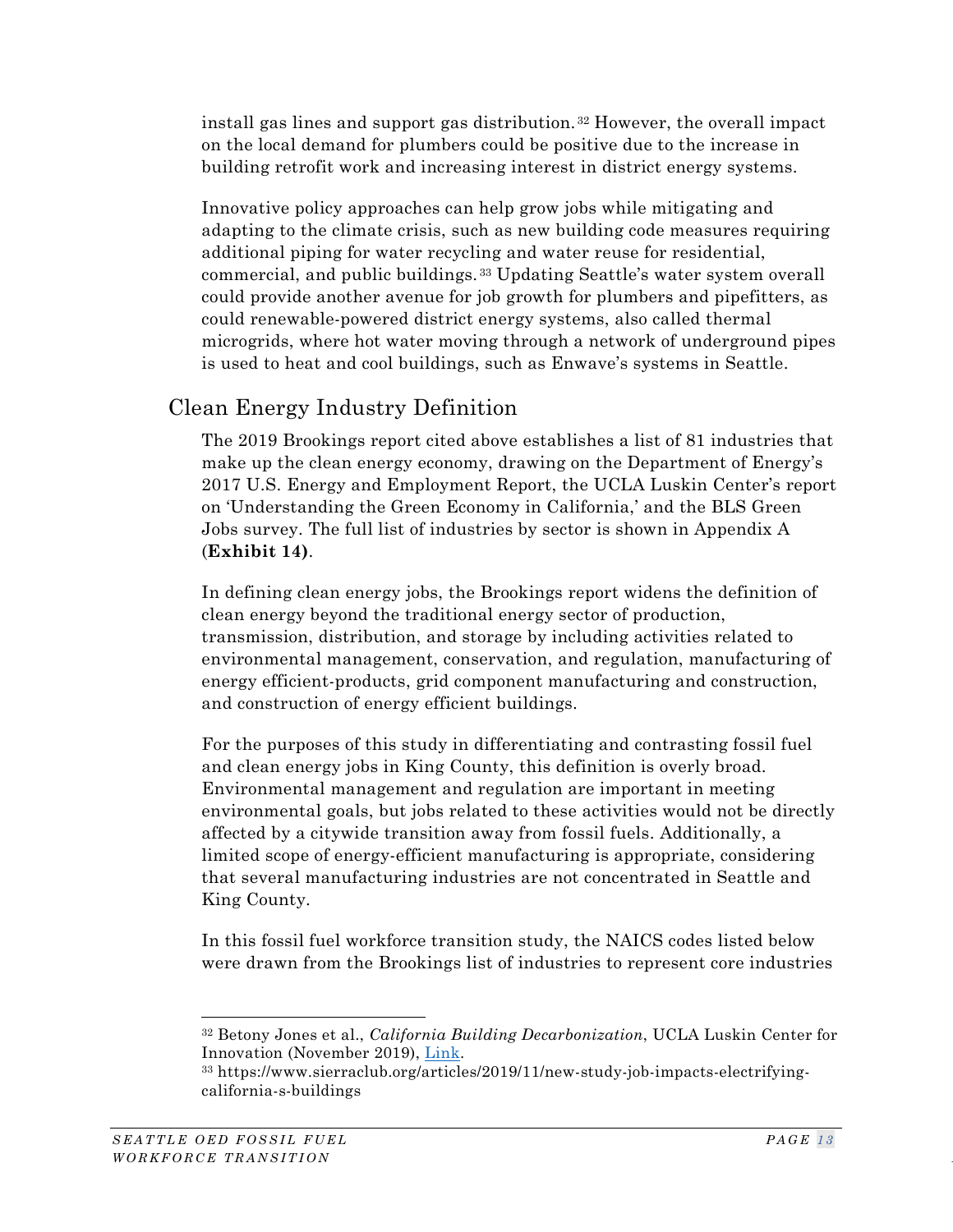install gas lines and support gas distribution.[32] However, the overall impact on the local demand for plumbers could be positive due to the increase in building retrofit work and increasing interest in district energy systems.

Innovative policy approaches can help grow jobs while mitigating and adapting to the climate crisis, such as new building code measures requiring additional piping for water recycling and water reuse for residential, commercial, and public buildings.[33] Updating Seattle's water system overall could provide another avenue for job growth for plumbers and pipefitters, as could renewable-powered district energy systems, also called thermal microgrids, where hot water moving through a network of underground pipes is used to heat and cool buildings, such as Enwave's systems in Seattle.

## Clean Energy Industry Definition

The 2019 Brookings report cited above establishes a list of 81 industries that make up the clean energy economy, drawing on the Department of Energy's 2017 U.S. Energy and Employment Report, the UCLA Luskin Center's report on 'Understanding the Green Economy in California,' and the BLS Green Jobs survey. The full list of industries by sector is shown in Appendix A (**Exhibit 14)**.

In defining clean energy jobs, the Brookings report widens the definition of clean energy beyond the traditional energy sector of production, transmission, distribution, and storage by including activities related to environmental management, conservation, and regulation, manufacturing of energy efficient-products, grid component manufacturing and construction, and construction of energy efficient buildings.

For the purposes of this study in differentiating and contrasting fossil fuel and clean energy jobs in King County, this definition is overly broad. Environmental management and regulation are important in meeting environmental goals, but jobs related to these activities would not be directly affected by a citywide transition away from fossil fuels. Additionally, a limited scope of energy-efficient manufacturing is appropriate, considering that several manufacturing industries are not concentrated in Seattle and King County.

In this fossil fuel workforce transition study, the NAICS codes listed below were drawn from the Brookings list of industries to represent core industries

---

[32] Betony Jones et al., *California Building Decarbonization*, UCLA Luskin Center for Innovation (November 2019), [Link](#).

[33] https://www.sierraclub.org/articles/2019/11/new-study-job-impacts-electrifying-california-s-buildings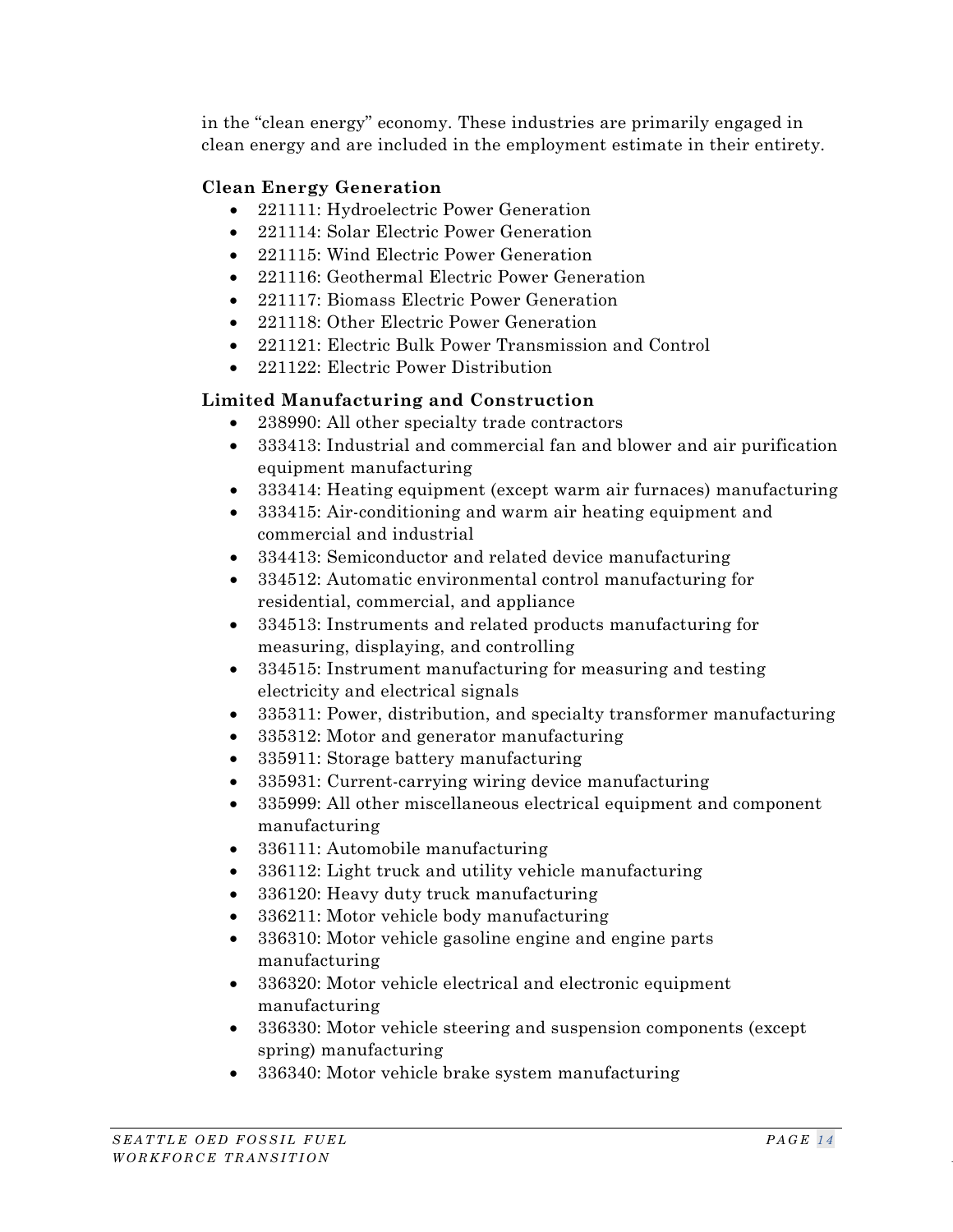in the “clean energy” economy. These industries are primarily engaged in clean energy and are included in the employment estimate in their entirety.

**Clean Energy Generation**

- 221111: Hydroelectric Power Generation
- 221114: Solar Electric Power Generation
- 221115: Wind Electric Power Generation
- 221116: Geothermal Electric Power Generation
- 221117: Biomass Electric Power Generation
- 221118: Other Electric Power Generation
- 221121: Electric Bulk Power Transmission and Control
- 221122: Electric Power Distribution

**Limited Manufacturing and Construction**

- 238990: All other specialty trade contractors
- 333413: Industrial and commercial fan and blower and air purification equipment manufacturing
- 333414: Heating equipment (except warm air furnaces) manufacturing
- 333415: Air-conditioning and warm air heating equipment and commercial and industrial
- 334413: Semiconductor and related device manufacturing
- 334512: Automatic environmental control manufacturing for residential, commercial, and appliance
- 334513: Instruments and related products manufacturing for measuring, displaying, and controlling
- 334515: Instrument manufacturing for measuring and testing electricity and electrical signals
- 335311: Power, distribution, and specialty transformer manufacturing
- 335312: Motor and generator manufacturing
- 335911: Storage battery manufacturing
- 335931: Current-carrying wiring device manufacturing
- 335999: All other miscellaneous electrical equipment and component manufacturing
- 336111: Automobile manufacturing
- 336112: Light truck and utility vehicle manufacturing
- 336120: Heavy duty truck manufacturing
- 336211: Motor vehicle body manufacturing
- 336310: Motor vehicle gasoline engine and engine parts manufacturing
- 336320: Motor vehicle electrical and electronic equipment manufacturing
- 336330: Motor vehicle steering and suspension components (except spring) manufacturing
- 336340: Motor vehicle brake system manufacturing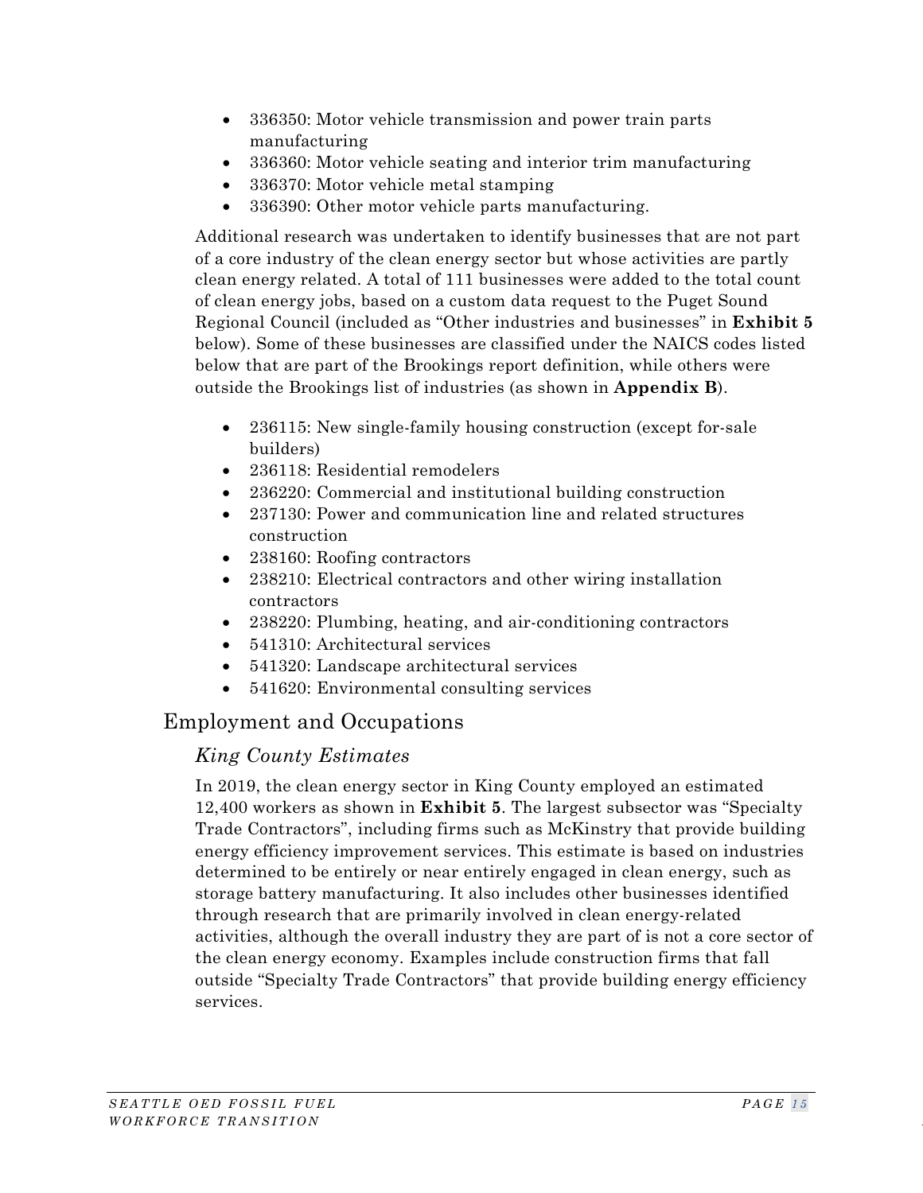- 336350: Motor vehicle transmission and power train parts manufacturing
- 336360: Motor vehicle seating and interior trim manufacturing
- 336370: Motor vehicle metal stamping
- 336390: Other motor vehicle parts manufacturing.

Additional research was undertaken to identify businesses that are not part of a core industry of the clean energy sector but whose activities are partly clean energy related. A total of 111 businesses were added to the total count of clean energy jobs, based on a custom data request to the Puget Sound Regional Council (included as "Other industries and businesses" in **Exhibit 5** below). Some of these businesses are classified under the NAICS codes listed below that are part of the Brookings report definition, while others were outside the Brookings list of industries (as shown in **Appendix B**).

- 236115: New single-family housing construction (except for-sale builders)
- 236118: Residential remodelers
- 236220: Commercial and institutional building construction
- 237130: Power and communication line and related structures construction
- 238160: Roofing contractors
- 238210: Electrical contractors and other wiring installation contractors
- 238220: Plumbing, heating, and air-conditioning contractors
- 541310: Architectural services
- 541320: Landscape architectural services
- 541620: Environmental consulting services

## Employment and Occupations

### *King County Estimates*

In 2019, the clean energy sector in King County employed an estimated 12,400 workers as shown in **Exhibit 5**. The largest subsector was "Specialty Trade Contractors", including firms such as McKinstry that provide building energy efficiency improvement services. This estimate is based on industries determined to be entirely or near entirely engaged in clean energy, such as storage battery manufacturing. It also includes other businesses identified through research that are primarily involved in clean energy-related activities, although the overall industry they are part of is not a core sector of the clean energy economy. Examples include construction firms that fall outside "Specialty Trade Contractors" that provide building energy efficiency services.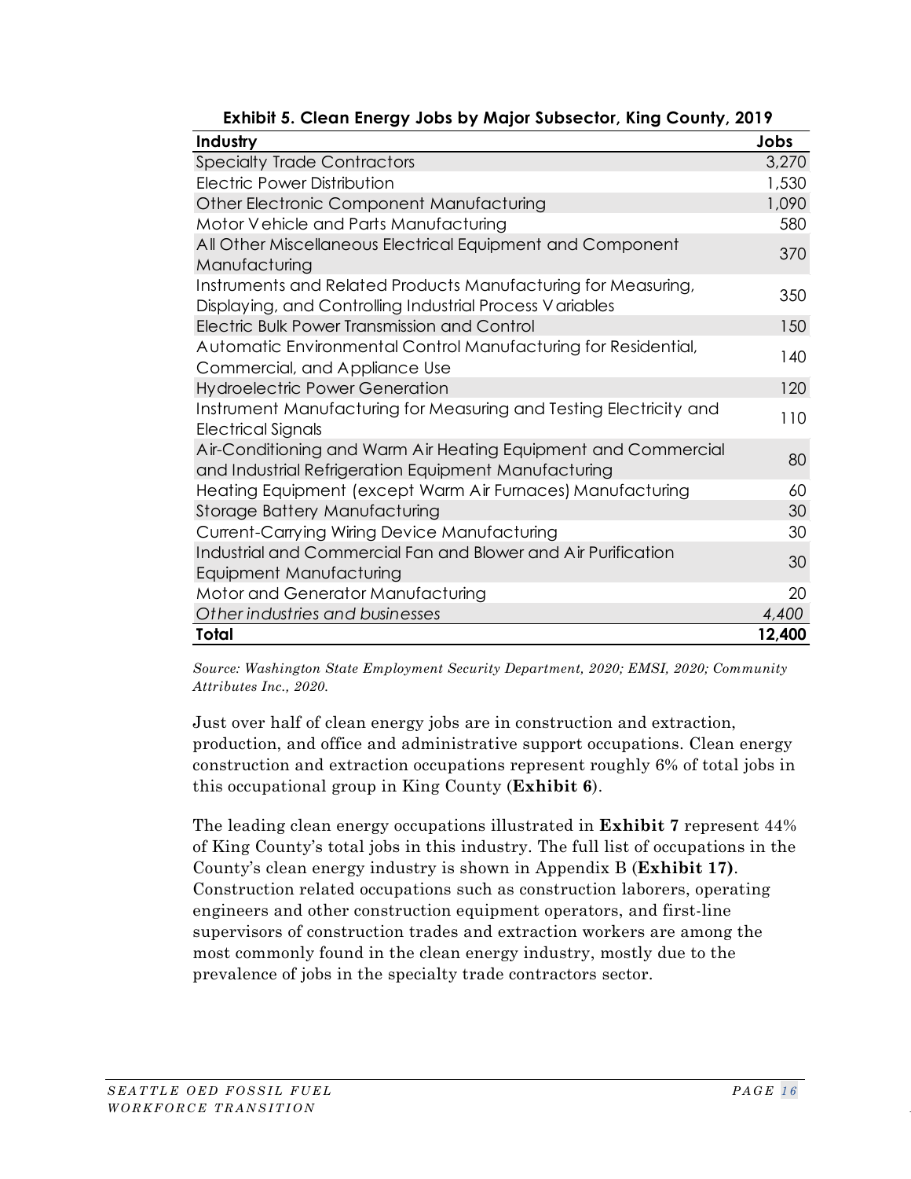**Exhibit 5. Clean Energy Jobs by Major Subsector, King County, 2019**

| Industry | Jobs |
|---|---|
| Specialty Trade Contractors | 3,270 |
| Electric Power Distribution | 1,530 |
| Other Electronic Component Manufacturing | 1,090 |
| Motor Vehicle and Parts Manufacturing | 580 |
| All Other Miscellaneous Electrical Equipment and Component Manufacturing | 370 |
| Instruments and Related Products Manufacturing for Measuring, Displaying, and Controlling Industrial Process Variables | 350 |
| Electric Bulk Power Transmission and Control | 150 |
| Automatic Environmental Control Manufacturing for Residential, Commercial, and Appliance Use | 140 |
| Hydroelectric Power Generation | 120 |
| Instrument Manufacturing for Measuring and Testing Electricity and Electrical Signals | 110 |
| Air-Conditioning and Warm Air Heating Equipment and Commercial and Industrial Refrigeration Equipment Manufacturing | 80 |
| Heating Equipment (except Warm Air Furnaces) Manufacturing | 60 |
| Storage Battery Manufacturing | 30 |
| Current-Carrying Wiring Device Manufacturing | 30 |
| Industrial and Commercial Fan and Blower and Air Purification Equipment Manufacturing | 30 |
| Motor and Generator Manufacturing | 20 |
| *Other industries and businesses* | *4,400* |
| **Total** | **12,400** |

*Source: Washington State Employment Security Department, 2020; EMSI, 2020; Community Attributes Inc., 2020.*

Just over half of clean energy jobs are in construction and extraction, production, and office and administrative support occupations. Clean energy construction and extraction occupations represent roughly 6% of total jobs in this occupational group in King County (**Exhibit 6**).

The leading clean energy occupations illustrated in **Exhibit 7** represent 44% of King County's total jobs in this industry. The full list of occupations in the County's clean energy industry is shown in Appendix B (**Exhibit 17)**. Construction related occupations such as construction laborers, operating engineers and other construction equipment operators, and first-line supervisors of construction trades and extraction workers are among the most commonly found in the clean energy industry, mostly due to the prevalence of jobs in the specialty trade contractors sector.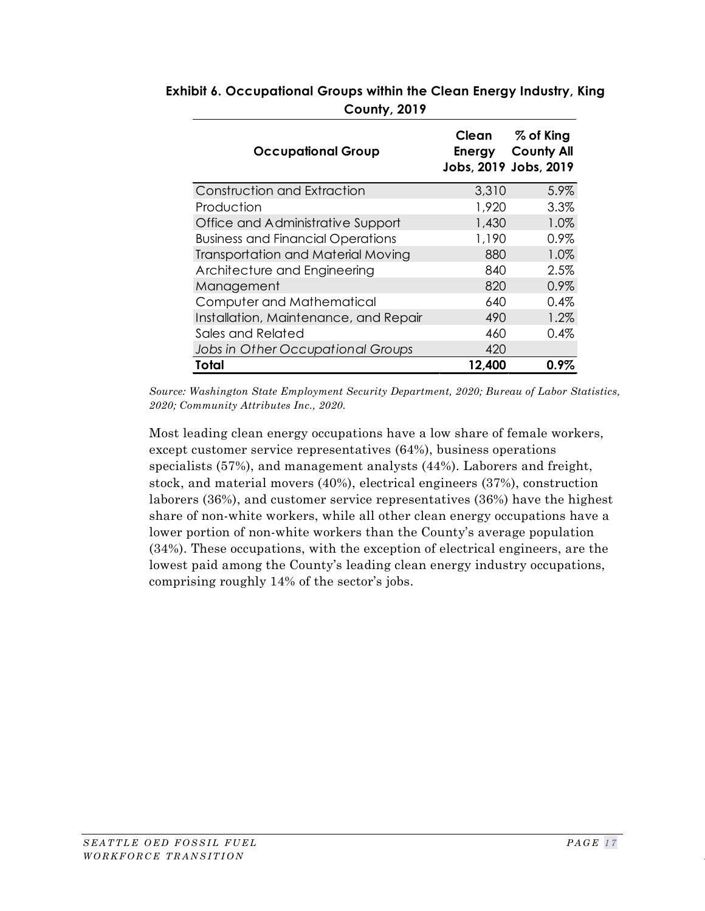**Exhibit 6. Occupational Groups within the Clean Energy Industry, King County, 2019**

| Occupational Group | Clean Energy Jobs, 2019 | % of King County All Jobs, 2019 |
|---|---|---|
| Construction and Extraction | 3,310 | 5.9% |
| Production | 1,920 | 3.3% |
| Office and Administrative Support | 1,430 | 1.0% |
| Business and Financial Operations | 1,190 | 0.9% |
| Transportation and Material Moving | 880 | 1.0% |
| Architecture and Engineering | 840 | 2.5% |
| Management | 820 | 0.9% |
| Computer and Mathematical | 640 | 0.4% |
| Installation, Maintenance, and Repair | 490 | 1.2% |
| Sales and Related | 460 | 0.4% |
| *Jobs in Other Occupational Groups* | 420 | |
| **Total** | **12,400** | **0.9%** |

*Source: Washington State Employment Security Department, 2020; Bureau of Labor Statistics, 2020; Community Attributes Inc., 2020.*

Most leading clean energy occupations have a low share of female workers, except customer service representatives (64%), business operations specialists (57%), and management analysts (44%). Laborers and freight, stock, and material movers (40%), electrical engineers (37%), construction laborers (36%), and customer service representatives (36%) have the highest share of non-white workers, while all other clean energy occupations have a lower portion of non-white workers than the County's average population (34%). These occupations, with the exception of electrical engineers, are the lowest paid among the County's leading clean energy industry occupations, comprising roughly 14% of the sector's jobs.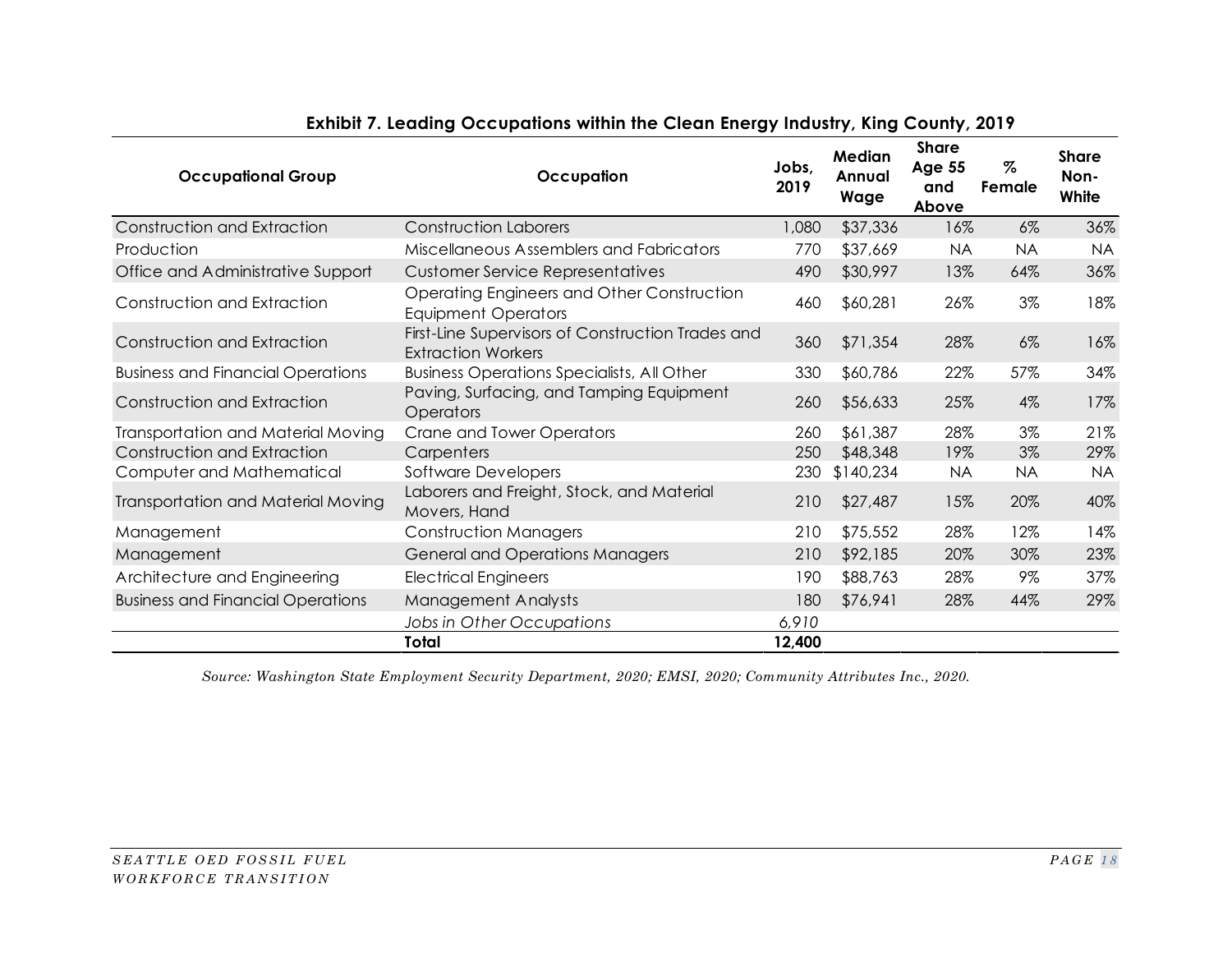**Exhibit 7. Leading Occupations within the Clean Energy Industry, King County, 2019**

| Occupational Group | Occupation | Jobs, 2019 | Median Annual Wage | Share Age 55 and Above | % Female | Share Non-White |
|---|---|---|---|---|---|---|
| Construction and Extraction | Construction Laborers | 1,080 | $37,336 | 16% | 6% | 36% |
| Production | Miscellaneous Assemblers and Fabricators | 770 | $37,669 | NA | NA | NA |
| Office and Administrative Support | Customer Service Representatives | 490 | $30,997 | 13% | 64% | 36% |
| Construction and Extraction | Operating Engineers and Other Construction Equipment Operators | 460 | $60,281 | 26% | 3% | 18% |
| Construction and Extraction | First-Line Supervisors of Construction Trades and Extraction Workers | 360 | $71,354 | 28% | 6% | 16% |
| Business and Financial Operations | Business Operations Specialists, All Other | 330 | $60,786 | 22% | 57% | 34% |
| Construction and Extraction | Paving, Surfacing, and Tamping Equipment Operators | 260 | $56,633 | 25% | 4% | 17% |
| Transportation and Material Moving | Crane and Tower Operators | 260 | $61,387 | 28% | 3% | 21% |
| Construction and Extraction | Carpenters | 250 | $48,348 | 19% | 3% | 29% |
| Computer and Mathematical | Software Developers | 230 | $140,234 | NA | NA | NA |
| Transportation and Material Moving | Laborers and Freight, Stock, and Material Movers, Hand | 210 | $27,487 | 15% | 20% | 40% |
| Management | Construction Managers | 210 | $75,552 | 28% | 12% | 14% |
| Management | General and Operations Managers | 210 | $92,185 | 20% | 30% | 23% |
| Architecture and Engineering | Electrical Engineers | 190 | $88,763 | 28% | 9% | 37% |
| Business and Financial Operations | Management Analysts | 180 | $76,941 | 28% | 44% | 29% |
| | *Jobs in Other Occupations* | *6,910* | | | | |
| | **Total** | **12,400** | | | | |

*Source: Washington State Employment Security Department, 2020; EMSI, 2020; Community Attributes Inc., 2020.*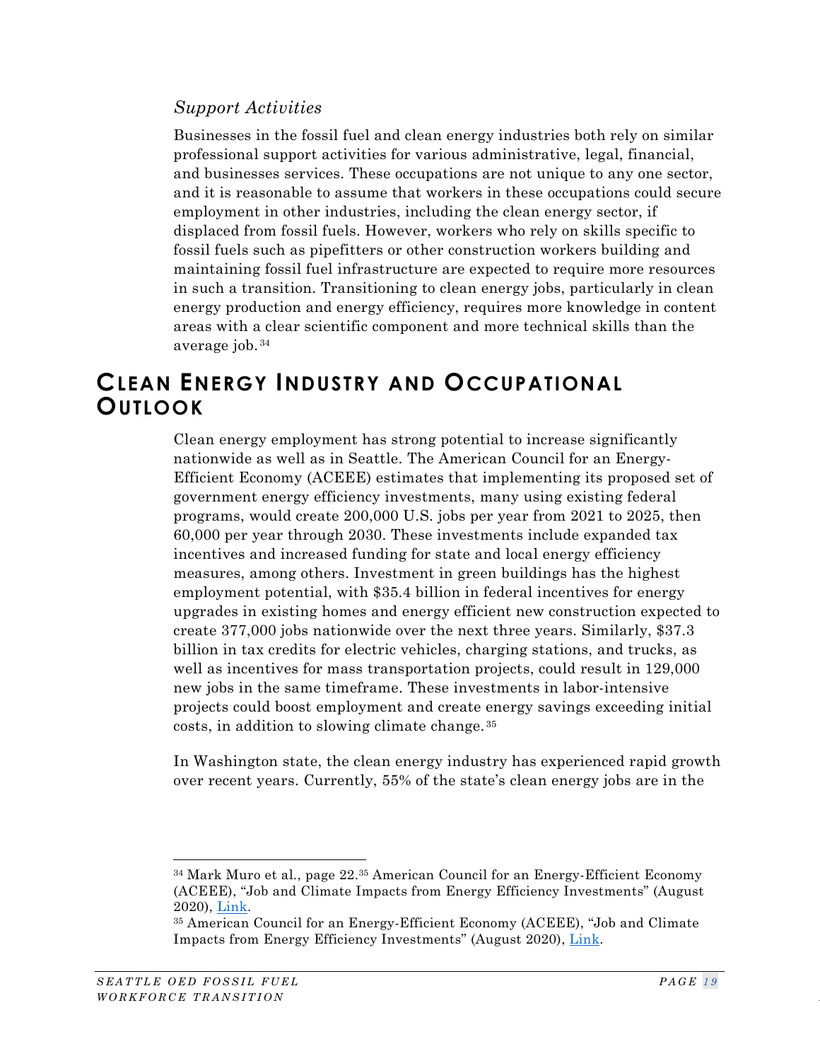*Support Activities*

Businesses in the fossil fuel and clean energy industries both rely on similar professional support activities for various administrative, legal, financial, and businesses services. These occupations are not unique to any one sector, and it is reasonable to assume that workers in these occupations could secure employment in other industries, including the clean energy sector, if displaced from fossil fuels. However, workers who rely on skills specific to fossil fuels such as pipefitters or other construction workers building and maintaining fossil fuel infrastructure are expected to require more resources in such a transition. Transitioning to clean energy jobs, particularly in clean energy production and energy efficiency, requires more knowledge in content areas with a clear scientific component and more technical skills than the average job.[34]

## CLEAN ENERGY INDUSTRY AND OCCUPATIONAL OUTLOOK

Clean energy employment has strong potential to increase significantly nationwide as well as in Seattle. The American Council for an Energy-Efficient Economy (ACEEE) estimates that implementing its proposed set of government energy efficiency investments, many using existing federal programs, would create 200,000 U.S. jobs per year from 2021 to 2025, then 60,000 per year through 2030. These investments include expanded tax incentives and increased funding for state and local energy efficiency measures, among others. Investment in green buildings has the highest employment potential, with $35.4 billion in federal incentives for energy upgrades in existing homes and energy efficient new construction expected to create 377,000 jobs nationwide over the next three years. Similarly, $37.3 billion in tax credits for electric vehicles, charging stations, and trucks, as well as incentives for mass transportation projects, could result in 129,000 new jobs in the same timeframe. These investments in labor-intensive projects could boost employment and create energy savings exceeding initial costs, in addition to slowing climate change.[35]

In Washington state, the clean energy industry has experienced rapid growth over recent years. Currently, 55% of the state's clean energy jobs are in the

---

[34] Mark Muro et al., page 22.[35] American Council for an Energy-Efficient Economy (ACEEE), "Job and Climate Impacts from Energy Efficiency Investments" (August 2020), Link.

[35] American Council for an Energy-Efficient Economy (ACEEE), "Job and Climate Impacts from Energy Efficiency Investments" (August 2020), Link.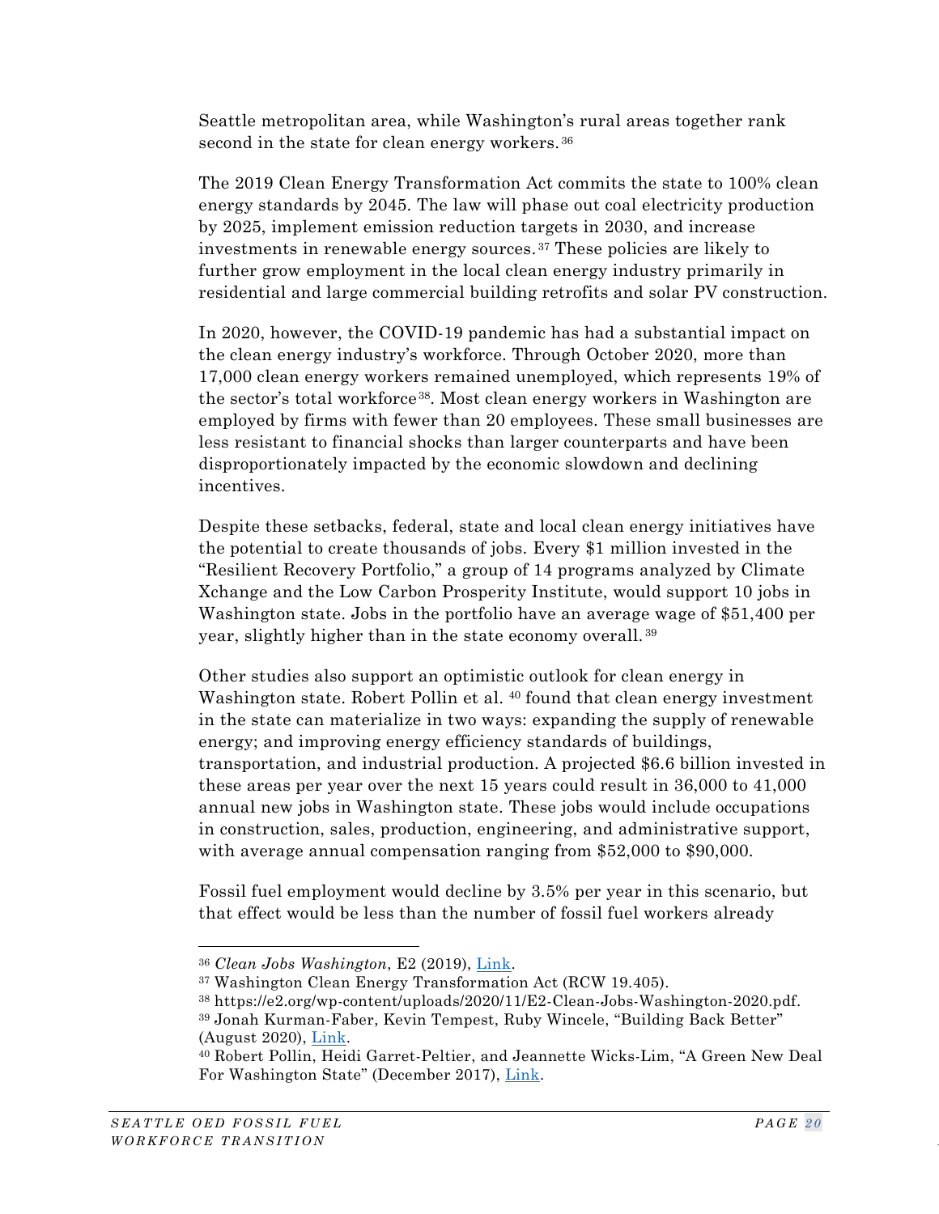Seattle metropolitan area, while Washington's rural areas together rank second in the state for clean energy workers.[36]

The 2019 Clean Energy Transformation Act commits the state to 100% clean energy standards by 2045. The law will phase out coal electricity production by 2025, implement emission reduction targets in 2030, and increase investments in renewable energy sources.[37] These policies are likely to further grow employment in the local clean energy industry primarily in residential and large commercial building retrofits and solar PV construction.

In 2020, however, the COVID-19 pandemic has had a substantial impact on the clean energy industry's workforce. Through October 2020, more than 17,000 clean energy workers remained unemployed, which represents 19% of the sector's total workforce[38]. Most clean energy workers in Washington are employed by firms with fewer than 20 employees. These small businesses are less resistant to financial shocks than larger counterparts and have been disproportionately impacted by the economic slowdown and declining incentives.

Despite these setbacks, federal, state and local clean energy initiatives have the potential to create thousands of jobs. Every $1 million invested in the "Resilient Recovery Portfolio," a group of 14 programs analyzed by Climate Xchange and the Low Carbon Prosperity Institute, would support 10 jobs in Washington state. Jobs in the portfolio have an average wage of $51,400 per year, slightly higher than in the state economy overall.[39]

Other studies also support an optimistic outlook for clean energy in Washington state. Robert Pollin et al.[40] found that clean energy investment in the state can materialize in two ways: expanding the supply of renewable energy; and improving energy efficiency standards of buildings, transportation, and industrial production. A projected $6.6 billion invested in these areas per year over the next 15 years could result in 36,000 to 41,000 annual new jobs in Washington state. These jobs would include occupations in construction, sales, production, engineering, and administrative support, with average annual compensation ranging from $52,000 to $90,000.

Fossil fuel employment would decline by 3.5% per year in this scenario, but that effect would be less than the number of fossil fuel workers already

---

[36] *Clean Jobs Washington*, E2 (2019), Link.

[37] Washington Clean Energy Transformation Act (RCW 19.405).

[38] https://e2.org/wp-content/uploads/2020/11/E2-Clean-Jobs-Washington-2020.pdf.

[39] Jonah Kurman-Faber, Kevin Tempest, Ruby Wincele, "Building Back Better" (August 2020), Link.

[40] Robert Pollin, Heidi Garret-Peltier, and Jeannette Wicks-Lim, "A Green New Deal For Washington State" (December 2017), Link.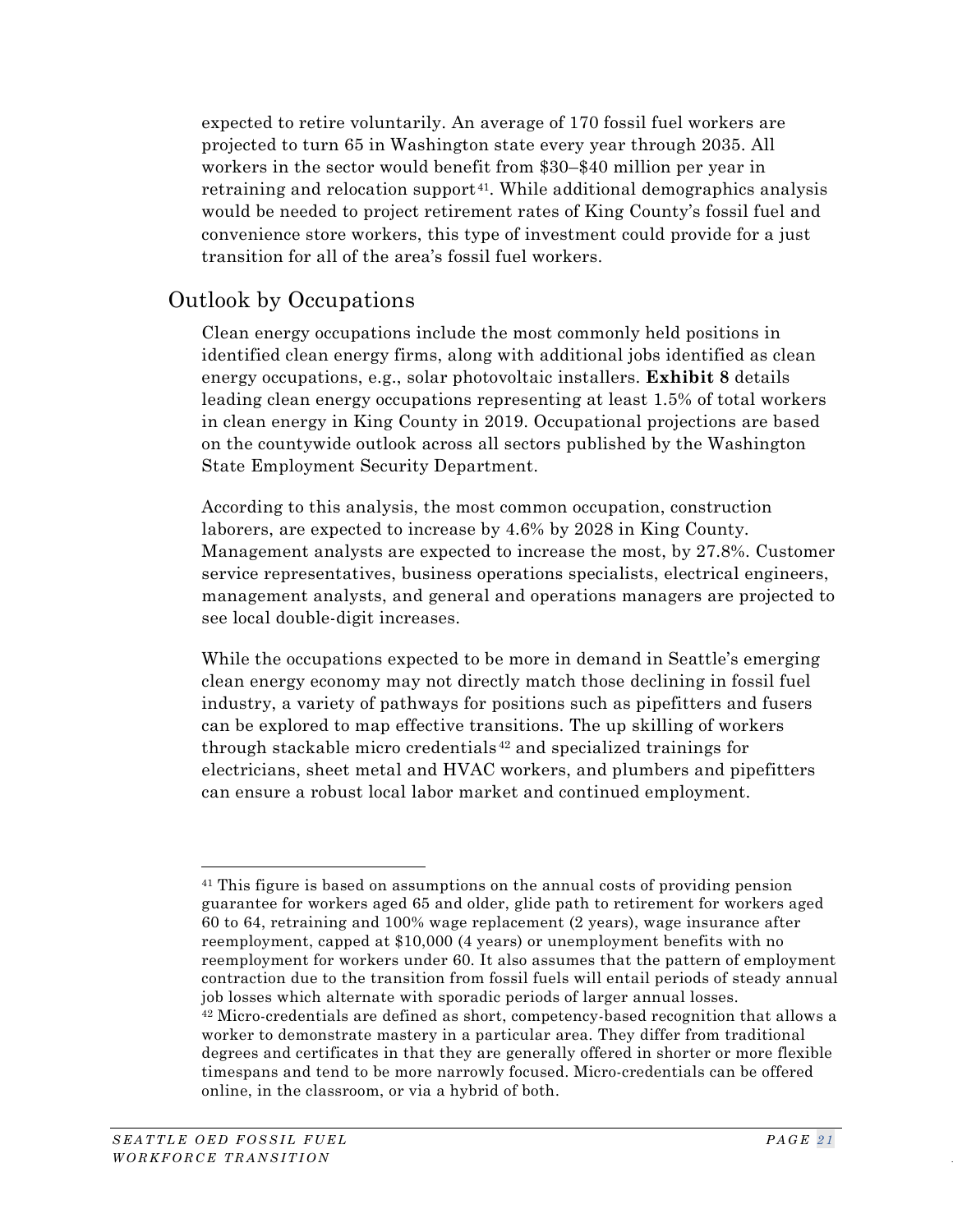expected to retire voluntarily. An average of 170 fossil fuel workers are projected to turn 65 in Washington state every year through 2035. All workers in the sector would benefit from $30–$40 million per year in retraining and relocation support[41]. While additional demographics analysis would be needed to project retirement rates of King County's fossil fuel and convenience store workers, this type of investment could provide for a just transition for all of the area's fossil fuel workers.

## Outlook by Occupations

Clean energy occupations include the most commonly held positions in identified clean energy firms, along with additional jobs identified as clean energy occupations, e.g., solar photovoltaic installers. **Exhibit 8** details leading clean energy occupations representing at least 1.5% of total workers in clean energy in King County in 2019. Occupational projections are based on the countywide outlook across all sectors published by the Washington State Employment Security Department.

According to this analysis, the most common occupation, construction laborers, are expected to increase by 4.6% by 2028 in King County. Management analysts are expected to increase the most, by 27.8%. Customer service representatives, business operations specialists, electrical engineers, management analysts, and general and operations managers are projected to see local double-digit increases.

While the occupations expected to be more in demand in Seattle's emerging clean energy economy may not directly match those declining in fossil fuel industry, a variety of pathways for positions such as pipefitters and fusers can be explored to map effective transitions. The up skilling of workers through stackable micro credentials[42] and specialized trainings for electricians, sheet metal and HVAC workers, and plumbers and pipefitters can ensure a robust local labor market and continued employment.

---

[41] This figure is based on assumptions on the annual costs of providing pension guarantee for workers aged 65 and older, glide path to retirement for workers aged 60 to 64, retraining and 100% wage replacement (2 years), wage insurance after reemployment, capped at $10,000 (4 years) or unemployment benefits with no reemployment for workers under 60. It also assumes that the pattern of employment contraction due to the transition from fossil fuels will entail periods of steady annual job losses which alternate with sporadic periods of larger annual losses.

[42] Micro-credentials are defined as short, competency-based recognition that allows a worker to demonstrate mastery in a particular area. They differ from traditional degrees and certificates in that they are generally offered in shorter or more flexible timespans and tend to be more narrowly focused. Micro-credentials can be offered online, in the classroom, or via a hybrid of both.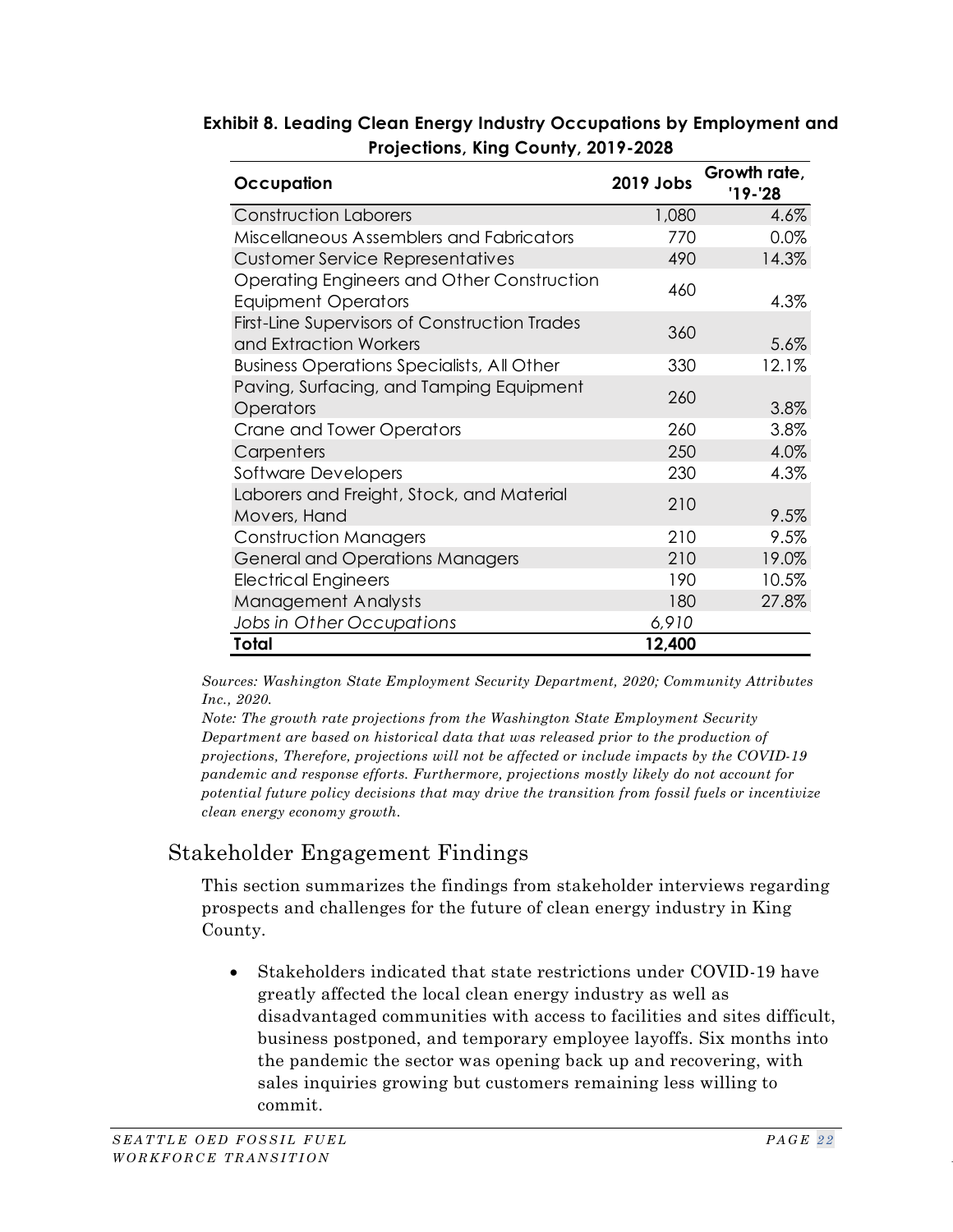**Exhibit 8. Leading Clean Energy Industry Occupations by Employment and Projections, King County, 2019-2028**

| Occupation | 2019 Jobs | Growth rate, '19-'28 |
|---|---|---|
| Construction Laborers | 1,080 | 4.6% |
| Miscellaneous Assemblers and Fabricators | 770 | 0.0% |
| Customer Service Representatives | 490 | 14.3% |
| Operating Engineers and Other Construction Equipment Operators | 460 | 4.3% |
| First-Line Supervisors of Construction Trades and Extraction Workers | 360 | 5.6% |
| Business Operations Specialists, All Other | 330 | 12.1% |
| Paving, Surfacing, and Tamping Equipment Operators | 260 | 3.8% |
| Crane and Tower Operators | 260 | 3.8% |
| Carpenters | 250 | 4.0% |
| Software Developers | 230 | 4.3% |
| Laborers and Freight, Stock, and Material Movers, Hand | 210 | 9.5% |
| Construction Managers | 210 | 9.5% |
| General and Operations Managers | 210 | 19.0% |
| Electrical Engineers | 190 | 10.5% |
| Management Analysts | 180 | 27.8% |
| *Jobs in Other Occupations* | *6,910* | |
| **Total** | **12,400** | |

*Sources: Washington State Employment Security Department, 2020; Community Attributes Inc., 2020.*

*Note: The growth rate projections from the Washington State Employment Security Department are based on historical data that was released prior to the production of projections, Therefore, projections will not be affected or include impacts by the COVID-19 pandemic and response efforts. Furthermore, projections mostly likely do not account for potential future policy decisions that may drive the transition from fossil fuels or incentivize clean energy economy growth.*

## Stakeholder Engagement Findings

This section summarizes the findings from stakeholder interviews regarding prospects and challenges for the future of clean energy industry in King County.

- Stakeholders indicated that state restrictions under COVID-19 have greatly affected the local clean energy industry as well as disadvantaged communities with access to facilities and sites difficult, business postponed, and temporary employee layoffs. Six months into the pandemic the sector was opening back up and recovering, with sales inquiries growing but customers remaining less willing to commit.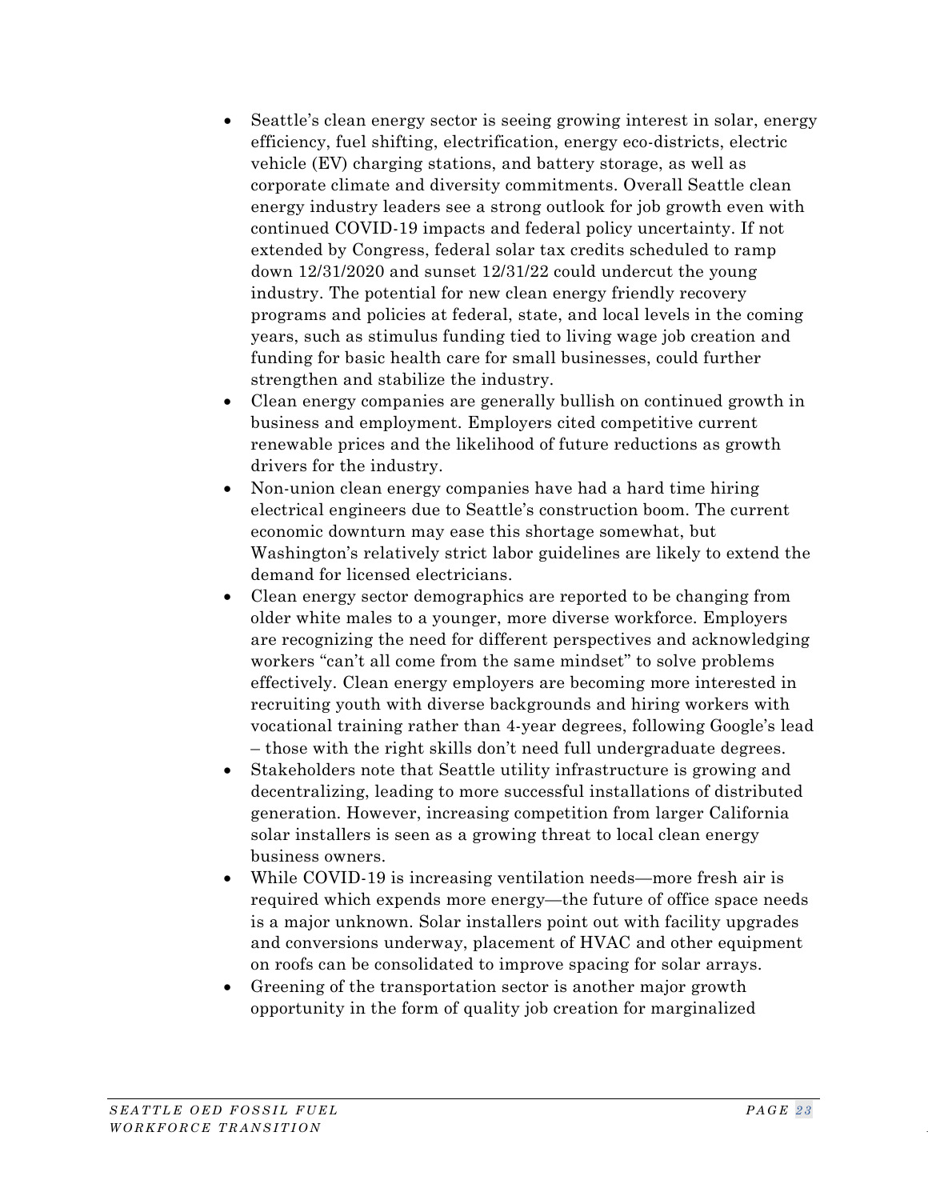- Seattle's clean energy sector is seeing growing interest in solar, energy efficiency, fuel shifting, electrification, energy eco-districts, electric vehicle (EV) charging stations, and battery storage, as well as corporate climate and diversity commitments. Overall Seattle clean energy industry leaders see a strong outlook for job growth even with continued COVID-19 impacts and federal policy uncertainty. If not extended by Congress, federal solar tax credits scheduled to ramp down 12/31/2020 and sunset 12/31/22 could undercut the young industry. The potential for new clean energy friendly recovery programs and policies at federal, state, and local levels in the coming years, such as stimulus funding tied to living wage job creation and funding for basic health care for small businesses, could further strengthen and stabilize the industry.
- Clean energy companies are generally bullish on continued growth in business and employment. Employers cited competitive current renewable prices and the likelihood of future reductions as growth drivers for the industry.
- Non-union clean energy companies have had a hard time hiring electrical engineers due to Seattle's construction boom. The current economic downturn may ease this shortage somewhat, but Washington's relatively strict labor guidelines are likely to extend the demand for licensed electricians.
- Clean energy sector demographics are reported to be changing from older white males to a younger, more diverse workforce. Employers are recognizing the need for different perspectives and acknowledging workers "can't all come from the same mindset" to solve problems effectively. Clean energy employers are becoming more interested in recruiting youth with diverse backgrounds and hiring workers with vocational training rather than 4-year degrees, following Google's lead – those with the right skills don't need full undergraduate degrees.
- Stakeholders note that Seattle utility infrastructure is growing and decentralizing, leading to more successful installations of distributed generation. However, increasing competition from larger California solar installers is seen as a growing threat to local clean energy business owners.
- While COVID-19 is increasing ventilation needs—more fresh air is required which expends more energy—the future of office space needs is a major unknown. Solar installers point out with facility upgrades and conversions underway, placement of HVAC and other equipment on roofs can be consolidated to improve spacing for solar arrays.
- Greening of the transportation sector is another major growth opportunity in the form of quality job creation for marginalized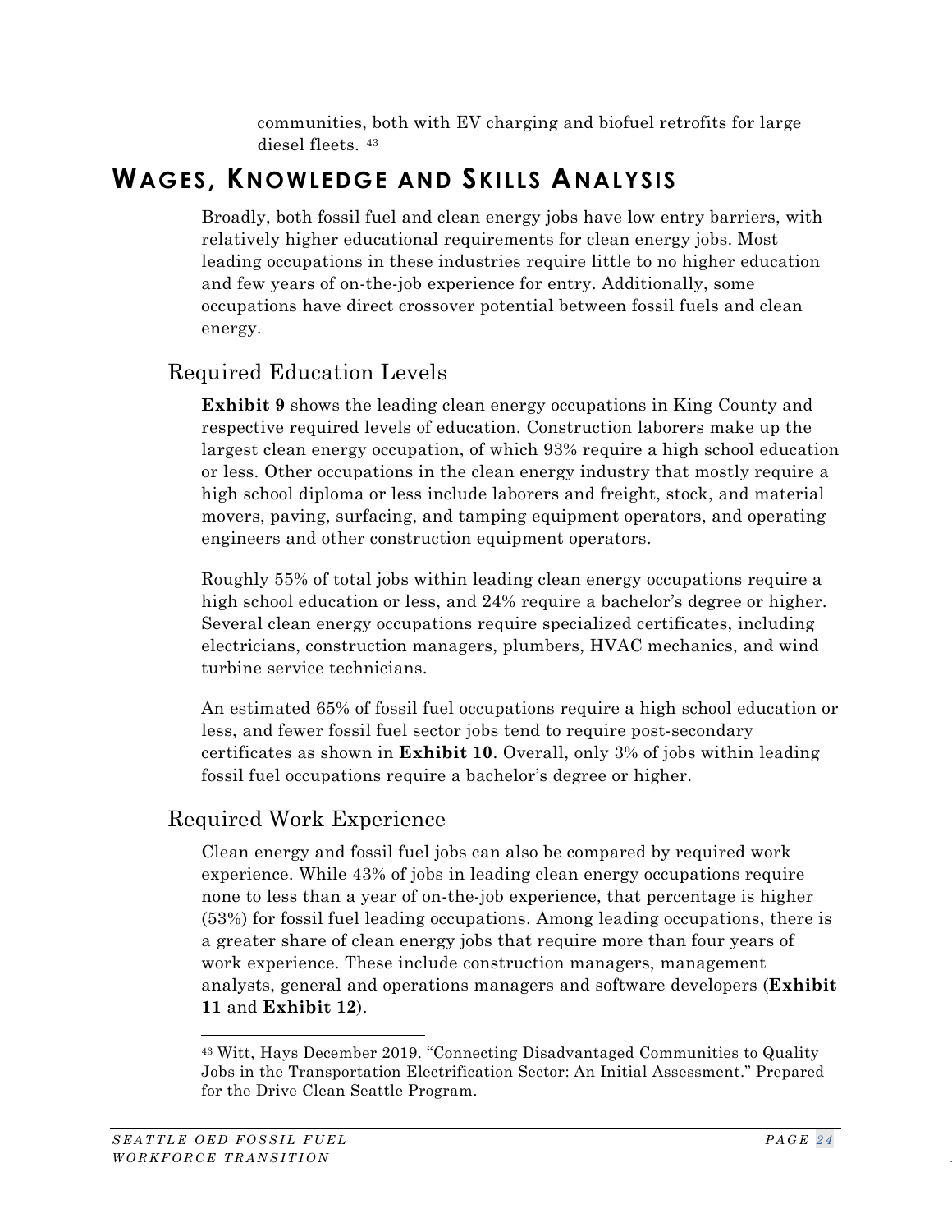communities, both with EV charging and biofuel retrofits for large diesel fleets. [43]

# WAGES, KNOWLEDGE AND SKILLS ANALYSIS

Broadly, both fossil fuel and clean energy jobs have low entry barriers, with relatively higher educational requirements for clean energy jobs. Most leading occupations in these industries require little to no higher education and few years of on-the-job experience for entry. Additionally, some occupations have direct crossover potential between fossil fuels and clean energy.

## Required Education Levels

**Exhibit 9** shows the leading clean energy occupations in King County and respective required levels of education. Construction laborers make up the largest clean energy occupation, of which 93% require a high school education or less. Other occupations in the clean energy industry that mostly require a high school diploma or less include laborers and freight, stock, and material movers, paving, surfacing, and tamping equipment operators, and operating engineers and other construction equipment operators.

Roughly 55% of total jobs within leading clean energy occupations require a high school education or less, and 24% require a bachelor's degree or higher. Several clean energy occupations require specialized certificates, including electricians, construction managers, plumbers, HVAC mechanics, and wind turbine service technicians.

An estimated 65% of fossil fuel occupations require a high school education or less, and fewer fossil fuel sector jobs tend to require post-secondary certificates as shown in **Exhibit 10**. Overall, only 3% of jobs within leading fossil fuel occupations require a bachelor's degree or higher.

## Required Work Experience

Clean energy and fossil fuel jobs can also be compared by required work experience. While 43% of jobs in leading clean energy occupations require none to less than a year of on-the-job experience, that percentage is higher (53%) for fossil fuel leading occupations. Among leading occupations, there is a greater share of clean energy jobs that require more than four years of work experience. These include construction managers, management analysts, general and operations managers and software developers (**Exhibit 11** and **Exhibit 12**).

[43] Witt, Hays December 2019. "Connecting Disadvantaged Communities to Quality Jobs in the Transportation Electrification Sector: An Initial Assessment." Prepared for the Drive Clean Seattle Program.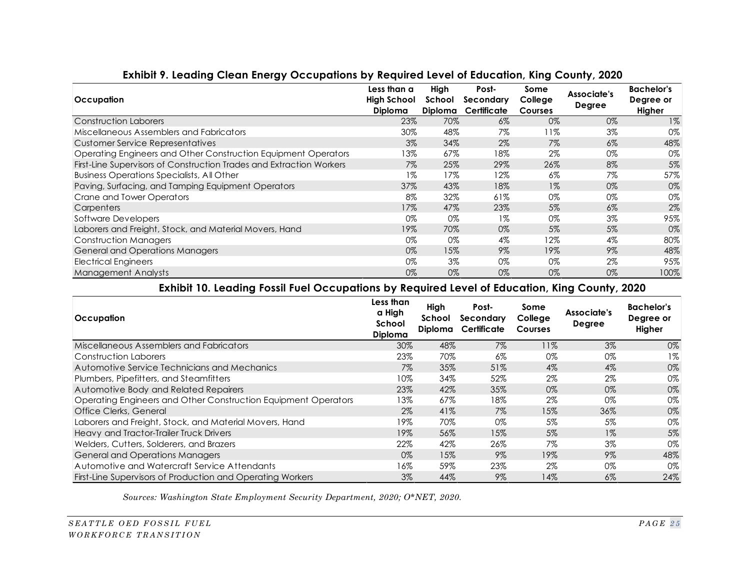### Exhibit 9. Leading Clean Energy Occupations by Required Level of Education, King County, 2020

| Occupation | Less than a High School Diploma | High School Diploma | Post-Secondary Certificate | Some College Courses | Associate's Degree | Bachelor's Degree or Higher |
|---|---|---|---|---|---|---|
| Construction Laborers | 23% | 70% | 6% | 0% | 0% | 1% |
| Miscellaneous Assemblers and Fabricators | 30% | 48% | 7% | 11% | 3% | 0% |
| Customer Service Representatives | 3% | 34% | 2% | 7% | 6% | 48% |
| Operating Engineers and Other Construction Equipment Operators | 13% | 67% | 18% | 2% | 0% | 0% |
| First-Line Supervisors of Construction Trades and Extraction Workers | 7% | 25% | 29% | 26% | 8% | 5% |
| Business Operations Specialists, All Other | 1% | 17% | 12% | 6% | 7% | 57% |
| Paving, Surfacing, and Tamping Equipment Operators | 37% | 43% | 18% | 1% | 0% | 0% |
| Crane and Tower Operators | 8% | 32% | 61% | 0% | 0% | 0% |
| Carpenters | 17% | 47% | 23% | 5% | 6% | 2% |
| Software Developers | 0% | 0% | 1% | 0% | 3% | 95% |
| Laborers and Freight, Stock, and Material Movers, Hand | 19% | 70% | 0% | 5% | 5% | 0% |
| Construction Managers | 0% | 0% | 4% | 12% | 4% | 80% |
| General and Operations Managers | 0% | 15% | 9% | 19% | 9% | 48% |
| Electrical Engineers | 0% | 3% | 0% | 0% | 2% | 95% |
| Management Analysts | 0% | 0% | 0% | 0% | 0% | 100% |

### Exhibit 10. Leading Fossil Fuel Occupations by Required Level of Education, King County, 2020

| Occupation | Less than a High School Diploma | High School Diploma | Post-Secondary Certificate | Some College Courses | Associate's Degree | Bachelor's Degree or Higher |
|---|---|---|---|---|---|---|
| Miscellaneous Assemblers and Fabricators | 30% | 48% | 7% | 11% | 3% | 0% |
| Construction Laborers | 23% | 70% | 6% | 0% | 0% | 1% |
| Automotive Service Technicians and Mechanics | 7% | 35% | 51% | 4% | 4% | 0% |
| Plumbers, Pipefitters, and Steamfitters | 10% | 34% | 52% | 2% | 2% | 0% |
| Automotive Body and Related Repairers | 23% | 42% | 35% | 0% | 0% | 0% |
| Operating Engineers and Other Construction Equipment Operators | 13% | 67% | 18% | 2% | 0% | 0% |
| Office Clerks, General | 2% | 41% | 7% | 15% | 36% | 0% |
| Laborers and Freight, Stock, and Material Movers, Hand | 19% | 70% | 0% | 5% | 5% | 0% |
| Heavy and Tractor-Trailer Truck Drivers | 19% | 56% | 15% | 5% | 1% | 5% |
| Welders, Cutters, Solderers, and Brazers | 22% | 42% | 26% | 7% | 3% | 0% |
| General and Operations Managers | 0% | 15% | 9% | 19% | 9% | 48% |
| Automotive and Watercraft Service Attendants | 16% | 59% | 23% | 2% | 0% | 0% |
| First-Line Supervisors of Production and Operating Workers | 3% | 44% | 9% | 14% | 6% | 24% |

*Sources: Washington State Employment Security Department, 2020; O*NET, 2020.*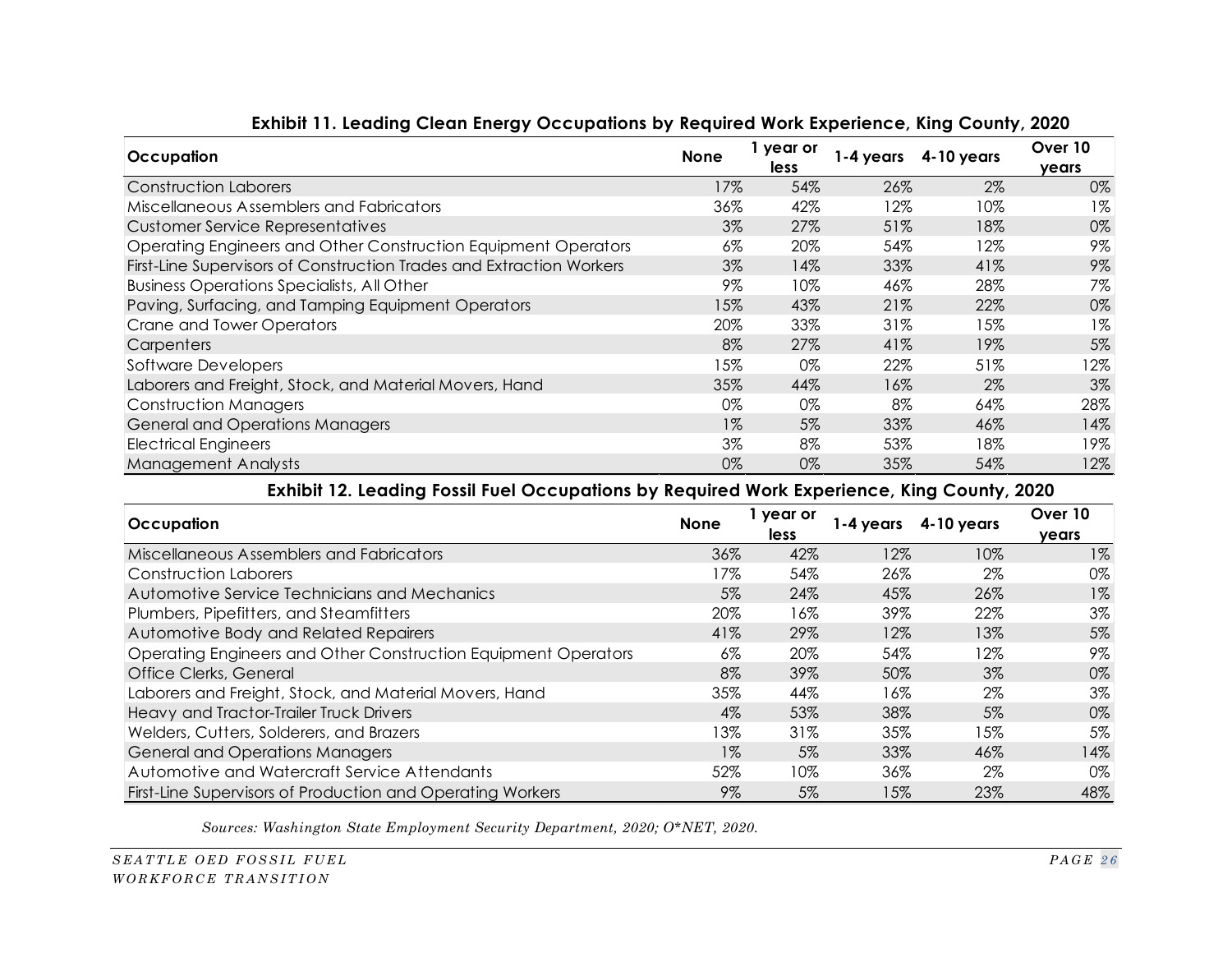**Exhibit 11. Leading Clean Energy Occupations by Required Work Experience, King County, 2020**

| Occupation | None | 1 year or less | 1-4 years | 4-10 years | Over 10 years |
|---|---|---|---|---|---|
| Construction Laborers | 17% | 54% | 26% | 2% | 0% |
| Miscellaneous Assemblers and Fabricators | 36% | 42% | 12% | 10% | 1% |
| Customer Service Representatives | 3% | 27% | 51% | 18% | 0% |
| Operating Engineers and Other Construction Equipment Operators | 6% | 20% | 54% | 12% | 9% |
| First-Line Supervisors of Construction Trades and Extraction Workers | 3% | 14% | 33% | 41% | 9% |
| Business Operations Specialists, All Other | 9% | 10% | 46% | 28% | 7% |
| Paving, Surfacing, and Tamping Equipment Operators | 15% | 43% | 21% | 22% | 0% |
| Crane and Tower Operators | 20% | 33% | 31% | 15% | 1% |
| Carpenters | 8% | 27% | 41% | 19% | 5% |
| Software Developers | 15% | 0% | 22% | 51% | 12% |
| Laborers and Freight, Stock, and Material Movers, Hand | 35% | 44% | 16% | 2% | 3% |
| Construction Managers | 0% | 0% | 8% | 64% | 28% |
| General and Operations Managers | 1% | 5% | 33% | 46% | 14% |
| Electrical Engineers | 3% | 8% | 53% | 18% | 19% |
| Management Analysts | 0% | 0% | 35% | 54% | 12% |

**Exhibit 12. Leading Fossil Fuel Occupations by Required Work Experience, King County, 2020**

| Occupation | None | 1 year or less | 1-4 years | 4-10 years | Over 10 years |
|---|---|---|---|---|---|
| Miscellaneous Assemblers and Fabricators | 36% | 42% | 12% | 10% | 1% |
| Construction Laborers | 17% | 54% | 26% | 2% | 0% |
| Automotive Service Technicians and Mechanics | 5% | 24% | 45% | 26% | 1% |
| Plumbers, Pipefitters, and Steamfitters | 20% | 16% | 39% | 22% | 3% |
| Automotive Body and Related Repairers | 41% | 29% | 12% | 13% | 5% |
| Operating Engineers and Other Construction Equipment Operators | 6% | 20% | 54% | 12% | 9% |
| Office Clerks, General | 8% | 39% | 50% | 3% | 0% |
| Laborers and Freight, Stock, and Material Movers, Hand | 35% | 44% | 16% | 2% | 3% |
| Heavy and Tractor-Trailer Truck Drivers | 4% | 53% | 38% | 5% | 0% |
| Welders, Cutters, Solderers, and Brazers | 13% | 31% | 35% | 15% | 5% |
| General and Operations Managers | 1% | 5% | 33% | 46% | 14% |
| Automotive and Watercraft Service Attendants | 52% | 10% | 36% | 2% | 0% |
| First-Line Supervisors of Production and Operating Workers | 9% | 5% | 15% | 23% | 48% |

*Sources: Washington State Employment Security Department, 2020; O*NET, 2020.*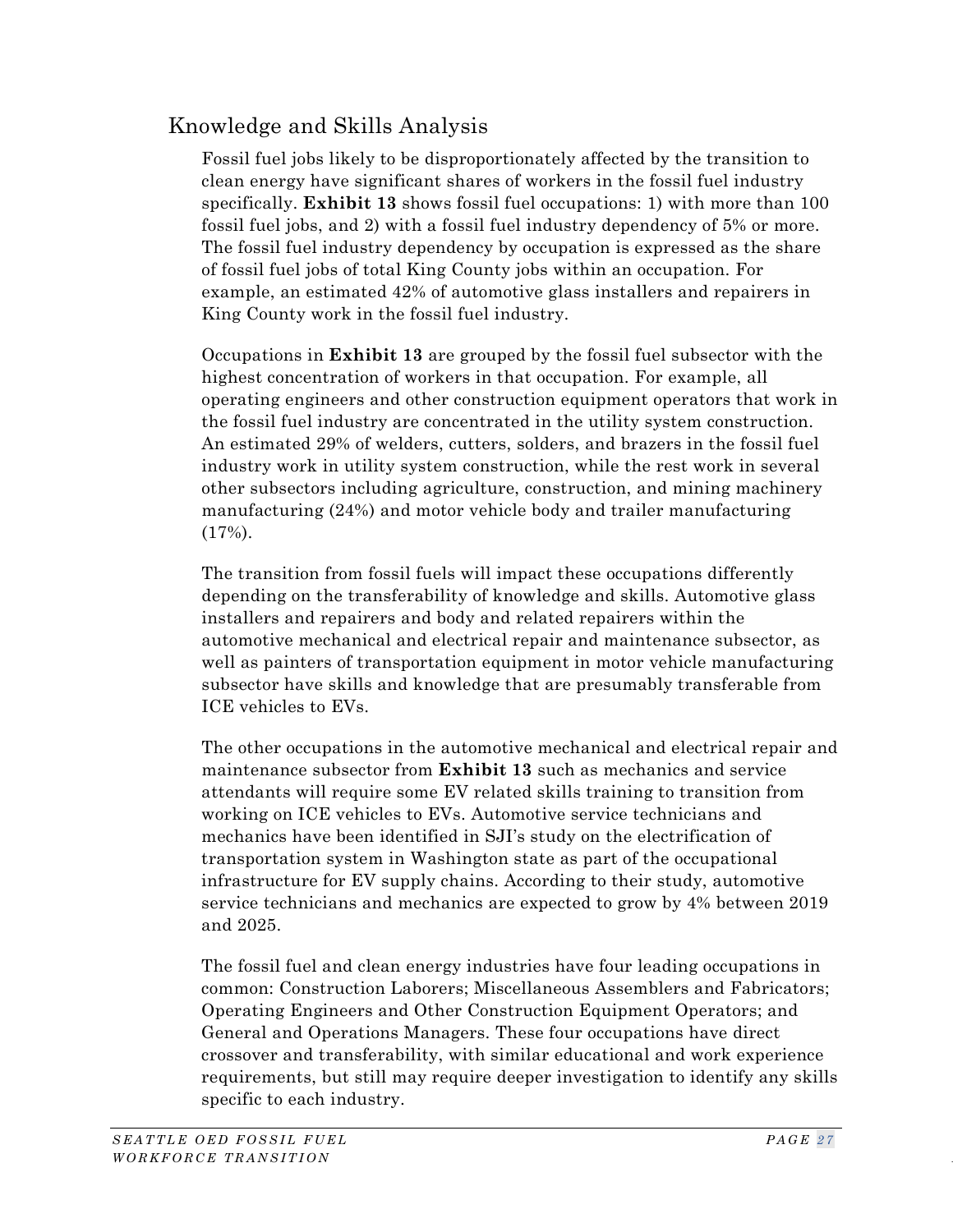## Knowledge and Skills Analysis

Fossil fuel jobs likely to be disproportionately affected by the transition to clean energy have significant shares of workers in the fossil fuel industry specifically. **Exhibit 13** shows fossil fuel occupations: 1) with more than 100 fossil fuel jobs, and 2) with a fossil fuel industry dependency of 5% or more. The fossil fuel industry dependency by occupation is expressed as the share of fossil fuel jobs of total King County jobs within an occupation. For example, an estimated 42% of automotive glass installers and repairers in King County work in the fossil fuel industry.

Occupations in **Exhibit 13** are grouped by the fossil fuel subsector with the highest concentration of workers in that occupation. For example, all operating engineers and other construction equipment operators that work in the fossil fuel industry are concentrated in the utility system construction. An estimated 29% of welders, cutters, solders, and brazers in the fossil fuel industry work in utility system construction, while the rest work in several other subsectors including agriculture, construction, and mining machinery manufacturing (24%) and motor vehicle body and trailer manufacturing (17%).

The transition from fossil fuels will impact these occupations differently depending on the transferability of knowledge and skills. Automotive glass installers and repairers and body and related repairers within the automotive mechanical and electrical repair and maintenance subsector, as well as painters of transportation equipment in motor vehicle manufacturing subsector have skills and knowledge that are presumably transferable from ICE vehicles to EVs.

The other occupations in the automotive mechanical and electrical repair and maintenance subsector from **Exhibit 13** such as mechanics and service attendants will require some EV related skills training to transition from working on ICE vehicles to EVs. Automotive service technicians and mechanics have been identified in SJI's study on the electrification of transportation system in Washington state as part of the occupational infrastructure for EV supply chains. According to their study, automotive service technicians and mechanics are expected to grow by 4% between 2019 and 2025.

The fossil fuel and clean energy industries have four leading occupations in common: Construction Laborers; Miscellaneous Assemblers and Fabricators; Operating Engineers and Other Construction Equipment Operators; and General and Operations Managers. These four occupations have direct crossover and transferability, with similar educational and work experience requirements, but still may require deeper investigation to identify any skills specific to each industry.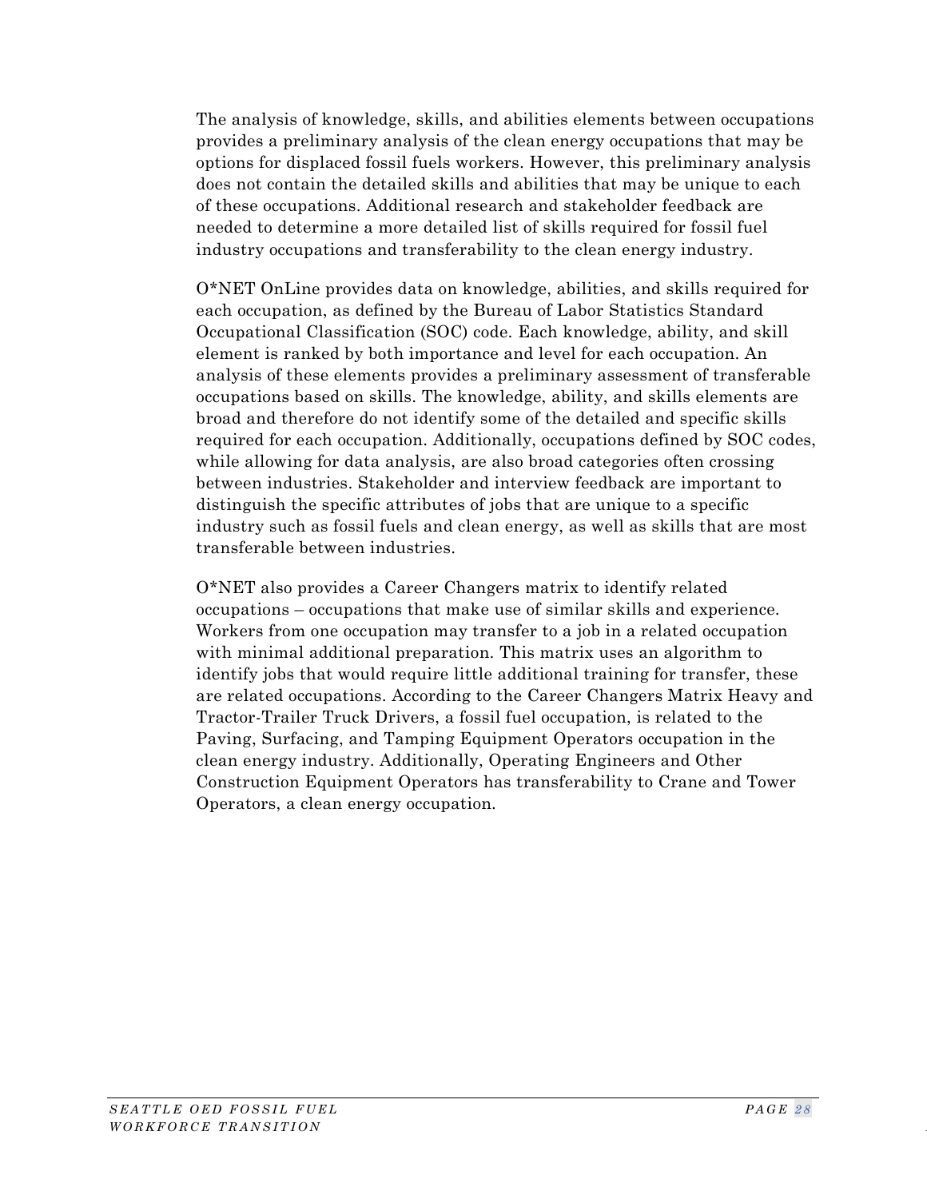The analysis of knowledge, skills, and abilities elements between occupations provides a preliminary analysis of the clean energy occupations that may be options for displaced fossil fuels workers. However, this preliminary analysis does not contain the detailed skills and abilities that may be unique to each of these occupations. Additional research and stakeholder feedback are needed to determine a more detailed list of skills required for fossil fuel industry occupations and transferability to the clean energy industry.

O*NET OnLine provides data on knowledge, abilities, and skills required for each occupation, as defined by the Bureau of Labor Statistics Standard Occupational Classification (SOC) code. Each knowledge, ability, and skill element is ranked by both importance and level for each occupation. An analysis of these elements provides a preliminary assessment of transferable occupations based on skills. The knowledge, ability, and skills elements are broad and therefore do not identify some of the detailed and specific skills required for each occupation. Additionally, occupations defined by SOC codes, while allowing for data analysis, are also broad categories often crossing between industries. Stakeholder and interview feedback are important to distinguish the specific attributes of jobs that are unique to a specific industry such as fossil fuels and clean energy, as well as skills that are most transferable between industries.

O*NET also provides a Career Changers matrix to identify related occupations – occupations that make use of similar skills and experience. Workers from one occupation may transfer to a job in a related occupation with minimal additional preparation. This matrix uses an algorithm to identify jobs that would require little additional training for transfer, these are related occupations. According to the Career Changers Matrix Heavy and Tractor-Trailer Truck Drivers, a fossil fuel occupation, is related to the Paving, Surfacing, and Tamping Equipment Operators occupation in the clean energy industry. Additionally, Operating Engineers and Other Construction Equipment Operators has transferability to Crane and Tower Operators, a clean energy occupation.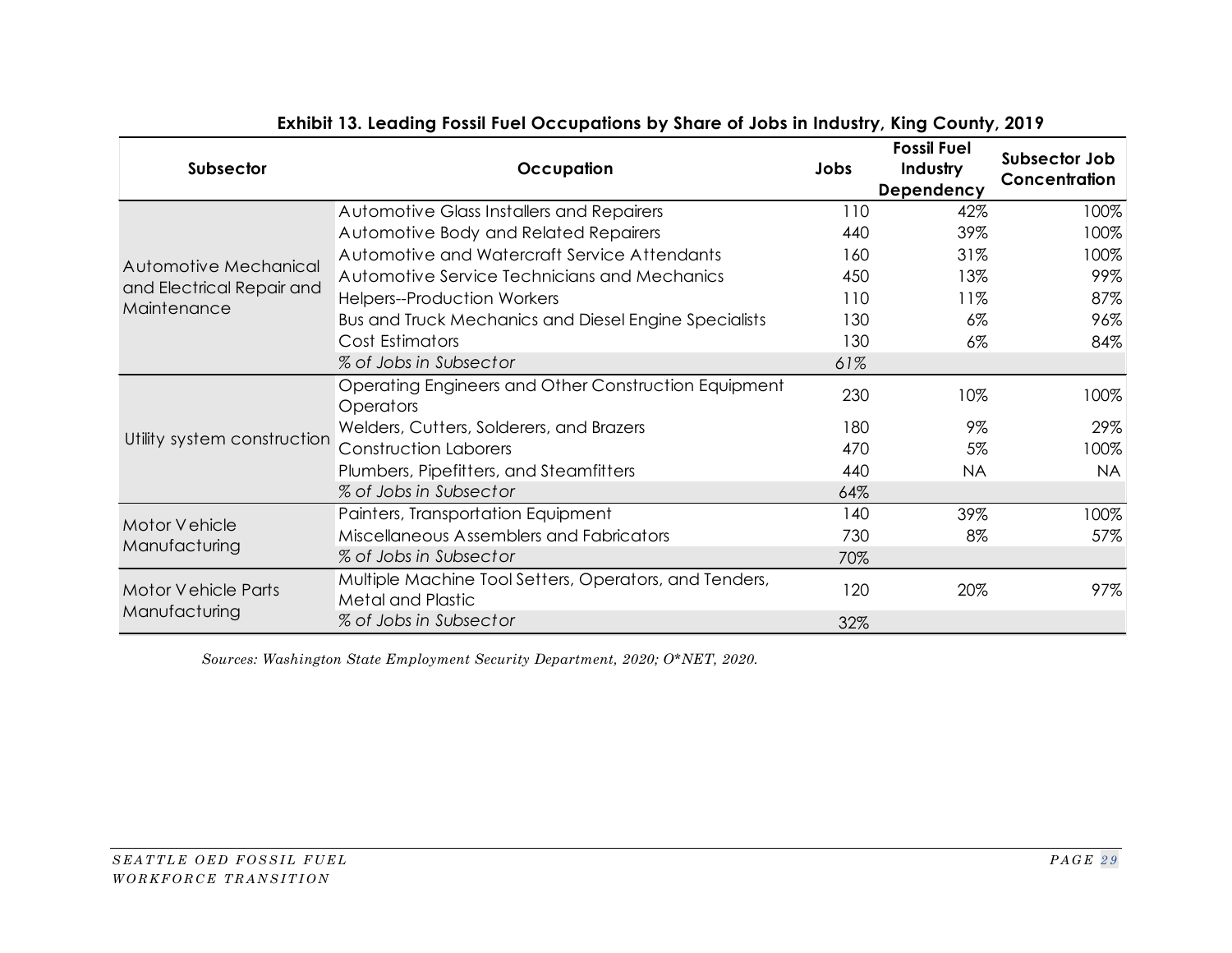**Exhibit 13. Leading Fossil Fuel Occupations by Share of Jobs in Industry, King County, 2019**

| Subsector | Occupation | Jobs | Fossil Fuel Industry Dependency | Subsector Job Concentration |
|---|---|---|---|---|
| Automotive Mechanical and Electrical Repair and Maintenance | Automotive Glass Installers and Repairers | 110 | 42% | 100% |
| | Automotive Body and Related Repairers | 440 | 39% | 100% |
| | Automotive and Watercraft Service Attendants | 160 | 31% | 100% |
| | Automotive Service Technicians and Mechanics | 450 | 13% | 99% |
| | Helpers--Production Workers | 110 | 11% | 87% |
| | Bus and Truck Mechanics and Diesel Engine Specialists | 130 | 6% | 96% |
| | Cost Estimators | 130 | 6% | 84% |
| | *% of Jobs in Subsector* | *61%* | | |
| Utility system construction | Operating Engineers and Other Construction Equipment Operators | 230 | 10% | 100% |
| | Welders, Cutters, Solderers, and Brazers | 180 | 9% | 29% |
| | Construction Laborers | 470 | 5% | 100% |
| | Plumbers, Pipefitters, and Steamfitters | 440 | NA | NA |
| | *% of Jobs in Subsector* | *64%* | | |
| Motor Vehicle Manufacturing | Painters, Transportation Equipment | 140 | 39% | 100% |
| | Miscellaneous Assemblers and Fabricators | 730 | 8% | 57% |
| | *% of Jobs in Subsector* | *70%* | | |
| Motor Vehicle Parts Manufacturing | Multiple Machine Tool Setters, Operators, and Tenders, Metal and Plastic | 120 | 20% | 97% |
| | *% of Jobs in Subsector* | *32%* | | |

*Sources: Washington State Employment Security Department, 2020; O*NET, 2020.*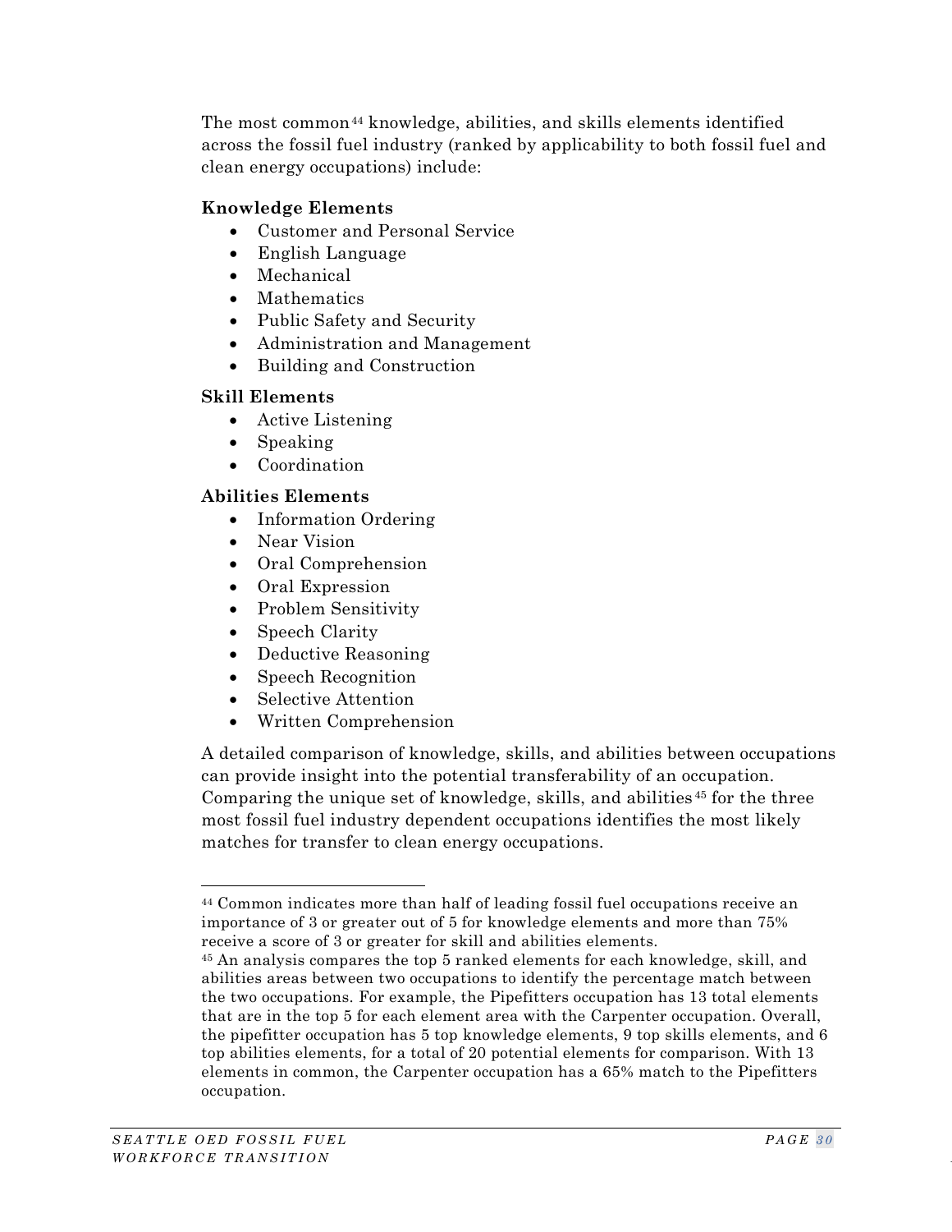The most common[44] knowledge, abilities, and skills elements identified across the fossil fuel industry (ranked by applicability to both fossil fuel and clean energy occupations) include:

**Knowledge Elements**

- Customer and Personal Service
- English Language
- Mechanical
- Mathematics
- Public Safety and Security
- Administration and Management
- Building and Construction

**Skill Elements**

- Active Listening
- Speaking
- Coordination

**Abilities Elements**

- Information Ordering
- Near Vision
- Oral Comprehension
- Oral Expression
- Problem Sensitivity
- Speech Clarity
- Deductive Reasoning
- Speech Recognition
- Selective Attention
- Written Comprehension

A detailed comparison of knowledge, skills, and abilities between occupations can provide insight into the potential transferability of an occupation. Comparing the unique set of knowledge, skills, and abilities[45] for the three most fossil fuel industry dependent occupations identifies the most likely matches for transfer to clean energy occupations.

---

[44] Common indicates more than half of leading fossil fuel occupations receive an importance of 3 or greater out of 5 for knowledge elements and more than 75% receive a score of 3 or greater for skill and abilities elements.

[45] An analysis compares the top 5 ranked elements for each knowledge, skill, and abilities areas between two occupations to identify the percentage match between the two occupations. For example, the Pipefitters occupation has 13 total elements that are in the top 5 for each element area with the Carpenter occupation. Overall, the pipefitter occupation has 5 top knowledge elements, 9 top skills elements, and 6 top abilities elements, for a total of 20 potential elements for comparison. With 13 elements in common, the Carpenter occupation has a 65% match to the Pipefitters occupation.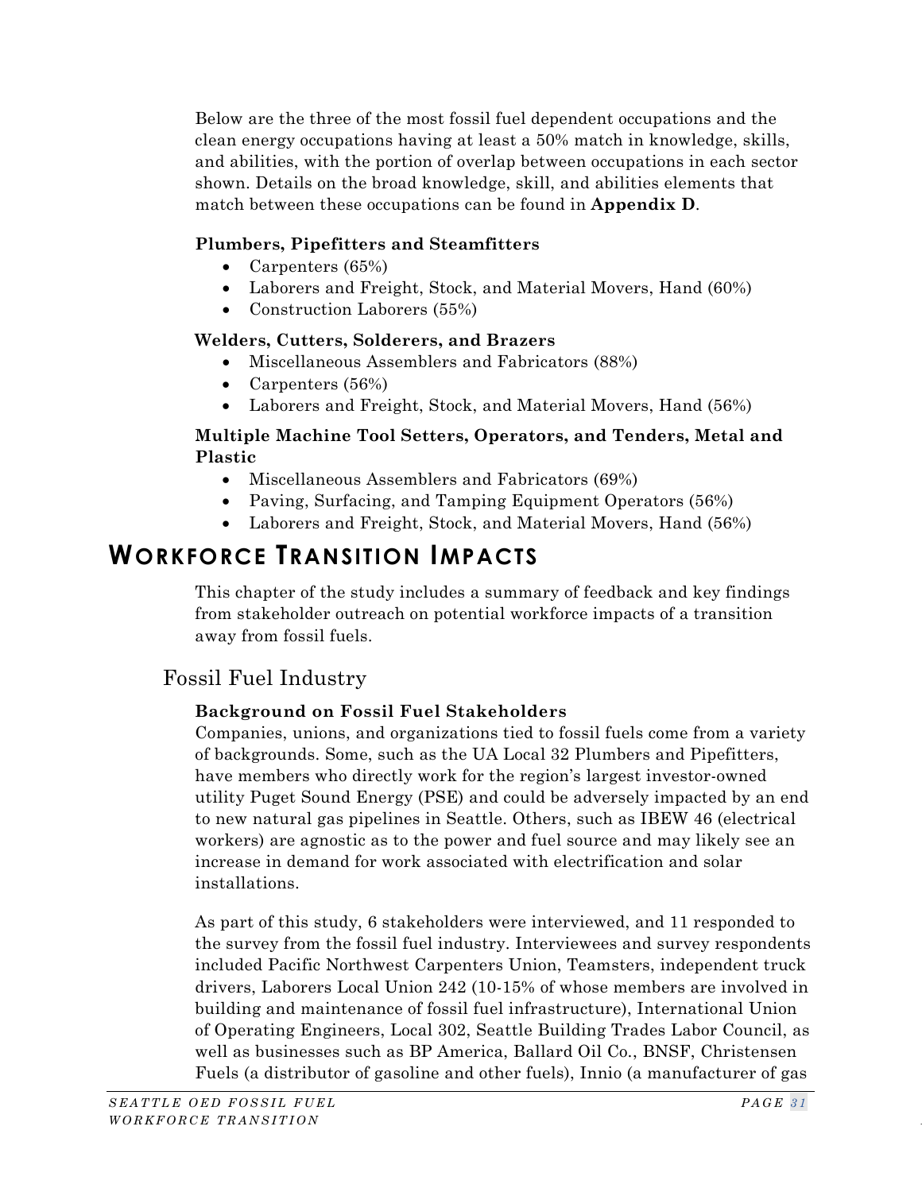Below are the three of the most fossil fuel dependent occupations and the clean energy occupations having at least a 50% match in knowledge, skills, and abilities, with the portion of overlap between occupations in each sector shown. Details on the broad knowledge, skill, and abilities elements that match between these occupations can be found in **Appendix D**.

**Plumbers, Pipefitters and Steamfitters**

- Carpenters (65%)
- Laborers and Freight, Stock, and Material Movers, Hand (60%)
- Construction Laborers (55%)

**Welders, Cutters, Solderers, and Brazers**

- Miscellaneous Assemblers and Fabricators (88%)
- Carpenters (56%)
- Laborers and Freight, Stock, and Material Movers, Hand (56%)

**Multiple Machine Tool Setters, Operators, and Tenders, Metal and Plastic**

- Miscellaneous Assemblers and Fabricators (69%)
- Paving, Surfacing, and Tamping Equipment Operators (56%)
- Laborers and Freight, Stock, and Material Movers, Hand (56%)

# WORKFORCE TRANSITION IMPACTS

This chapter of the study includes a summary of feedback and key findings from stakeholder outreach on potential workforce impacts of a transition away from fossil fuels.

## Fossil Fuel Industry

**Background on Fossil Fuel Stakeholders**

Companies, unions, and organizations tied to fossil fuels come from a variety of backgrounds. Some, such as the UA Local 32 Plumbers and Pipefitters, have members who directly work for the region's largest investor-owned utility Puget Sound Energy (PSE) and could be adversely impacted by an end to new natural gas pipelines in Seattle. Others, such as IBEW 46 (electrical workers) are agnostic as to the power and fuel source and may likely see an increase in demand for work associated with electrification and solar installations.

As part of this study, 6 stakeholders were interviewed, and 11 responded to the survey from the fossil fuel industry. Interviewees and survey respondents included Pacific Northwest Carpenters Union, Teamsters, independent truck drivers, Laborers Local Union 242 (10-15% of whose members are involved in building and maintenance of fossil fuel infrastructure), International Union of Operating Engineers, Local 302, Seattle Building Trades Labor Council, as well as businesses such as BP America, Ballard Oil Co., BNSF, Christensen Fuels (a distributor of gasoline and other fuels), Innio (a manufacturer of gas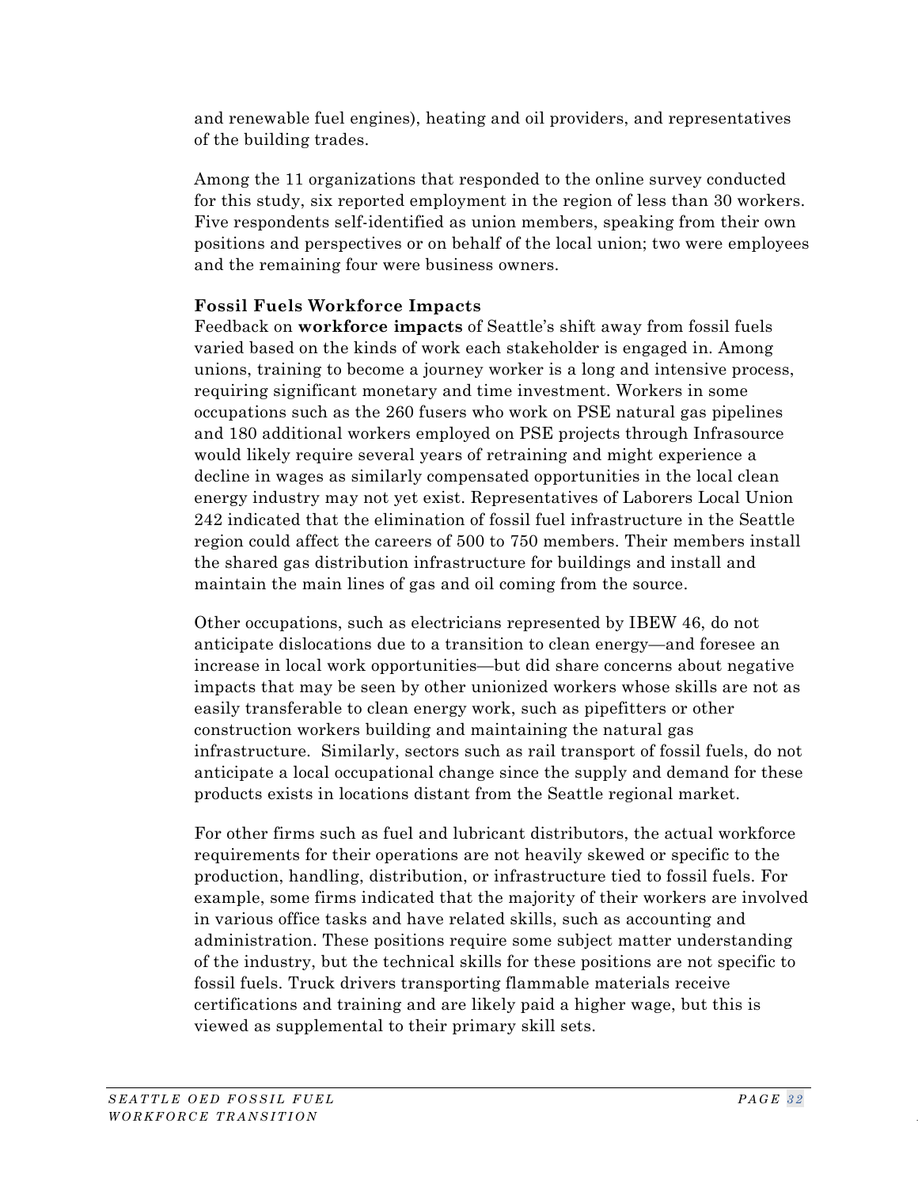and renewable fuel engines), heating and oil providers, and representatives of the building trades.

Among the 11 organizations that responded to the online survey conducted for this study, six reported employment in the region of less than 30 workers. Five respondents self-identified as union members, speaking from their own positions and perspectives or on behalf of the local union; two were employees and the remaining four were business owners.

**Fossil Fuels Workforce Impacts**

Feedback on **workforce impacts** of Seattle's shift away from fossil fuels varied based on the kinds of work each stakeholder is engaged in. Among unions, training to become a journey worker is a long and intensive process, requiring significant monetary and time investment. Workers in some occupations such as the 260 fusers who work on PSE natural gas pipelines and 180 additional workers employed on PSE projects through Infrasource would likely require several years of retraining and might experience a decline in wages as similarly compensated opportunities in the local clean energy industry may not yet exist. Representatives of Laborers Local Union 242 indicated that the elimination of fossil fuel infrastructure in the Seattle region could affect the careers of 500 to 750 members. Their members install the shared gas distribution infrastructure for buildings and install and maintain the main lines of gas and oil coming from the source.

Other occupations, such as electricians represented by IBEW 46, do not anticipate dislocations due to a transition to clean energy—and foresee an increase in local work opportunities—but did share concerns about negative impacts that may be seen by other unionized workers whose skills are not as easily transferable to clean energy work, such as pipefitters or other construction workers building and maintaining the natural gas infrastructure. Similarly, sectors such as rail transport of fossil fuels, do not anticipate a local occupational change since the supply and demand for these products exists in locations distant from the Seattle regional market.

For other firms such as fuel and lubricant distributors, the actual workforce requirements for their operations are not heavily skewed or specific to the production, handling, distribution, or infrastructure tied to fossil fuels. For example, some firms indicated that the majority of their workers are involved in various office tasks and have related skills, such as accounting and administration. These positions require some subject matter understanding of the industry, but the technical skills for these positions are not specific to fossil fuels. Truck drivers transporting flammable materials receive certifications and training and are likely paid a higher wage, but this is viewed as supplemental to their primary skill sets.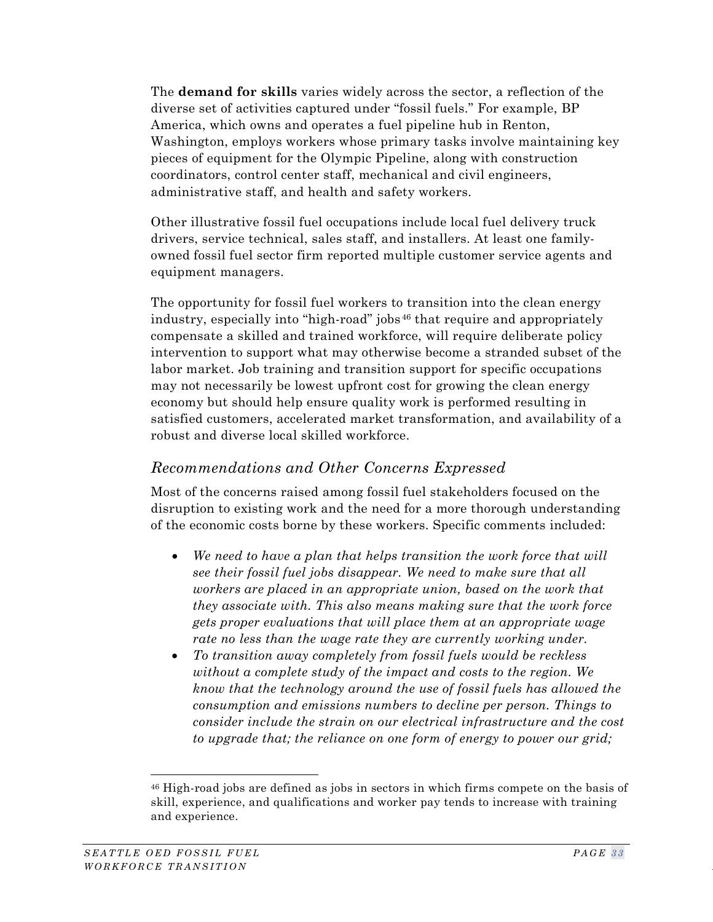The **demand for skills** varies widely across the sector, a reflection of the diverse set of activities captured under "fossil fuels." For example, BP America, which owns and operates a fuel pipeline hub in Renton, Washington, employs workers whose primary tasks involve maintaining key pieces of equipment for the Olympic Pipeline, along with construction coordinators, control center staff, mechanical and civil engineers, administrative staff, and health and safety workers.

Other illustrative fossil fuel occupations include local fuel delivery truck drivers, service technical, sales staff, and installers. At least one family-owned fossil fuel sector firm reported multiple customer service agents and equipment managers.

The opportunity for fossil fuel workers to transition into the clean energy industry, especially into "high-road" jobs[46] that require and appropriately compensate a skilled and trained workforce, will require deliberate policy intervention to support what may otherwise become a stranded subset of the labor market. Job training and transition support for specific occupations may not necessarily be lowest upfront cost for growing the clean energy economy but should help ensure quality work is performed resulting in satisfied customers, accelerated market transformation, and availability of a robust and diverse local skilled workforce.

### *Recommendations and Other Concerns Expressed*

Most of the concerns raised among fossil fuel stakeholders focused on the disruption to existing work and the need for a more thorough understanding of the economic costs borne by these workers. Specific comments included:

- *We need to have a plan that helps transition the work force that will see their fossil fuel jobs disappear. We need to make sure that all workers are placed in an appropriate union, based on the work that they associate with. This also means making sure that the work force gets proper evaluations that will place them at an appropriate wage rate no less than the wage rate they are currently working under.*
- *To transition away completely from fossil fuels would be reckless without a complete study of the impact and costs to the region. We know that the technology around the use of fossil fuels has allowed the consumption and emissions numbers to decline per person. Things to consider include the strain on our electrical infrastructure and the cost to upgrade that; the reliance on one form of energy to power our grid;*

[46] High-road jobs are defined as jobs in sectors in which firms compete on the basis of skill, experience, and qualifications and worker pay tends to increase with training and experience.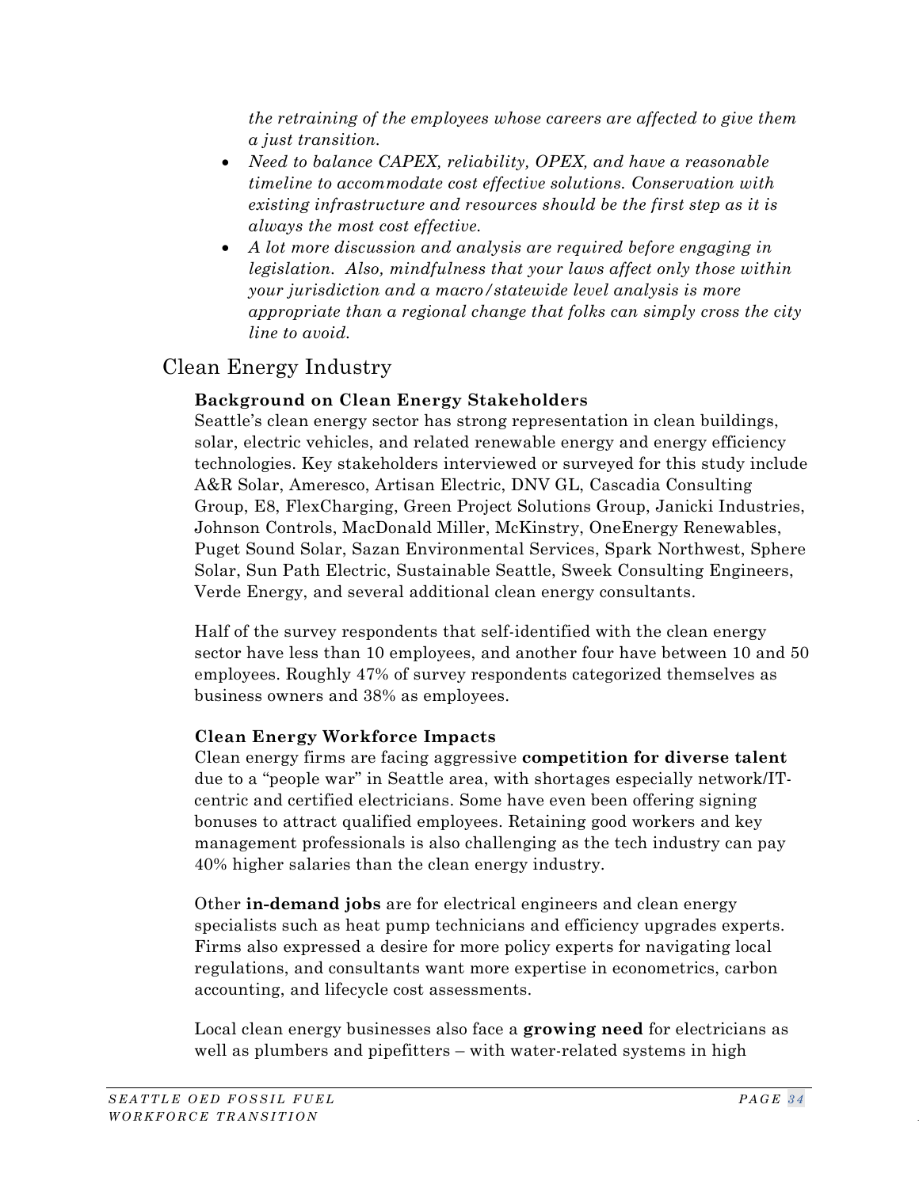*the retraining of the employees whose careers are affected to give them a just transition.*

- *Need to balance CAPEX, reliability, OPEX, and have a reasonable timeline to accommodate cost effective solutions. Conservation with existing infrastructure and resources should be the first step as it is always the most cost effective.*
- *A lot more discussion and analysis are required before engaging in legislation. Also, mindfulness that your laws affect only those within your jurisdiction and a macro/statewide level analysis is more appropriate than a regional change that folks can simply cross the city line to avoid.*

## Clean Energy Industry

### Background on Clean Energy Stakeholders

Seattle's clean energy sector has strong representation in clean buildings, solar, electric vehicles, and related renewable energy and energy efficiency technologies. Key stakeholders interviewed or surveyed for this study include A&R Solar, Ameresco, Artisan Electric, DNV GL, Cascadia Consulting Group, E8, FlexCharging, Green Project Solutions Group, Janicki Industries, Johnson Controls, MacDonald Miller, McKinstry, OneEnergy Renewables, Puget Sound Solar, Sazan Environmental Services, Spark Northwest, Sphere Solar, Sun Path Electric, Sustainable Seattle, Sweek Consulting Engineers, Verde Energy, and several additional clean energy consultants.

Half of the survey respondents that self-identified with the clean energy sector have less than 10 employees, and another four have between 10 and 50 employees. Roughly 47% of survey respondents categorized themselves as business owners and 38% as employees.

### Clean Energy Workforce Impacts

Clean energy firms are facing aggressive **competition for diverse talent** due to a "people war" in Seattle area, with shortages especially network/IT-centric and certified electricians. Some have even been offering signing bonuses to attract qualified employees. Retaining good workers and key management professionals is also challenging as the tech industry can pay 40% higher salaries than the clean energy industry.

Other **in-demand jobs** are for electrical engineers and clean energy specialists such as heat pump technicians and efficiency upgrades experts. Firms also expressed a desire for more policy experts for navigating local regulations, and consultants want more expertise in econometrics, carbon accounting, and lifecycle cost assessments.

Local clean energy businesses also face a **growing need** for electricians as well as plumbers and pipefitters – with water-related systems in high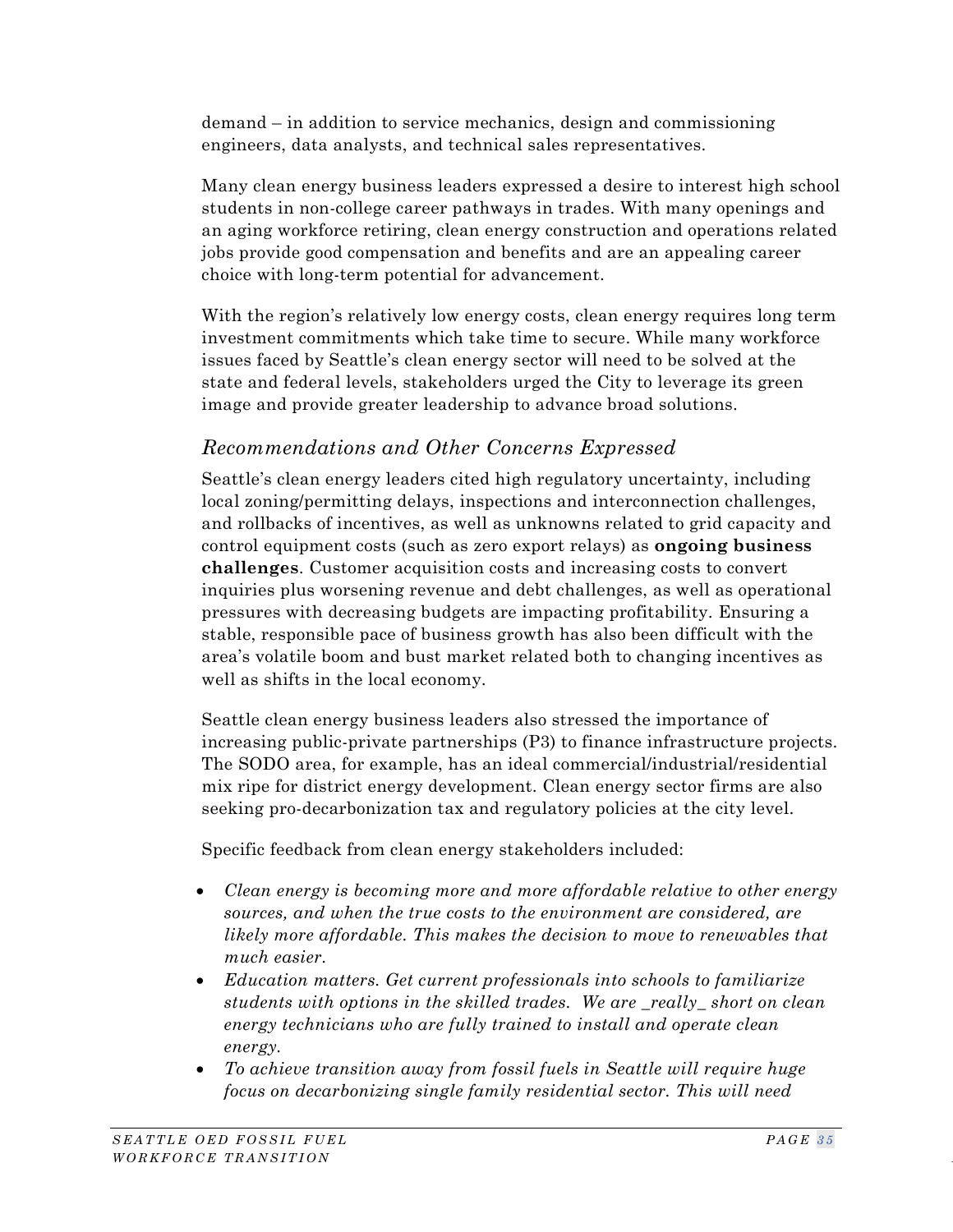demand – in addition to service mechanics, design and commissioning engineers, data analysts, and technical sales representatives.

Many clean energy business leaders expressed a desire to interest high school students in non-college career pathways in trades. With many openings and an aging workforce retiring, clean energy construction and operations related jobs provide good compensation and benefits and are an appealing career choice with long-term potential for advancement.

With the region's relatively low energy costs, clean energy requires long term investment commitments which take time to secure. While many workforce issues faced by Seattle's clean energy sector will need to be solved at the state and federal levels, stakeholders urged the City to leverage its green image and provide greater leadership to advance broad solutions.

### *Recommendations and Other Concerns Expressed*

Seattle's clean energy leaders cited high regulatory uncertainty, including local zoning/permitting delays, inspections and interconnection challenges, and rollbacks of incentives, as well as unknowns related to grid capacity and control equipment costs (such as zero export relays) as **ongoing business challenges**. Customer acquisition costs and increasing costs to convert inquiries plus worsening revenue and debt challenges, as well as operational pressures with decreasing budgets are impacting profitability. Ensuring a stable, responsible pace of business growth has also been difficult with the area's volatile boom and bust market related both to changing incentives as well as shifts in the local economy.

Seattle clean energy business leaders also stressed the importance of increasing public-private partnerships (P3) to finance infrastructure projects. The SODO area, for example, has an ideal commercial/industrial/residential mix ripe for district energy development. Clean energy sector firms are also seeking pro-decarbonization tax and regulatory policies at the city level.

Specific feedback from clean energy stakeholders included:

- *Clean energy is becoming more and more affordable relative to other energy sources, and when the true costs to the environment are considered, are likely more affordable. This makes the decision to move to renewables that much easier.*
- *Education matters. Get current professionals into schools to familiarize students with options in the skilled trades. We are _really_ short on clean energy technicians who are fully trained to install and operate clean energy.*
- *To achieve transition away from fossil fuels in Seattle will require huge focus on decarbonizing single family residential sector. This will need*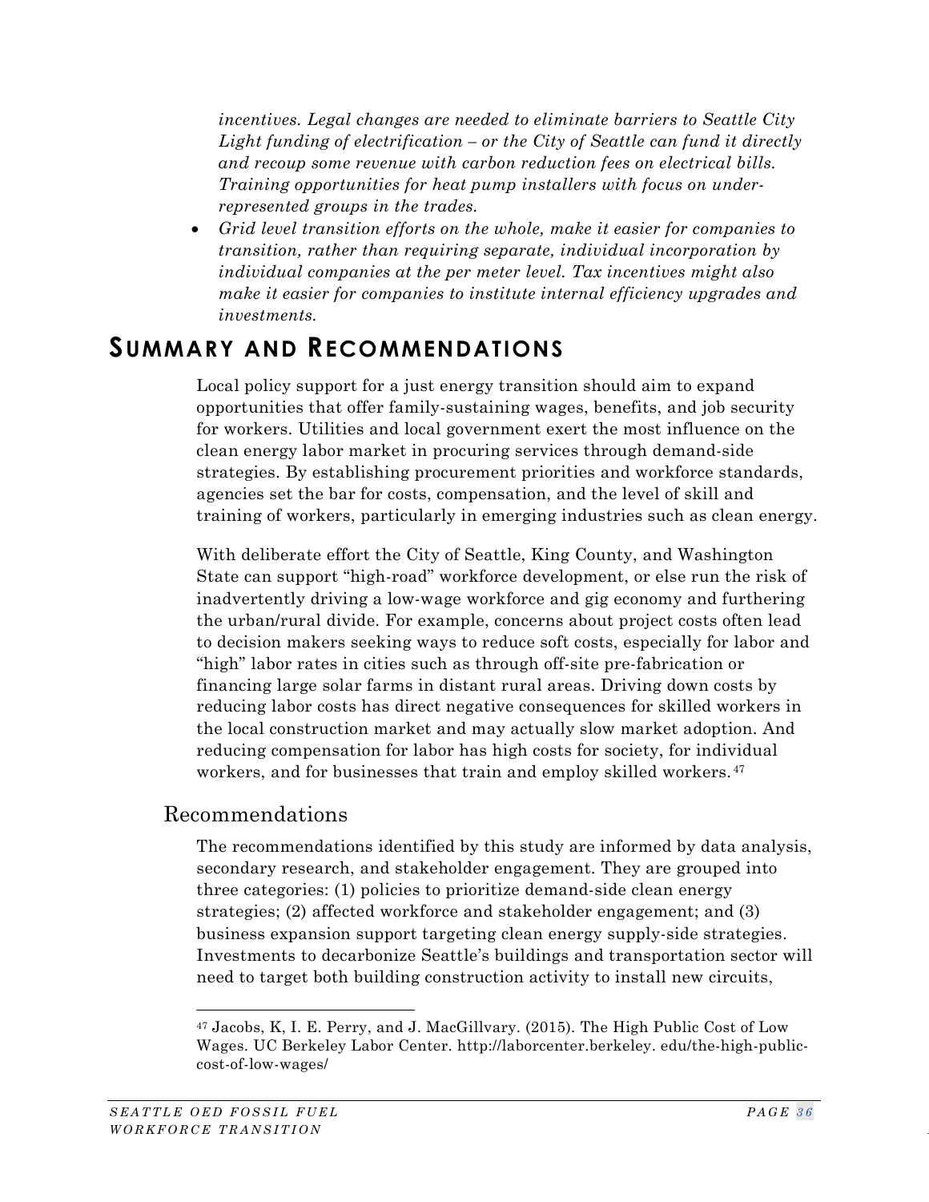*incentives. Legal changes are needed to eliminate barriers to Seattle City Light funding of electrification – or the City of Seattle can fund it directly and recoup some revenue with carbon reduction fees on electrical bills. Training opportunities for heat pump installers with focus on under-represented groups in the trades.*

- *Grid level transition efforts on the whole, make it easier for companies to transition, rather than requiring separate, individual incorporation by individual companies at the per meter level. Tax incentives might also make it easier for companies to institute internal efficiency upgrades and investments.*

# SUMMARY AND RECOMMENDATIONS

Local policy support for a just energy transition should aim to expand opportunities that offer family-sustaining wages, benefits, and job security for workers. Utilities and local government exert the most influence on the clean energy labor market in procuring services through demand-side strategies. By establishing procurement priorities and workforce standards, agencies set the bar for costs, compensation, and the level of skill and training of workers, particularly in emerging industries such as clean energy.

With deliberate effort the City of Seattle, King County, and Washington State can support "high-road" workforce development, or else run the risk of inadvertently driving a low-wage workforce and gig economy and furthering the urban/rural divide. For example, concerns about project costs often lead to decision makers seeking ways to reduce soft costs, especially for labor and "high" labor rates in cities such as through off-site pre-fabrication or financing large solar farms in distant rural areas. Driving down costs by reducing labor costs has direct negative consequences for skilled workers in the local construction market and may actually slow market adoption. And reducing compensation for labor has high costs for society, for individual workers, and for businesses that train and employ skilled workers.[47]

## Recommendations

The recommendations identified by this study are informed by data analysis, secondary research, and stakeholder engagement. They are grouped into three categories: (1) policies to prioritize demand-side clean energy strategies; (2) affected workforce and stakeholder engagement; and (3) business expansion support targeting clean energy supply-side strategies. Investments to decarbonize Seattle's buildings and transportation sector will need to target both building construction activity to install new circuits,

---

[47] Jacobs, K, I. E. Perry, and J. MacGillvary. (2015). The High Public Cost of Low Wages. UC Berkeley Labor Center. http://laborcenter.berkeley. edu/the-high-public-cost-of-low-wages/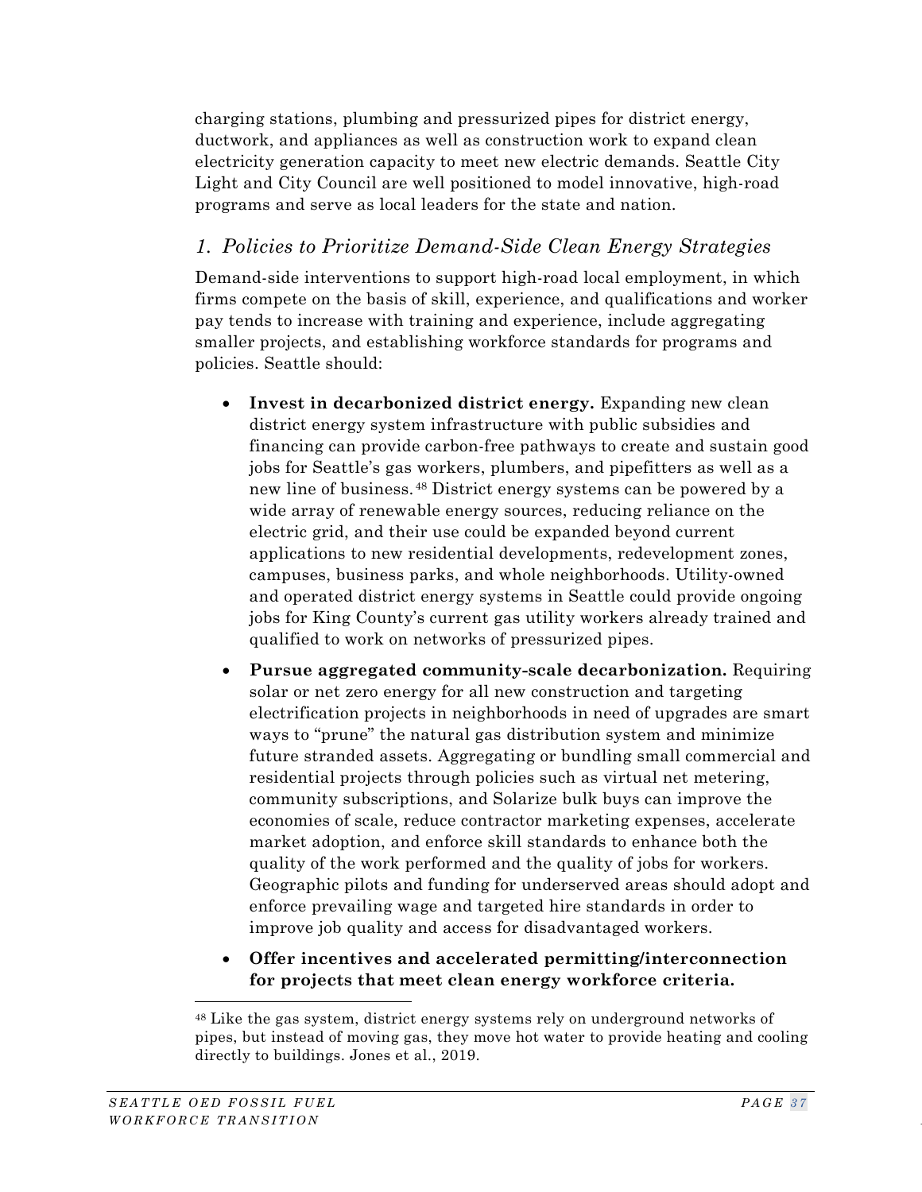charging stations, plumbing and pressurized pipes for district energy, ductwork, and appliances as well as construction work to expand clean electricity generation capacity to meet new electric demands. Seattle City Light and City Council are well positioned to model innovative, high-road programs and serve as local leaders for the state and nation.

### *1. Policies to Prioritize Demand-Side Clean Energy Strategies*

Demand-side interventions to support high-road local employment, in which firms compete on the basis of skill, experience, and qualifications and worker pay tends to increase with training and experience, include aggregating smaller projects, and establishing workforce standards for programs and policies. Seattle should:

- **Invest in decarbonized district energy.** Expanding new clean district energy system infrastructure with public subsidies and financing can provide carbon-free pathways to create and sustain good jobs for Seattle's gas workers, plumbers, and pipefitters as well as a new line of business.[48] District energy systems can be powered by a wide array of renewable energy sources, reducing reliance on the electric grid, and their use could be expanded beyond current applications to new residential developments, redevelopment zones, campuses, business parks, and whole neighborhoods. Utility-owned and operated district energy systems in Seattle could provide ongoing jobs for King County's current gas utility workers already trained and qualified to work on networks of pressurized pipes.
- **Pursue aggregated community-scale decarbonization.** Requiring solar or net zero energy for all new construction and targeting electrification projects in neighborhoods in need of upgrades are smart ways to "prune" the natural gas distribution system and minimize future stranded assets. Aggregating or bundling small commercial and residential projects through policies such as virtual net metering, community subscriptions, and Solarize bulk buys can improve the economies of scale, reduce contractor marketing expenses, accelerate market adoption, and enforce skill standards to enhance both the quality of the work performed and the quality of jobs for workers. Geographic pilots and funding for underserved areas should adopt and enforce prevailing wage and targeted hire standards in order to improve job quality and access for disadvantaged workers.
- **Offer incentives and accelerated permitting/interconnection for projects that meet clean energy workforce criteria.**

---

[48] Like the gas system, district energy systems rely on underground networks of pipes, but instead of moving gas, they move hot water to provide heating and cooling directly to buildings. Jones et al., 2019.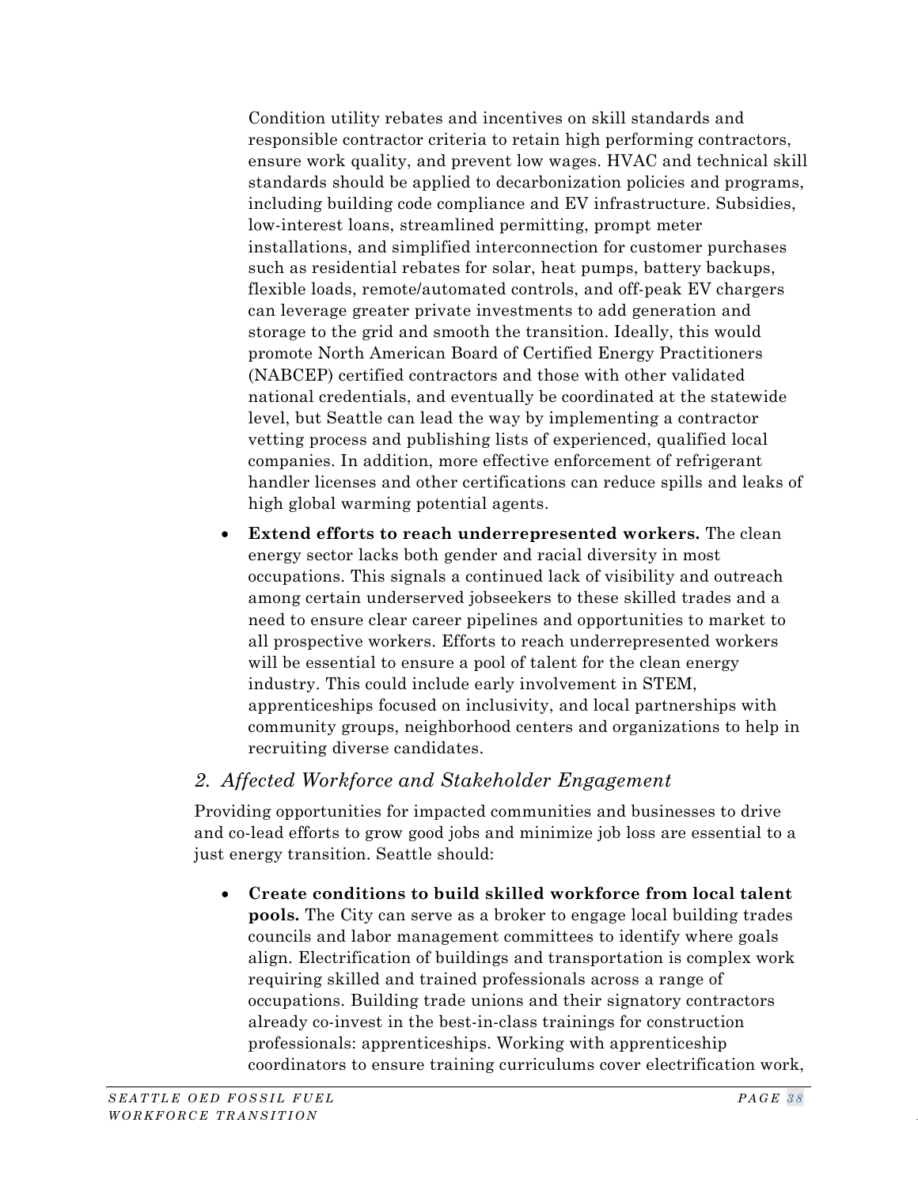Condition utility rebates and incentives on skill standards and responsible contractor criteria to retain high performing contractors, ensure work quality, and prevent low wages. HVAC and technical skill standards should be applied to decarbonization policies and programs, including building code compliance and EV infrastructure. Subsidies, low-interest loans, streamlined permitting, prompt meter installations, and simplified interconnection for customer purchases such as residential rebates for solar, heat pumps, battery backups, flexible loads, remote/automated controls, and off-peak EV chargers can leverage greater private investments to add generation and storage to the grid and smooth the transition. Ideally, this would promote North American Board of Certified Energy Practitioners (NABCEP) certified contractors and those with other validated national credentials, and eventually be coordinated at the statewide level, but Seattle can lead the way by implementing a contractor vetting process and publishing lists of experienced, qualified local companies. In addition, more effective enforcement of refrigerant handler licenses and other certifications can reduce spills and leaks of high global warming potential agents.

- **Extend efforts to reach underrepresented workers.** The clean energy sector lacks both gender and racial diversity in most occupations. This signals a continued lack of visibility and outreach among certain underserved jobseekers to these skilled trades and a need to ensure clear career pipelines and opportunities to market to all prospective workers. Efforts to reach underrepresented workers will be essential to ensure a pool of talent for the clean energy industry. This could include early involvement in STEM, apprenticeships focused on inclusivity, and local partnerships with community groups, neighborhood centers and organizations to help in recruiting diverse candidates.

## *2. Affected Workforce and Stakeholder Engagement*

Providing opportunities for impacted communities and businesses to drive and co-lead efforts to grow good jobs and minimize job loss are essential to a just energy transition. Seattle should:

- **Create conditions to build skilled workforce from local talent pools.** The City can serve as a broker to engage local building trades councils and labor management committees to identify where goals align. Electrification of buildings and transportation is complex work requiring skilled and trained professionals across a range of occupations. Building trade unions and their signatory contractors already co-invest in the best-in-class trainings for construction professionals: apprenticeships. Working with apprenticeship coordinators to ensure training curriculums cover electrification work,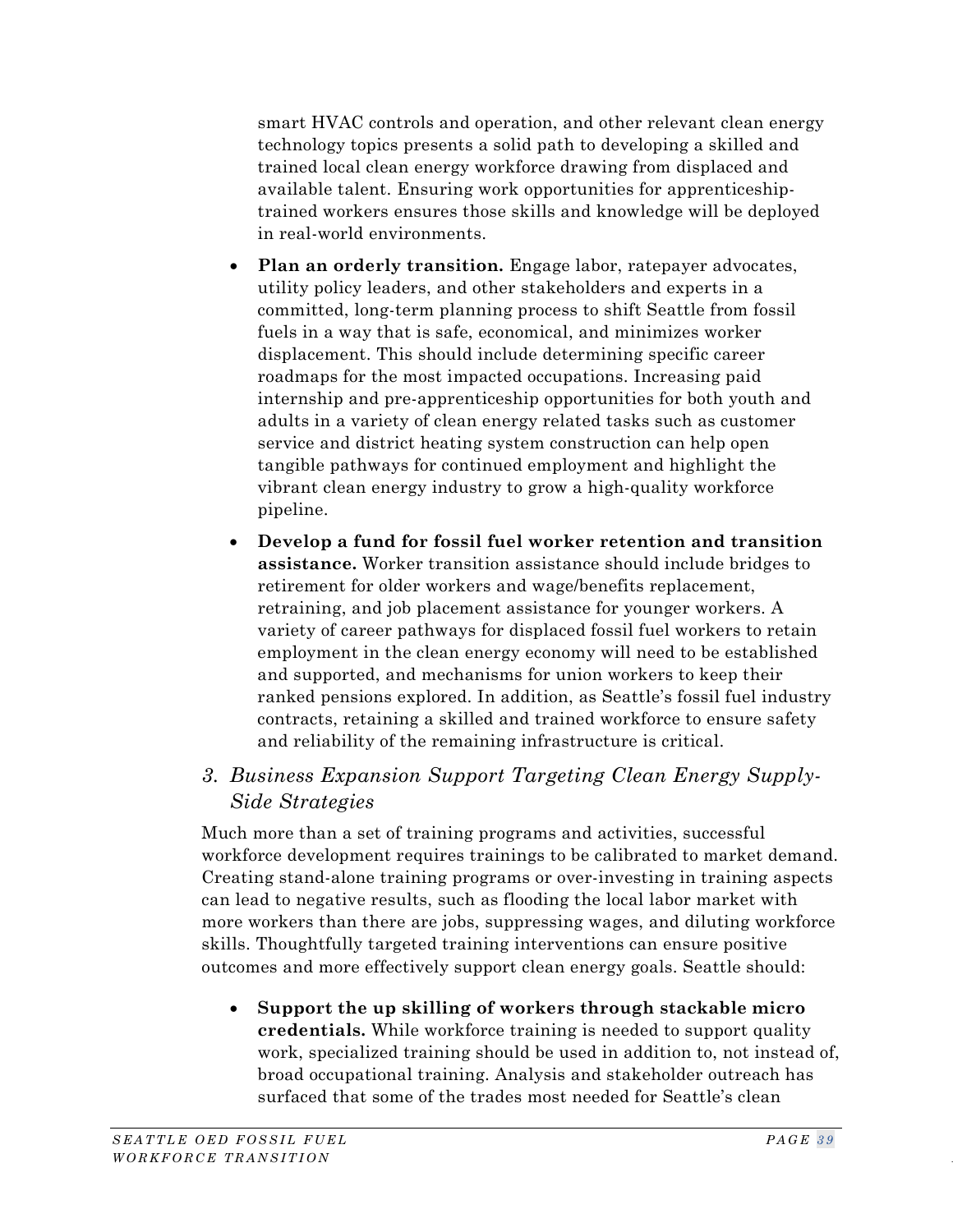smart HVAC controls and operation, and other relevant clean energy technology topics presents a solid path to developing a skilled and trained local clean energy workforce drawing from displaced and available talent. Ensuring work opportunities for apprenticeship-trained workers ensures those skills and knowledge will be deployed in real-world environments.

- **Plan an orderly transition.** Engage labor, ratepayer advocates, utility policy leaders, and other stakeholders and experts in a committed, long-term planning process to shift Seattle from fossil fuels in a way that is safe, economical, and minimizes worker displacement. This should include determining specific career roadmaps for the most impacted occupations. Increasing paid internship and pre-apprenticeship opportunities for both youth and adults in a variety of clean energy related tasks such as customer service and district heating system construction can help open tangible pathways for continued employment and highlight the vibrant clean energy industry to grow a high-quality workforce pipeline.
- **Develop a fund for fossil fuel worker retention and transition assistance.** Worker transition assistance should include bridges to retirement for older workers and wage/benefits replacement, retraining, and job placement assistance for younger workers. A variety of career pathways for displaced fossil fuel workers to retain employment in the clean energy economy will need to be established and supported, and mechanisms for union workers to keep their ranked pensions explored. In addition, as Seattle's fossil fuel industry contracts, retaining a skilled and trained workforce to ensure safety and reliability of the remaining infrastructure is critical.

### *3. Business Expansion Support Targeting Clean Energy Supply-Side Strategies*

Much more than a set of training programs and activities, successful workforce development requires trainings to be calibrated to market demand. Creating stand-alone training programs or over-investing in training aspects can lead to negative results, such as flooding the local labor market with more workers than there are jobs, suppressing wages, and diluting workforce skills. Thoughtfully targeted training interventions can ensure positive outcomes and more effectively support clean energy goals. Seattle should:

- **Support the up skilling of workers through stackable micro credentials.** While workforce training is needed to support quality work, specialized training should be used in addition to, not instead of, broad occupational training. Analysis and stakeholder outreach has surfaced that some of the trades most needed for Seattle's clean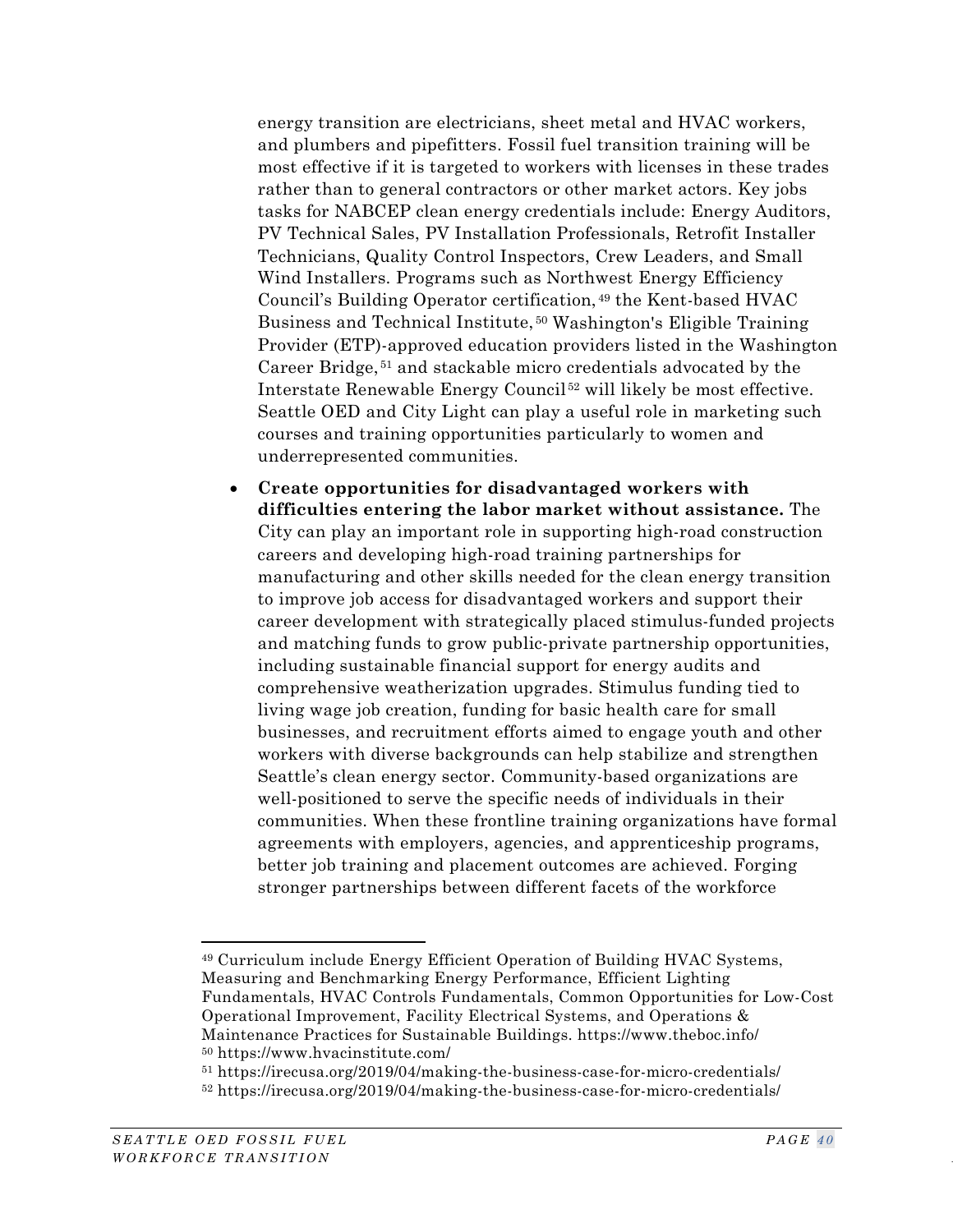energy transition are electricians, sheet metal and HVAC workers, and plumbers and pipefitters. Fossil fuel transition training will be most effective if it is targeted to workers with licenses in these trades rather than to general contractors or other market actors. Key jobs tasks for NABCEP clean energy credentials include: Energy Auditors, PV Technical Sales, PV Installation Professionals, Retrofit Installer Technicians, Quality Control Inspectors, Crew Leaders, and Small Wind Installers. Programs such as Northwest Energy Efficiency Council's Building Operator certification,[49] the Kent-based HVAC Business and Technical Institute,[50] Washington's Eligible Training Provider (ETP)-approved education providers listed in the Washington Career Bridge,[51] and stackable micro credentials advocated by the Interstate Renewable Energy Council[52] will likely be most effective. Seattle OED and City Light can play a useful role in marketing such courses and training opportunities particularly to women and underrepresented communities.

- **Create opportunities for disadvantaged workers with difficulties entering the labor market without assistance.** The City can play an important role in supporting high-road construction careers and developing high-road training partnerships for manufacturing and other skills needed for the clean energy transition to improve job access for disadvantaged workers and support their career development with strategically placed stimulus-funded projects and matching funds to grow public-private partnership opportunities, including sustainable financial support for energy audits and comprehensive weatherization upgrades. Stimulus funding tied to living wage job creation, funding for basic health care for small businesses, and recruitment efforts aimed to engage youth and other workers with diverse backgrounds can help stabilize and strengthen Seattle's clean energy sector. Community-based organizations are well-positioned to serve the specific needs of individuals in their communities. When these frontline training organizations have formal agreements with employers, agencies, and apprenticeship programs, better job training and placement outcomes are achieved. Forging stronger partnerships between different facets of the workforce

---

[49] Curriculum include Energy Efficient Operation of Building HVAC Systems, Measuring and Benchmarking Energy Performance, Efficient Lighting Fundamentals, HVAC Controls Fundamentals, Common Opportunities for Low-Cost Operational Improvement, Facility Electrical Systems, and Operations & Maintenance Practices for Sustainable Buildings. https://www.theboc.info/

[50] https://www.hvacinstitute.com/

[51] https://irecusa.org/2019/04/making-the-business-case-for-micro-credentials/

[52] https://irecusa.org/2019/04/making-the-business-case-for-micro-credentials/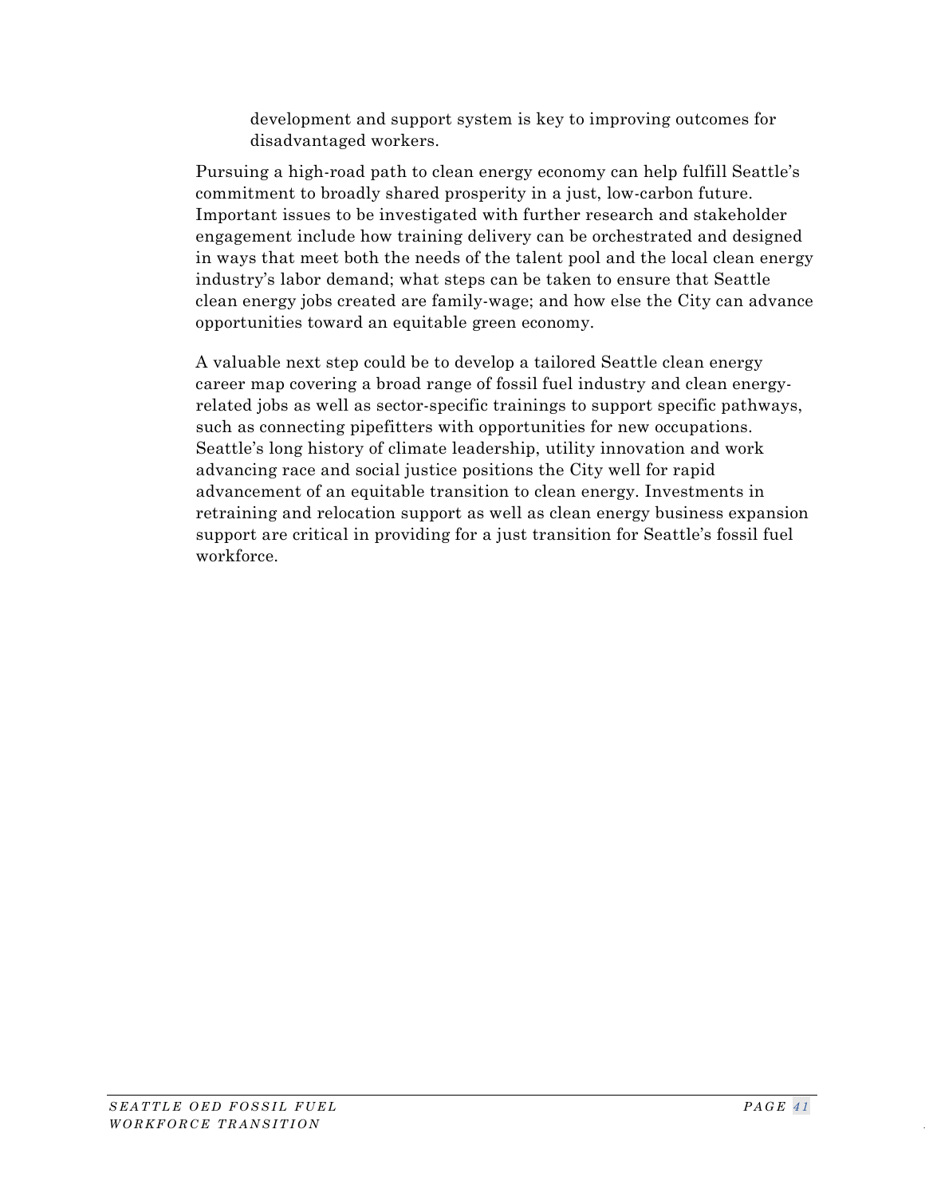development and support system is key to improving outcomes for disadvantaged workers.

Pursuing a high-road path to clean energy economy can help fulfill Seattle's commitment to broadly shared prosperity in a just, low-carbon future. Important issues to be investigated with further research and stakeholder engagement include how training delivery can be orchestrated and designed in ways that meet both the needs of the talent pool and the local clean energy industry's labor demand; what steps can be taken to ensure that Seattle clean energy jobs created are family-wage; and how else the City can advance opportunities toward an equitable green economy.

A valuable next step could be to develop a tailored Seattle clean energy career map covering a broad range of fossil fuel industry and clean energy-related jobs as well as sector-specific trainings to support specific pathways, such as connecting pipefitters with opportunities for new occupations. Seattle's long history of climate leadership, utility innovation and work advancing race and social justice positions the City well for rapid advancement of an equitable transition to clean energy. Investments in retraining and relocation support as well as clean energy business expansion support are critical in providing for a just transition for Seattle's fossil fuel workforce.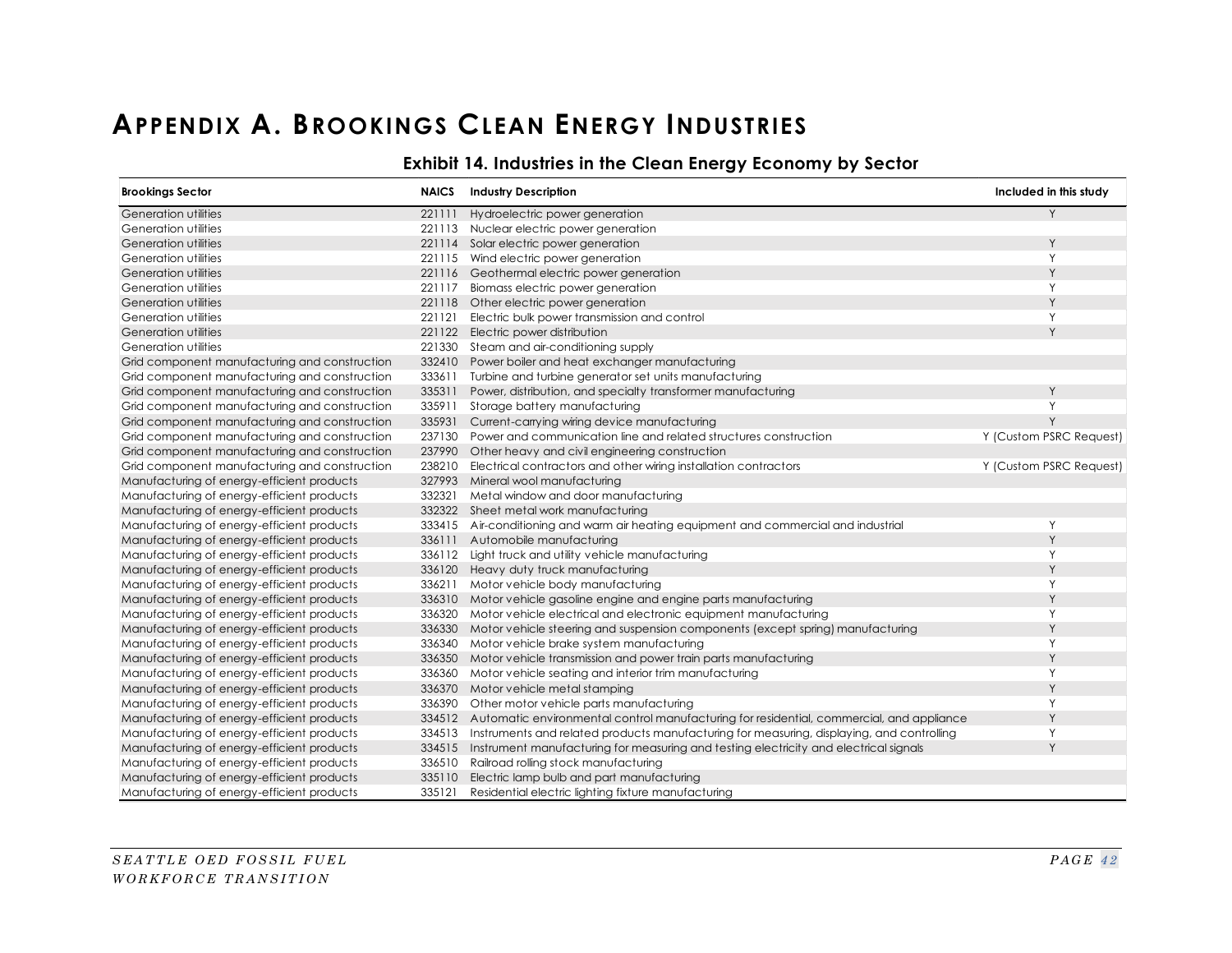# Appendix A. Brookings Clean Energy Industries

### Exhibit 14. Industries in the Clean Energy Economy by Sector

| Brookings Sector | NAICS | Industry Description | Included in this study |
|---|---|---|---|
| Generation utilities | 221111 | Hydroelectric power generation | Y |
| Generation utilities | 221113 | Nuclear electric power generation | |
| Generation utilities | 221114 | Solar electric power generation | Y |
| Generation utilities | 221115 | Wind electric power generation | Y |
| Generation utilities | 221116 | Geothermal electric power generation | Y |
| Generation utilities | 221117 | Biomass electric power generation | Y |
| Generation utilities | 221118 | Other electric power generation | Y |
| Generation utilities | 221121 | Electric bulk power transmission and control | Y |
| Generation utilities | 221122 | Electric power distribution | Y |
| Generation utilities | 221330 | Steam and air-conditioning supply | |
| Grid component manufacturing and construction | 332410 | Power boiler and heat exchanger manufacturing | |
| Grid component manufacturing and construction | 333611 | Turbine and turbine generator set units manufacturing | |
| Grid component manufacturing and construction | 335311 | Power, distribution, and specialty transformer manufacturing | Y |
| Grid component manufacturing and construction | 335911 | Storage battery manufacturing | Y |
| Grid component manufacturing and construction | 335931 | Current-carrying wiring device manufacturing | Y |
| Grid component manufacturing and construction | 237130 | Power and communication line and related structures construction | Y (Custom PSRC Request) |
| Grid component manufacturing and construction | 237990 | Other heavy and civil engineering construction | |
| Grid component manufacturing and construction | 238210 | Electrical contractors and other wiring installation contractors | Y (Custom PSRC Request) |
| Manufacturing of energy-efficient products | 327993 | Mineral wool manufacturing | |
| Manufacturing of energy-efficient products | 332321 | Metal window and door manufacturing | |
| Manufacturing of energy-efficient products | 332322 | Sheet metal work manufacturing | |
| Manufacturing of energy-efficient products | 333415 | Air-conditioning and warm air heating equipment and commercial and industrial | Y |
| Manufacturing of energy-efficient products | 336111 | Automobile manufacturing | Y |
| Manufacturing of energy-efficient products | 336112 | Light truck and utility vehicle manufacturing | Y |
| Manufacturing of energy-efficient products | 336120 | Heavy duty truck manufacturing | Y |
| Manufacturing of energy-efficient products | 336211 | Motor vehicle body manufacturing | Y |
| Manufacturing of energy-efficient products | 336310 | Motor vehicle gasoline engine and engine parts manufacturing | Y |
| Manufacturing of energy-efficient products | 336320 | Motor vehicle electrical and electronic equipment manufacturing | Y |
| Manufacturing of energy-efficient products | 336330 | Motor vehicle steering and suspension components (except spring) manufacturing | Y |
| Manufacturing of energy-efficient products | 336340 | Motor vehicle brake system manufacturing | Y |
| Manufacturing of energy-efficient products | 336350 | Motor vehicle transmission and power train parts manufacturing | Y |
| Manufacturing of energy-efficient products | 336360 | Motor vehicle seating and interior trim manufacturing | Y |
| Manufacturing of energy-efficient products | 336370 | Motor vehicle metal stamping | Y |
| Manufacturing of energy-efficient products | 336390 | Other motor vehicle parts manufacturing | Y |
| Manufacturing of energy-efficient products | 334512 | Automatic environmental control manufacturing for residential, commercial, and appliance | Y |
| Manufacturing of energy-efficient products | 334513 | Instruments and related products manufacturing for measuring, displaying, and controlling | Y |
| Manufacturing of energy-efficient products | 334515 | Instrument manufacturing for measuring and testing electricity and electrical signals | Y |
| Manufacturing of energy-efficient products | 336510 | Railroad rolling stock manufacturing | |
| Manufacturing of energy-efficient products | 335110 | Electric lamp bulb and part manufacturing | |
| Manufacturing of energy-efficient products | 335121 | Residential electric lighting fixture manufacturing | |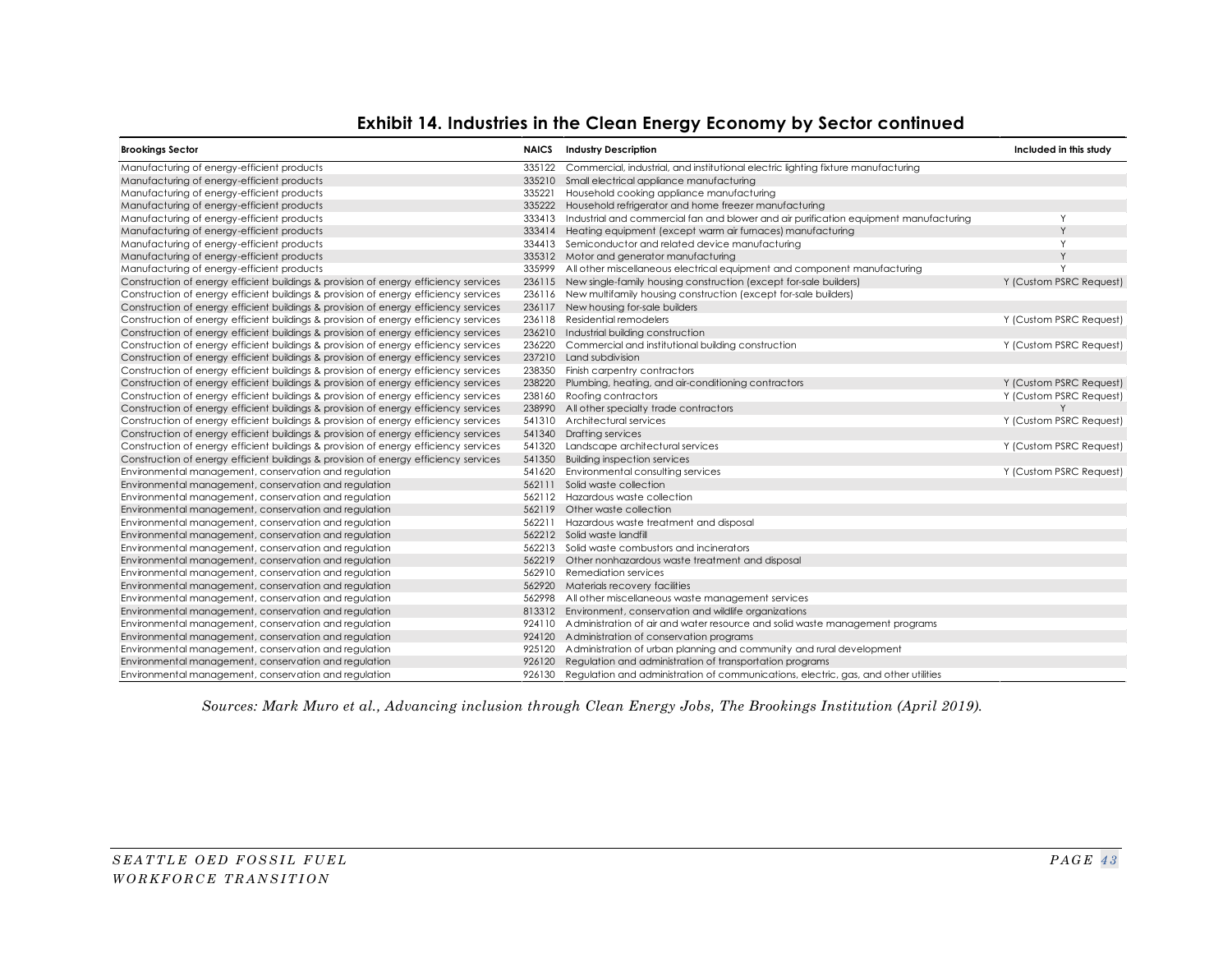## Exhibit 14. Industries in the Clean Energy Economy by Sector continued

| Brookings Sector | NAICS | Industry Description | Included in this study |
|---|---|---|---|
| Manufacturing of energy-efficient products | 335122 | Commercial, industrial, and institutional electric lighting fixture manufacturing | |
| Manufacturing of energy-efficient products | 335210 | Small electrical appliance manufacturing | |
| Manufacturing of energy-efficient products | 335221 | Household cooking appliance manufacturing | |
| Manufacturing of energy-efficient products | 335222 | Household refrigerator and home freezer manufacturing | |
| Manufacturing of energy-efficient products | 333413 | Industrial and commercial fan and blower and air purification equipment manufacturing | Y |
| Manufacturing of energy-efficient products | 333414 | Heating equipment (except warm air furnaces) manufacturing | Y |
| Manufacturing of energy-efficient products | 334413 | Semiconductor and related device manufacturing | Y |
| Manufacturing of energy-efficient products | 335312 | Motor and generator manufacturing | Y |
| Manufacturing of energy-efficient products | 335999 | All other miscellaneous electrical equipment and component manufacturing | Y |
| Construction of energy efficient buildings & provision of energy efficiency services | 236115 | New single-family housing construction (except for-sale builders) | Y (Custom PSRC Request) |
| Construction of energy efficient buildings & provision of energy efficiency services | 236116 | New multifamily housing construction (except for-sale builders) | |
| Construction of energy efficient buildings & provision of energy efficiency services | 236117 | New housing for-sale builders | |
| Construction of energy efficient buildings & provision of energy efficiency services | 236118 | Residential remodelers | Y (Custom PSRC Request) |
| Construction of energy efficient buildings & provision of energy efficiency services | 236210 | Industrial building construction | |
| Construction of energy efficient buildings & provision of energy efficiency services | 236220 | Commercial and institutional building construction | Y (Custom PSRC Request) |
| Construction of energy efficient buildings & provision of energy efficiency services | 237210 | Land subdivision | |
| Construction of energy efficient buildings & provision of energy efficiency services | 238350 | Finish carpentry contractors | |
| Construction of energy efficient buildings & provision of energy efficiency services | 238220 | Plumbing, heating, and air-conditioning contractors | Y (Custom PSRC Request) |
| Construction of energy efficient buildings & provision of energy efficiency services | 238160 | Roofing contractors | Y (Custom PSRC Request) |
| Construction of energy efficient buildings & provision of energy efficiency services | 238990 | All other specialty trade contractors | Y |
| Construction of energy efficient buildings & provision of energy efficiency services | 541310 | Architectural services | Y (Custom PSRC Request) |
| Construction of energy efficient buildings & provision of energy efficiency services | 541340 | Drafting services | |
| Construction of energy efficient buildings & provision of energy efficiency services | 541320 | Landscape architectural services | Y (Custom PSRC Request) |
| Construction of energy efficient buildings & provision of energy efficiency services | 541350 | Building inspection services | |
| Environmental management, conservation and regulation | 541620 | Environmental consulting services | Y (Custom PSRC Request) |
| Environmental management, conservation and regulation | 562111 | Solid waste collection | |
| Environmental management, conservation and regulation | 562112 | Hazardous waste collection | |
| Environmental management, conservation and regulation | 562119 | Other waste collection | |
| Environmental management, conservation and regulation | 562211 | Hazardous waste treatment and disposal | |
| Environmental management, conservation and regulation | 562212 | Solid waste landfill | |
| Environmental management, conservation and regulation | 562213 | Solid waste combustors and incinerators | |
| Environmental management, conservation and regulation | 562219 | Other nonhazardous waste treatment and disposal | |
| Environmental management, conservation and regulation | 562910 | Remediation services | |
| Environmental management, conservation and regulation | 562920 | Materials recovery facilities | |
| Environmental management, conservation and regulation | 562998 | All other miscellaneous waste management services | |
| Environmental management, conservation and regulation | 813312 | Environment, conservation and wildlife organizations | |
| Environmental management, conservation and regulation | 924110 | Administration of air and water resource and solid waste management programs | |
| Environmental management, conservation and regulation | 924120 | Administration of conservation programs | |
| Environmental management, conservation and regulation | 925120 | Administration of urban planning and community and rural development | |
| Environmental management, conservation and regulation | 926120 | Regulation and administration of transportation programs | |
| Environmental management, conservation and regulation | 926130 | Regulation and administration of communications, electric, gas, and other utilities | |

*Sources: Mark Muro et al., Advancing inclusion through Clean Energy Jobs, The Brookings Institution (April 2019).*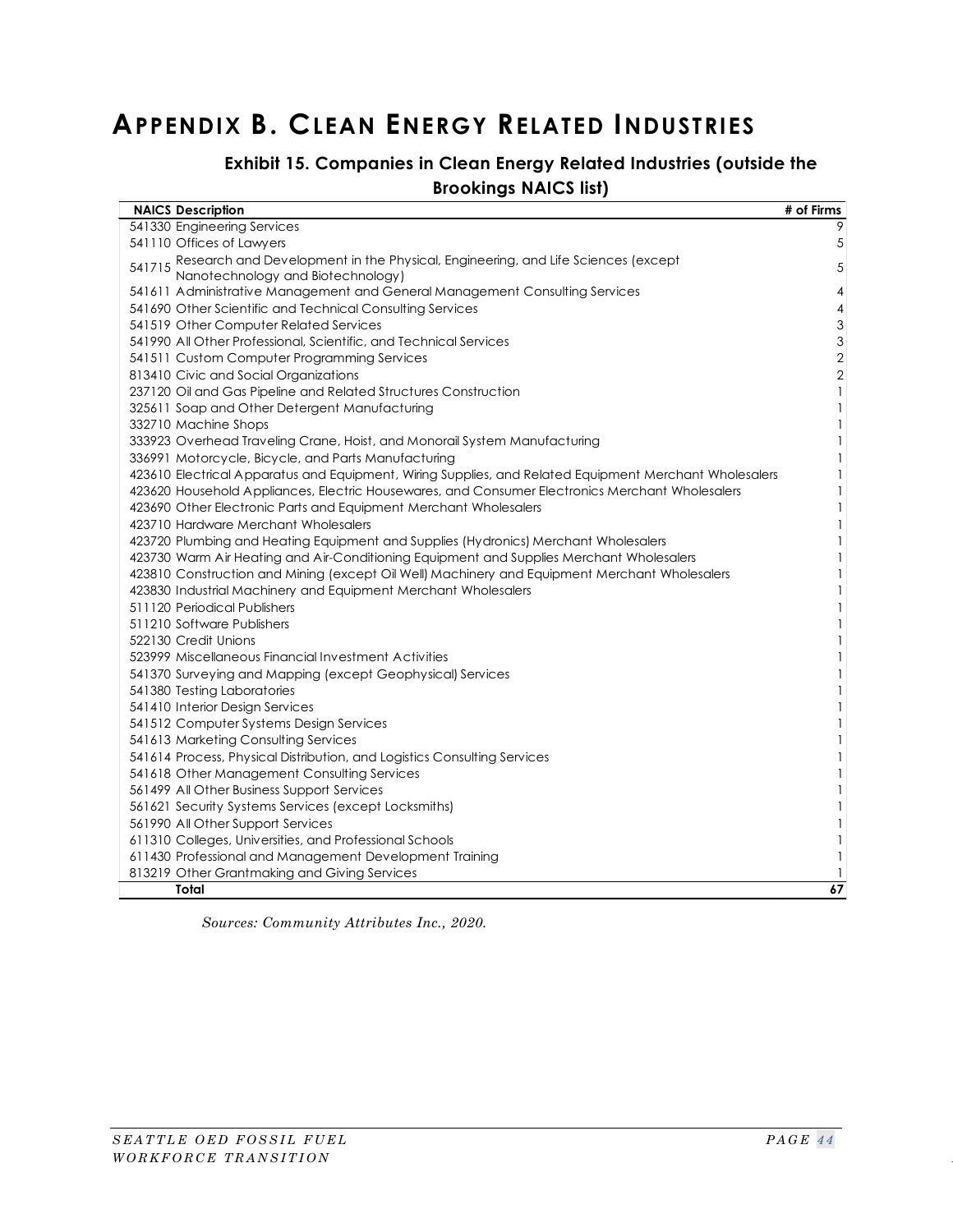# APPENDIX B. CLEAN ENERGY RELATED INDUSTRIES

### Exhibit 15. Companies in Clean Energy Related Industries (outside the Brookings NAICS list)

| NAICS | Description | # of Firms |
|---|---|---|
| 541330 | Engineering Services | 9 |
| 541110 | Offices of Lawyers | 5 |
| 541715 | Research and Development in the Physical, Engineering, and Life Sciences (except Nanotechnology and Biotechnology) | 5 |
| 541611 | Administrative Management and General Management Consulting Services | 4 |
| 541690 | Other Scientific and Technical Consulting Services | 4 |
| 541519 | Other Computer Related Services | 3 |
| 541990 | All Other Professional, Scientific, and Technical Services | 3 |
| 541511 | Custom Computer Programming Services | 2 |
| 813410 | Civic and Social Organizations | 2 |
| 237120 | Oil and Gas Pipeline and Related Structures Construction | 1 |
| 325611 | Soap and Other Detergent Manufacturing | 1 |
| 332710 | Machine Shops | 1 |
| 333923 | Overhead Traveling Crane, Hoist, and Monorail System Manufacturing | 1 |
| 336991 | Motorcycle, Bicycle, and Parts Manufacturing | 1 |
| 423610 | Electrical Apparatus and Equipment, Wiring Supplies, and Related Equipment Merchant Wholesalers | 1 |
| 423620 | Household Appliances, Electric Housewares, and Consumer Electronics Merchant Wholesalers | 1 |
| 423690 | Other Electronic Parts and Equipment Merchant Wholesalers | 1 |
| 423710 | Hardware Merchant Wholesalers | 1 |
| 423720 | Plumbing and Heating Equipment and Supplies (Hydronics) Merchant Wholesalers | 1 |
| 423730 | Warm Air Heating and Air-Conditioning Equipment and Supplies Merchant Wholesalers | 1 |
| 423810 | Construction and Mining (except Oil Well) Machinery and Equipment Merchant Wholesalers | 1 |
| 423830 | Industrial Machinery and Equipment Merchant Wholesalers | 1 |
| 511120 | Periodical Publishers | 1 |
| 511210 | Software Publishers | 1 |
| 522130 | Credit Unions | 1 |
| 523999 | Miscellaneous Financial Investment Activities | 1 |
| 541370 | Surveying and Mapping (except Geophysical) Services | 1 |
| 541380 | Testing Laboratories | 1 |
| 541410 | Interior Design Services | 1 |
| 541512 | Computer Systems Design Services | 1 |
| 541613 | Marketing Consulting Services | 1 |
| 541614 | Process, Physical Distribution, and Logistics Consulting Services | 1 |
| 541618 | Other Management Consulting Services | 1 |
| 561499 | All Other Business Support Services | 1 |
| 561621 | Security Systems Services (except Locksmiths) | 1 |
| 561990 | All Other Support Services | 1 |
| 611310 | Colleges, Universities, and Professional Schools | 1 |
| 611430 | Professional and Management Development Training | 1 |
| 813219 | Other Grantmaking and Giving Services | 1 |
| | **Total** | **67** |

*Sources: Community Attributes Inc., 2020.*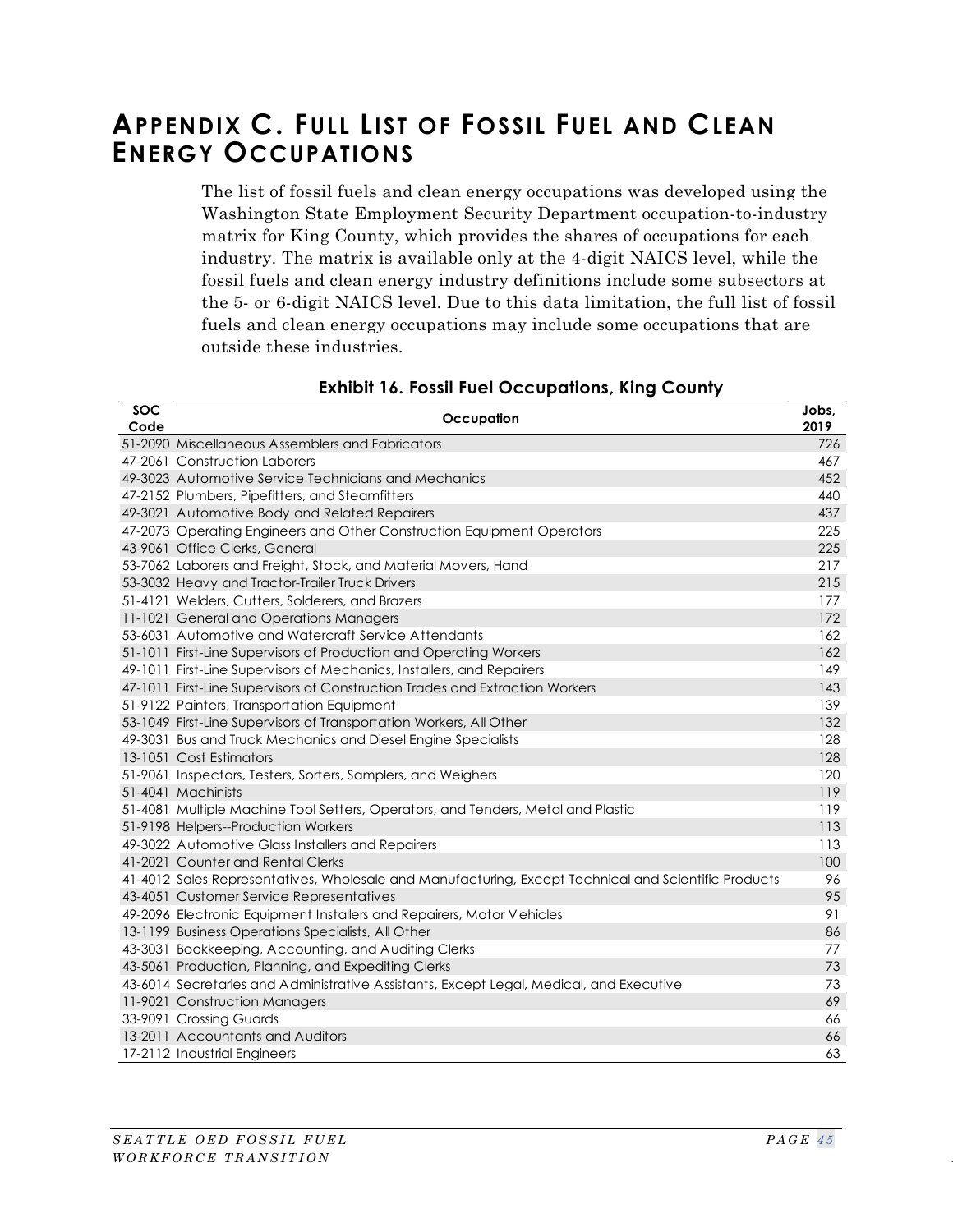# Appendix C. Full List of Fossil Fuel and Clean Energy Occupations

The list of fossil fuels and clean energy occupations was developed using the Washington State Employment Security Department occupation-to-industry matrix for King County, which provides the shares of occupations for each industry. The matrix is available only at the 4-digit NAICS level, while the fossil fuels and clean energy industry definitions include some subsectors at the 5- or 6-digit NAICS level. Due to this data limitation, the full list of fossil fuels and clean energy occupations may include some occupations that are outside these industries.

**Exhibit 16. Fossil Fuel Occupations, King County**

| SOC Code | Occupation | Jobs, 2019 |
|---|---|---|
| 51-2090 | Miscellaneous Assemblers and Fabricators | 726 |
| 47-2061 | Construction Laborers | 467 |
| 49-3023 | Automotive Service Technicians and Mechanics | 452 |
| 47-2152 | Plumbers, Pipefitters, and Steamfitters | 440 |
| 49-3021 | Automotive Body and Related Repairers | 437 |
| 47-2073 | Operating Engineers and Other Construction Equipment Operators | 225 |
| 43-9061 | Office Clerks, General | 225 |
| 53-7062 | Laborers and Freight, Stock, and Material Movers, Hand | 217 |
| 53-3032 | Heavy and Tractor-Trailer Truck Drivers | 215 |
| 51-4121 | Welders, Cutters, Solderers, and Brazers | 177 |
| 11-1021 | General and Operations Managers | 172 |
| 53-6031 | Automotive and Watercraft Service Attendants | 162 |
| 51-1011 | First-Line Supervisors of Production and Operating Workers | 162 |
| 49-1011 | First-Line Supervisors of Mechanics, Installers, and Repairers | 149 |
| 47-1011 | First-Line Supervisors of Construction Trades and Extraction Workers | 143 |
| 51-9122 | Painters, Transportation Equipment | 139 |
| 53-1049 | First-Line Supervisors of Transportation Workers, All Other | 132 |
| 49-3031 | Bus and Truck Mechanics and Diesel Engine Specialists | 128 |
| 13-1051 | Cost Estimators | 128 |
| 51-9061 | Inspectors, Testers, Sorters, Samplers, and Weighers | 120 |
| 51-4041 | Machinists | 119 |
| 51-4081 | Multiple Machine Tool Setters, Operators, and Tenders, Metal and Plastic | 119 |
| 51-9198 | Helpers--Production Workers | 113 |
| 49-3022 | Automotive Glass Installers and Repairers | 113 |
| 41-2021 | Counter and Rental Clerks | 100 |
| 41-4012 | Sales Representatives, Wholesale and Manufacturing, Except Technical and Scientific Products | 96 |
| 43-4051 | Customer Service Representatives | 95 |
| 49-2096 | Electronic Equipment Installers and Repairers, Motor Vehicles | 91 |
| 13-1199 | Business Operations Specialists, All Other | 86 |
| 43-3031 | Bookkeeping, Accounting, and Auditing Clerks | 77 |
| 43-5061 | Production, Planning, and Expediting Clerks | 73 |
| 43-6014 | Secretaries and Administrative Assistants, Except Legal, Medical, and Executive | 73 |
| 11-9021 | Construction Managers | 69 |
| 33-9091 | Crossing Guards | 66 |
| 13-2011 | Accountants and Auditors | 66 |
| 17-2112 | Industrial Engineers | 63 |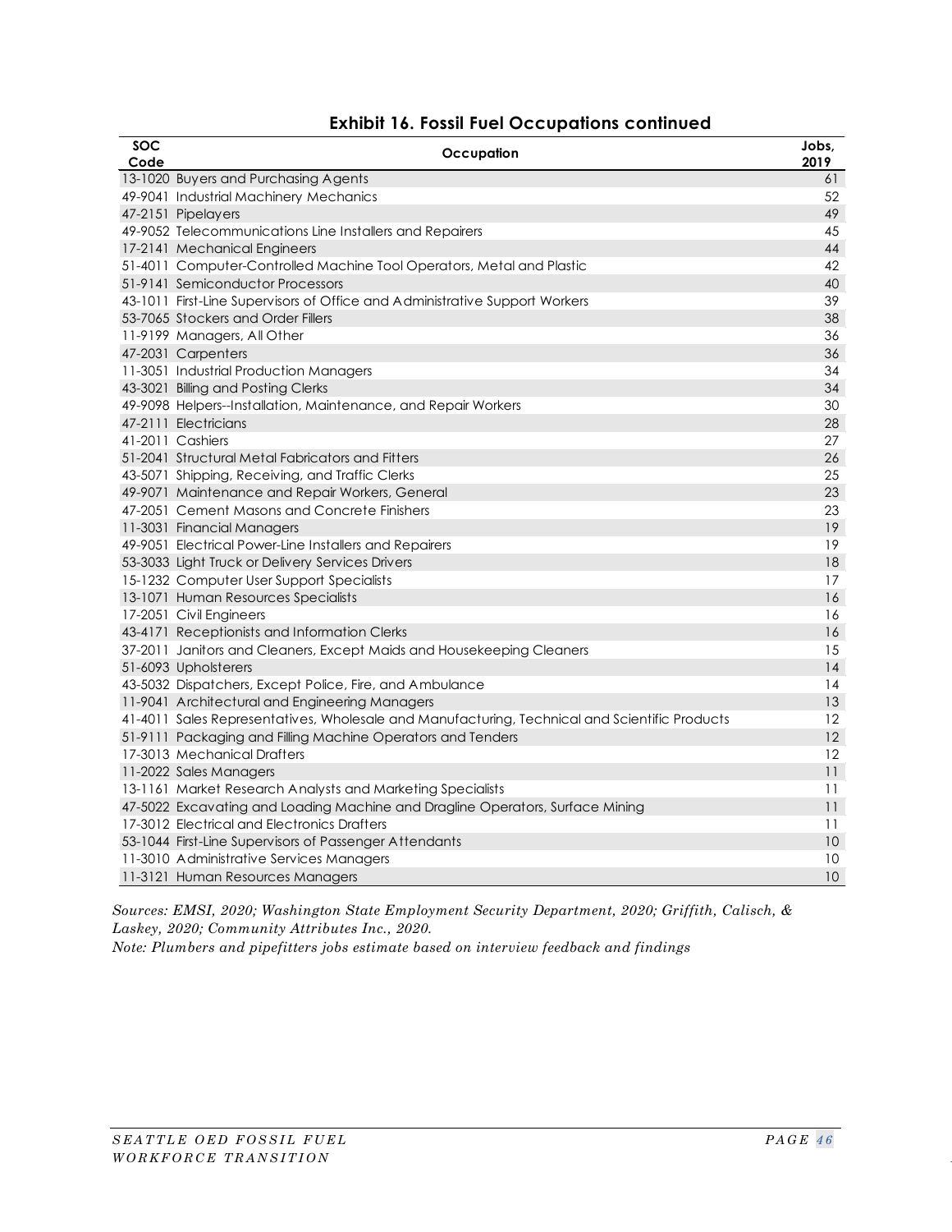### Exhibit 16. Fossil Fuel Occupations continued

| SOC Code | Occupation | Jobs, 2019 |
|---|---|---|
| 13-1020 | Buyers and Purchasing Agents | 61 |
| 49-9041 | Industrial Machinery Mechanics | 52 |
| 47-2151 | Pipelayers | 49 |
| 49-9052 | Telecommunications Line Installers and Repairers | 45 |
| 17-2141 | Mechanical Engineers | 44 |
| 51-4011 | Computer-Controlled Machine Tool Operators, Metal and Plastic | 42 |
| 51-9141 | Semiconductor Processors | 40 |
| 43-1011 | First-Line Supervisors of Office and Administrative Support Workers | 39 |
| 53-7065 | Stockers and Order Fillers | 38 |
| 11-9199 | Managers, All Other | 36 |
| 47-2031 | Carpenters | 36 |
| 11-3051 | Industrial Production Managers | 34 |
| 43-3021 | Billing and Posting Clerks | 34 |
| 49-9098 | Helpers--Installation, Maintenance, and Repair Workers | 30 |
| 47-2111 | Electricians | 28 |
| 41-2011 | Cashiers | 27 |
| 51-2041 | Structural Metal Fabricators and Fitters | 26 |
| 43-5071 | Shipping, Receiving, and Traffic Clerks | 25 |
| 49-9071 | Maintenance and Repair Workers, General | 23 |
| 47-2051 | Cement Masons and Concrete Finishers | 23 |
| 11-3031 | Financial Managers | 19 |
| 49-9051 | Electrical Power-Line Installers and Repairers | 19 |
| 53-3033 | Light Truck or Delivery Services Drivers | 18 |
| 15-1232 | Computer User Support Specialists | 17 |
| 13-1071 | Human Resources Specialists | 16 |
| 17-2051 | Civil Engineers | 16 |
| 43-4171 | Receptionists and Information Clerks | 16 |
| 37-2011 | Janitors and Cleaners, Except Maids and Housekeeping Cleaners | 15 |
| 51-6093 | Upholsterers | 14 |
| 43-5032 | Dispatchers, Except Police, Fire, and Ambulance | 14 |
| 11-9041 | Architectural and Engineering Managers | 13 |
| 41-4011 | Sales Representatives, Wholesale and Manufacturing, Technical and Scientific Products | 12 |
| 51-9111 | Packaging and Filling Machine Operators and Tenders | 12 |
| 17-3013 | Mechanical Drafters | 12 |
| 11-2022 | Sales Managers | 11 |
| 13-1161 | Market Research Analysts and Marketing Specialists | 11 |
| 47-5022 | Excavating and Loading Machine and Dragline Operators, Surface Mining | 11 |
| 17-3012 | Electrical and Electronics Drafters | 11 |
| 53-1044 | First-Line Supervisors of Passenger Attendants | 10 |
| 11-3010 | Administrative Services Managers | 10 |
| 11-3121 | Human Resources Managers | 10 |

*Sources: EMSI, 2020; Washington State Employment Security Department, 2020; Griffith, Calisch, & Laskey, 2020; Community Attributes Inc., 2020.*
*Note: Plumbers and pipefitters jobs estimate based on interview feedback and findings*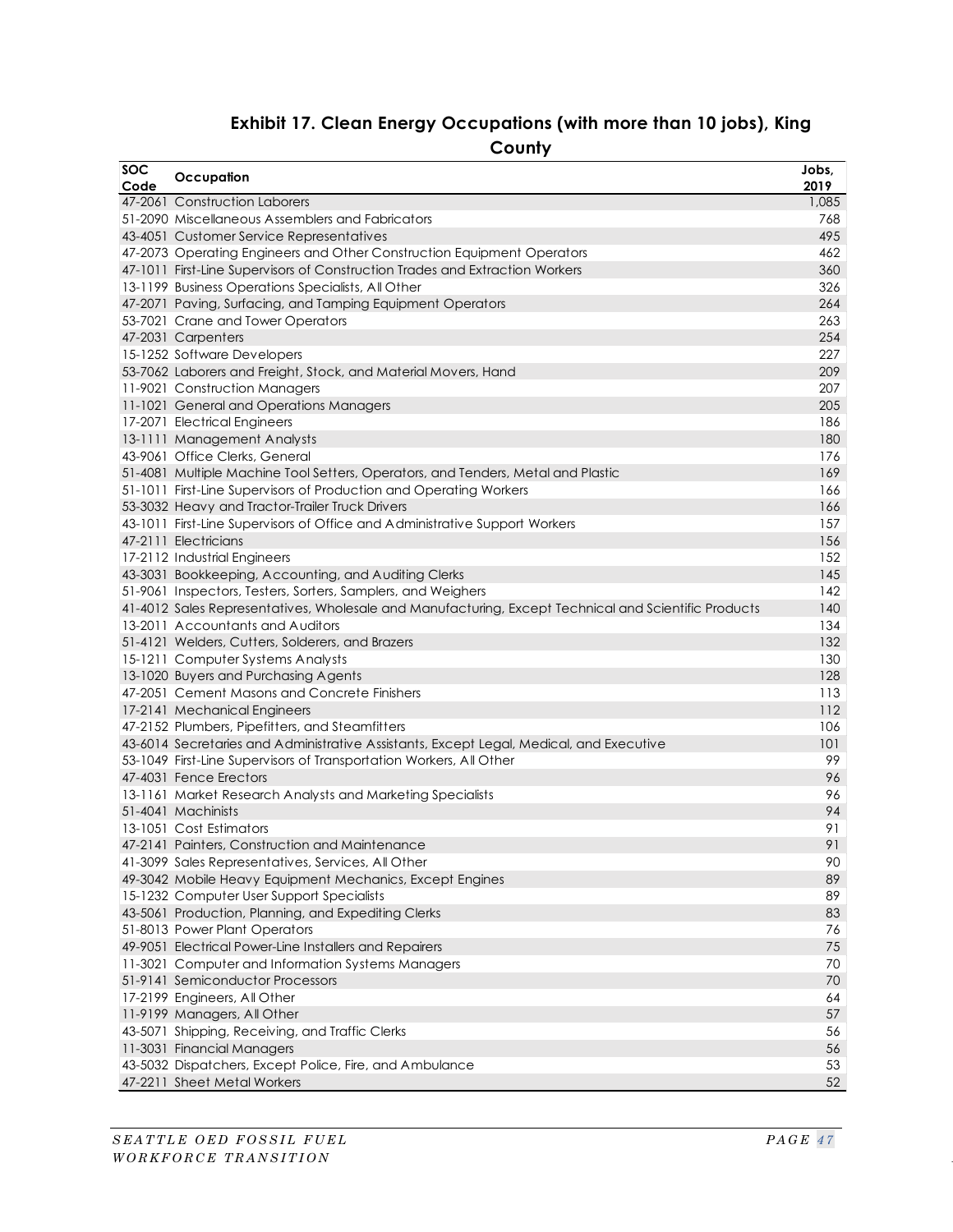**Exhibit 17. Clean Energy Occupations (with more than 10 jobs), King County**

| SOC Code | Occupation | Jobs, 2019 |
|---|---|---|
| 47-2061 | Construction Laborers | 1,085 |
| 51-2090 | Miscellaneous Assemblers and Fabricators | 768 |
| 43-4051 | Customer Service Representatives | 495 |
| 47-2073 | Operating Engineers and Other Construction Equipment Operators | 462 |
| 47-1011 | First-Line Supervisors of Construction Trades and Extraction Workers | 360 |
| 13-1199 | Business Operations Specialists, All Other | 326 |
| 47-2071 | Paving, Surfacing, and Tamping Equipment Operators | 264 |
| 53-7021 | Crane and Tower Operators | 263 |
| 47-2031 | Carpenters | 254 |
| 15-1252 | Software Developers | 227 |
| 53-7062 | Laborers and Freight, Stock, and Material Movers, Hand | 209 |
| 11-9021 | Construction Managers | 207 |
| 11-1021 | General and Operations Managers | 205 |
| 17-2071 | Electrical Engineers | 186 |
| 13-1111 | Management Analysts | 180 |
| 43-9061 | Office Clerks, General | 176 |
| 51-4081 | Multiple Machine Tool Setters, Operators, and Tenders, Metal and Plastic | 169 |
| 51-1011 | First-Line Supervisors of Production and Operating Workers | 166 |
| 53-3032 | Heavy and Tractor-Trailer Truck Drivers | 166 |
| 43-1011 | First-Line Supervisors of Office and Administrative Support Workers | 157 |
| 47-2111 | Electricians | 156 |
| 17-2112 | Industrial Engineers | 152 |
| 43-3031 | Bookkeeping, Accounting, and Auditing Clerks | 145 |
| 51-9061 | Inspectors, Testers, Sorters, Samplers, and Weighers | 142 |
| 41-4012 | Sales Representatives, Wholesale and Manufacturing, Except Technical and Scientific Products | 140 |
| 13-2011 | Accountants and Auditors | 134 |
| 51-4121 | Welders, Cutters, Solderers, and Brazers | 132 |
| 15-1211 | Computer Systems Analysts | 130 |
| 13-1020 | Buyers and Purchasing Agents | 128 |
| 47-2051 | Cement Masons and Concrete Finishers | 113 |
| 17-2141 | Mechanical Engineers | 112 |
| 47-2152 | Plumbers, Pipefitters, and Steamfitters | 106 |
| 43-6014 | Secretaries and Administrative Assistants, Except Legal, Medical, and Executive | 101 |
| 53-1049 | First-Line Supervisors of Transportation Workers, All Other | 99 |
| 47-4031 | Fence Erectors | 96 |
| 13-1161 | Market Research Analysts and Marketing Specialists | 96 |
| 51-4041 | Machinists | 94 |
| 13-1051 | Cost Estimators | 91 |
| 47-2141 | Painters, Construction and Maintenance | 91 |
| 41-3099 | Sales Representatives, Services, All Other | 90 |
| 49-3042 | Mobile Heavy Equipment Mechanics, Except Engines | 89 |
| 15-1232 | Computer User Support Specialists | 89 |
| 43-5061 | Production, Planning, and Expediting Clerks | 83 |
| 51-8013 | Power Plant Operators | 76 |
| 49-9051 | Electrical Power-Line Installers and Repairers | 75 |
| 11-3021 | Computer and Information Systems Managers | 70 |
| 51-9141 | Semiconductor Processors | 70 |
| 17-2199 | Engineers, All Other | 64 |
| 11-9199 | Managers, All Other | 57 |
| 43-5071 | Shipping, Receiving, and Traffic Clerks | 56 |
| 11-3031 | Financial Managers | 56 |
| 43-5032 | Dispatchers, Except Police, Fire, and Ambulance | 53 |
| 47-2211 | Sheet Metal Workers | 52 |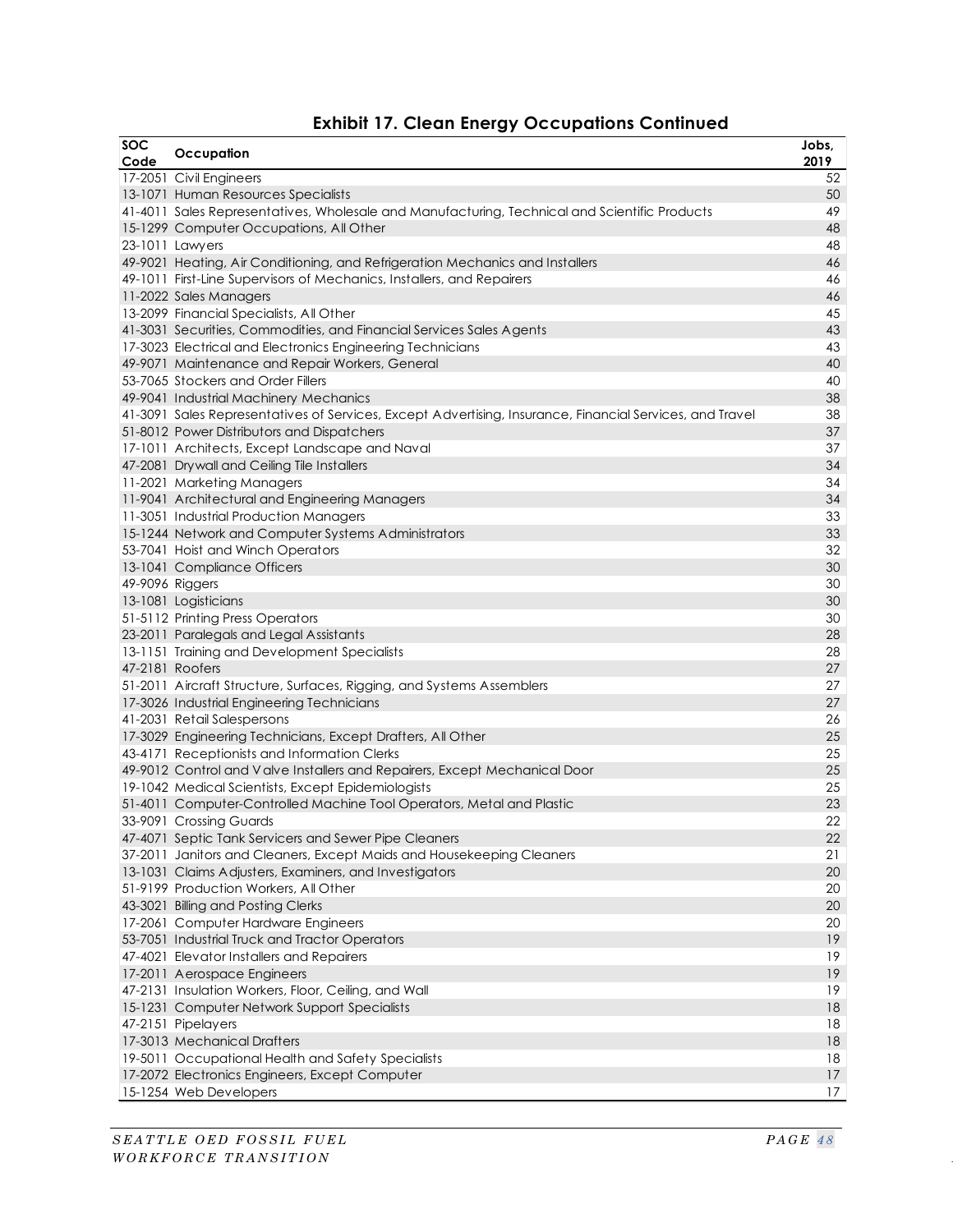## Exhibit 17. Clean Energy Occupations Continued

| SOC Code | Occupation | Jobs, 2019 |
|---|---|---|
| 17-2051 | Civil Engineers | 52 |
| 13-1071 | Human Resources Specialists | 50 |
| 41-4011 | Sales Representatives, Wholesale and Manufacturing, Technical and Scientific Products | 49 |
| 15-1299 | Computer Occupations, All Other | 48 |
| 23-1011 | Lawyers | 48 |
| 49-9021 | Heating, Air Conditioning, and Refrigeration Mechanics and Installers | 46 |
| 49-1011 | First-Line Supervisors of Mechanics, Installers, and Repairers | 46 |
| 11-2022 | Sales Managers | 46 |
| 13-2099 | Financial Specialists, All Other | 45 |
| 41-3031 | Securities, Commodities, and Financial Services Sales Agents | 43 |
| 17-3023 | Electrical and Electronics Engineering Technicians | 43 |
| 49-9071 | Maintenance and Repair Workers, General | 40 |
| 53-7065 | Stockers and Order Fillers | 40 |
| 49-9041 | Industrial Machinery Mechanics | 38 |
| 41-3091 | Sales Representatives of Services, Except Advertising, Insurance, Financial Services, and Travel | 38 |
| 51-8012 | Power Distributors and Dispatchers | 37 |
| 17-1011 | Architects, Except Landscape and Naval | 37 |
| 47-2081 | Drywall and Ceiling Tile Installers | 34 |
| 11-2021 | Marketing Managers | 34 |
| 11-9041 | Architectural and Engineering Managers | 34 |
| 11-3051 | Industrial Production Managers | 33 |
| 15-1244 | Network and Computer Systems Administrators | 33 |
| 53-7041 | Hoist and Winch Operators | 32 |
| 13-1041 | Compliance Officers | 30 |
| 49-9096 | Riggers | 30 |
| 13-1081 | Logisticians | 30 |
| 51-5112 | Printing Press Operators | 30 |
| 23-2011 | Paralegals and Legal Assistants | 28 |
| 13-1151 | Training and Development Specialists | 28 |
| 47-2181 | Roofers | 27 |
| 51-2011 | Aircraft Structure, Surfaces, Rigging, and Systems Assemblers | 27 |
| 17-3026 | Industrial Engineering Technicians | 27 |
| 41-2031 | Retail Salespersons | 26 |
| 17-3029 | Engineering Technicians, Except Drafters, All Other | 25 |
| 43-4171 | Receptionists and Information Clerks | 25 |
| 49-9012 | Control and Valve Installers and Repairers, Except Mechanical Door | 25 |
| 19-1042 | Medical Scientists, Except Epidemiologists | 25 |
| 51-4011 | Computer-Controlled Machine Tool Operators, Metal and Plastic | 23 |
| 33-9091 | Crossing Guards | 22 |
| 47-4071 | Septic Tank Servicers and Sewer Pipe Cleaners | 22 |
| 37-2011 | Janitors and Cleaners, Except Maids and Housekeeping Cleaners | 21 |
| 13-1031 | Claims Adjusters, Examiners, and Investigators | 20 |
| 51-9199 | Production Workers, All Other | 20 |
| 43-3021 | Billing and Posting Clerks | 20 |
| 17-2061 | Computer Hardware Engineers | 20 |
| 53-7051 | Industrial Truck and Tractor Operators | 19 |
| 47-4021 | Elevator Installers and Repairers | 19 |
| 17-2011 | Aerospace Engineers | 19 |
| 47-2131 | Insulation Workers, Floor, Ceiling, and Wall | 19 |
| 15-1231 | Computer Network Support Specialists | 18 |
| 47-2151 | Pipelayers | 18 |
| 17-3013 | Mechanical Drafters | 18 |
| 19-5011 | Occupational Health and Safety Specialists | 18 |
| 17-2072 | Electronics Engineers, Except Computer | 17 |
| 15-1254 | Web Developers | 17 |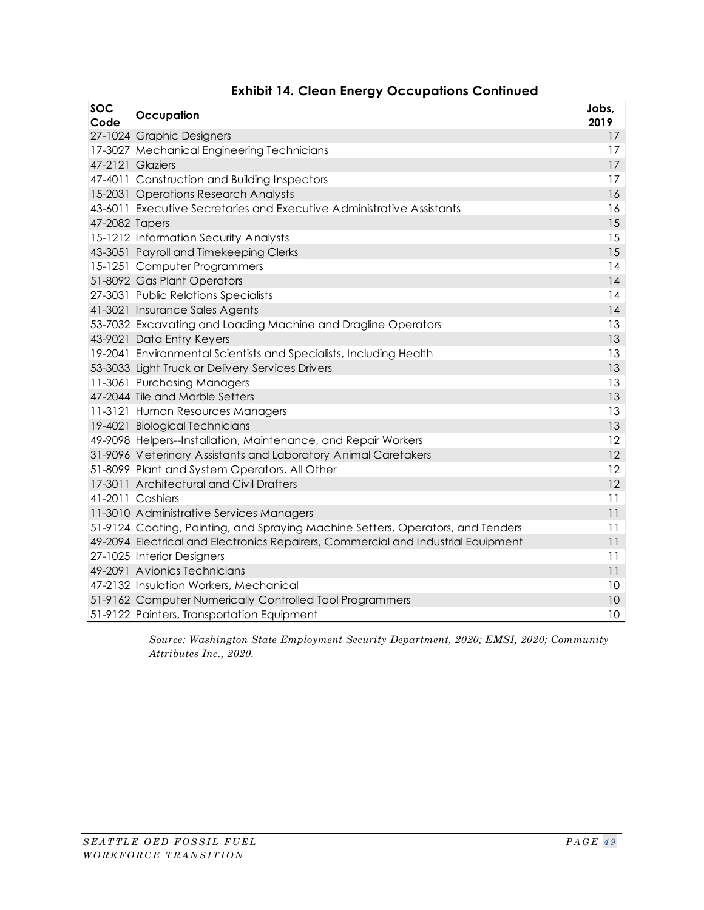### Exhibit 14. Clean Energy Occupations Continued

| SOC Code | Occupation | Jobs, 2019 |
|---|---|---|
| 27-1024 | Graphic Designers | 17 |
| 17-3027 | Mechanical Engineering Technicians | 17 |
| 47-2121 | Glaziers | 17 |
| 47-4011 | Construction and Building Inspectors | 17 |
| 15-2031 | Operations Research Analysts | 16 |
| 43-6011 | Executive Secretaries and Executive Administrative Assistants | 16 |
| 47-2082 | Tapers | 15 |
| 15-1212 | Information Security Analysts | 15 |
| 43-3051 | Payroll and Timekeeping Clerks | 15 |
| 15-1251 | Computer Programmers | 14 |
| 51-8092 | Gas Plant Operators | 14 |
| 27-3031 | Public Relations Specialists | 14 |
| 41-3021 | Insurance Sales Agents | 14 |
| 53-7032 | Excavating and Loading Machine and Dragline Operators | 13 |
| 43-9021 | Data Entry Keyers | 13 |
| 19-2041 | Environmental Scientists and Specialists, Including Health | 13 |
| 53-3033 | Light Truck or Delivery Services Drivers | 13 |
| 11-3061 | Purchasing Managers | 13 |
| 47-2044 | Tile and Marble Setters | 13 |
| 11-3121 | Human Resources Managers | 13 |
| 19-4021 | Biological Technicians | 13 |
| 49-9098 | Helpers--Installation, Maintenance, and Repair Workers | 12 |
| 31-9096 | Veterinary Assistants and Laboratory Animal Caretakers | 12 |
| 51-8099 | Plant and System Operators, All Other | 12 |
| 17-3011 | Architectural and Civil Drafters | 12 |
| 41-2011 | Cashiers | 11 |
| 11-3010 | Administrative Services Managers | 11 |
| 51-9124 | Coating, Painting, and Spraying Machine Setters, Operators, and Tenders | 11 |
| 49-2094 | Electrical and Electronics Repairers, Commercial and Industrial Equipment | 11 |
| 27-1025 | Interior Designers | 11 |
| 49-2091 | Avionics Technicians | 11 |
| 47-2132 | Insulation Workers, Mechanical | 10 |
| 51-9162 | Computer Numerically Controlled Tool Programmers | 10 |
| 51-9122 | Painters, Transportation Equipment | 10 |

*Source: Washington State Employment Security Department, 2020; EMSI, 2020; Community Attributes Inc., 2020.*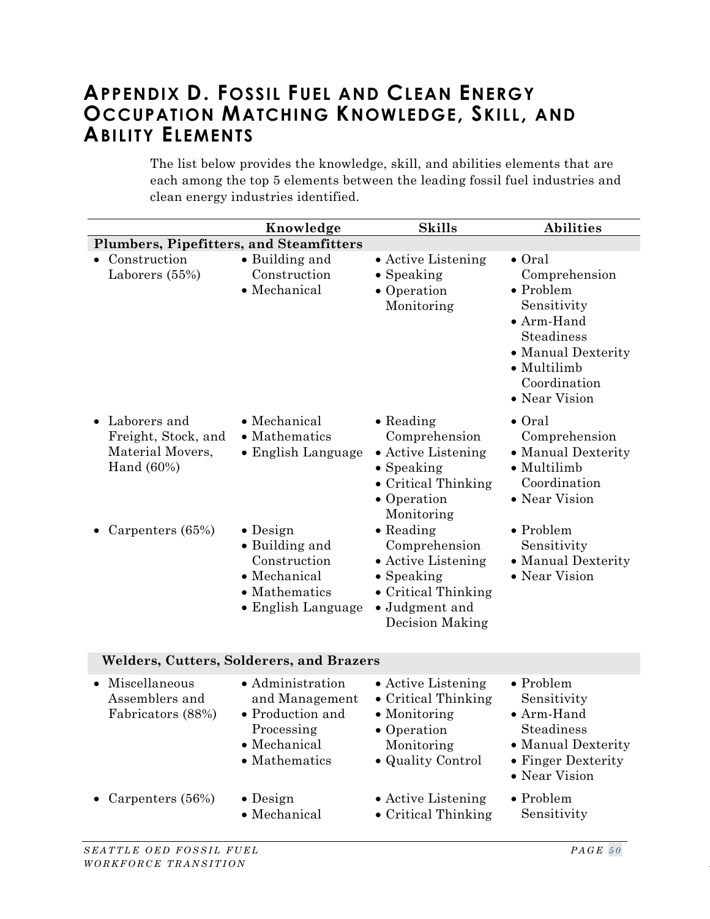# Appendix D. Fossil Fuel and Clean Energy Occupation Matching Knowledge, Skill, and Ability Elements

The list below provides the knowledge, skill, and abilities elements that are each among the top 5 elements between the leading fossil fuel industries and clean energy industries identified.

| | Knowledge | Skills | Abilities |
|---|---|---|---|
| **Plumbers, Pipefitters, and Steamfitters** | | | |
| • Construction Laborers (55%) | • Building and Construction<br>• Mechanical | • Active Listening<br>• Speaking<br>• Operation Monitoring | • Oral Comprehension<br>• Problem Sensitivity<br>• Arm-Hand Steadiness<br>• Manual Dexterity<br>• Multilimb Coordination<br>• Near Vision |
| • Laborers and Freight, Stock, and Material Movers, Hand (60%) | • Mechanical<br>• Mathematics<br>• English Language | • Reading Comprehension<br>• Active Listening<br>• Speaking<br>• Critical Thinking<br>• Operation Monitoring | • Oral Comprehension<br>• Manual Dexterity<br>• Multilimb Coordination<br>• Near Vision |
| • Carpenters (65%) | • Design<br>• Building and Construction<br>• Mechanical<br>• Mathematics<br>• English Language | • Reading Comprehension<br>• Active Listening<br>• Speaking<br>• Critical Thinking<br>• Judgment and Decision Making | • Problem Sensitivity<br>• Manual Dexterity<br>• Near Vision |
| **Welders, Cutters, Solderers, and Brazers** | | | |
| • Miscellaneous Assemblers and Fabricators (88%) | • Administration and Management<br>• Production and Processing<br>• Mechanical<br>• Mathematics | • Active Listening<br>• Critical Thinking<br>• Monitoring<br>• Operation Monitoring<br>• Quality Control | • Problem Sensitivity<br>• Arm-Hand Steadiness<br>• Manual Dexterity<br>• Finger Dexterity<br>• Near Vision |
| • Carpenters (56%) | • Design<br>• Mechanical | • Active Listening<br>• Critical Thinking | • Problem Sensitivity |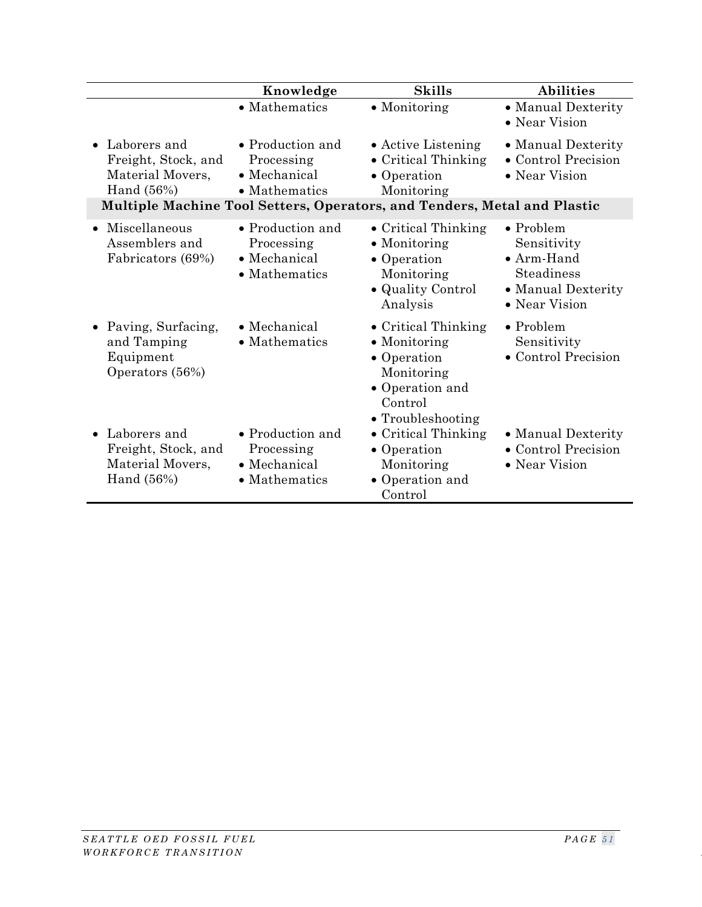| | Knowledge | Skills | Abilities |
|---|---|---|---|
| | • Mathematics | • Monitoring | • Manual Dexterity<br>• Near Vision |
| • Laborers and Freight, Stock, and Material Movers, Hand (56%) | • Production and Processing<br>• Mechanical<br>• Mathematics | • Active Listening<br>• Critical Thinking<br>• Operation Monitoring | • Manual Dexterity<br>• Control Precision<br>• Near Vision |
| **Multiple Machine Tool Setters, Operators, and Tenders, Metal and Plastic** | | | |
| • Miscellaneous Assemblers and Fabricators (69%) | • Production and Processing<br>• Mechanical<br>• Mathematics | • Critical Thinking<br>• Monitoring<br>• Operation Monitoring<br>• Quality Control Analysis | • Problem Sensitivity<br>• Arm-Hand Steadiness<br>• Manual Dexterity<br>• Near Vision |
| • Paving, Surfacing, and Tamping Equipment Operators (56%) | • Mechanical<br>• Mathematics | • Critical Thinking<br>• Monitoring<br>• Operation Monitoring<br>• Operation and Control<br>• Troubleshooting | • Problem Sensitivity<br>• Control Precision |
| • Laborers and Freight, Stock, and Material Movers, Hand (56%) | • Production and Processing<br>• Mechanical<br>• Mathematics | • Critical Thinking<br>• Operation Monitoring<br>• Operation and Control | • Manual Dexterity<br>• Control Precision<br>• Near Vision |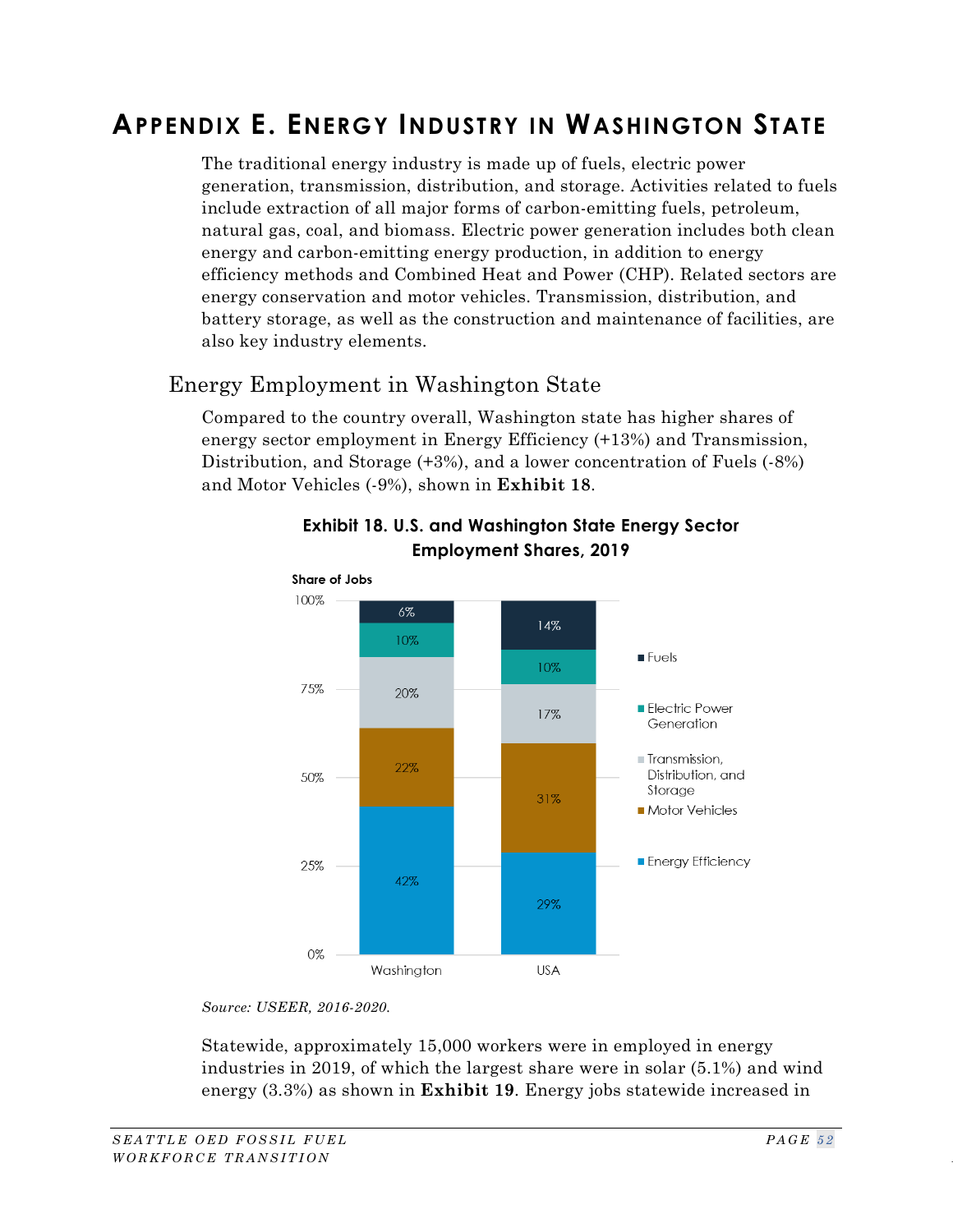# Appendix E. Energy Industry in Washington State

The traditional energy industry is made up of fuels, electric power generation, transmission, distribution, and storage. Activities related to fuels include extraction of all major forms of carbon-emitting fuels, petroleum, natural gas, coal, and biomass. Electric power generation includes both clean energy and carbon-emitting energy production, in addition to energy efficiency methods and Combined Heat and Power (CHP). Related sectors are energy conservation and motor vehicles. Transmission, distribution, and battery storage, as well as the construction and maintenance of facilities, are also key industry elements.

## Energy Employment in Washington State

Compared to the country overall, Washington state has higher shares of energy sector employment in Energy Efficiency (+13%) and Transmission, Distribution, and Storage (+3%), and a lower concentration of Fuels (-8%) and Motor Vehicles (-9%), shown in **Exhibit 18**.

**Exhibit 18. U.S. and Washington State Energy Sector Employment Shares, 2019**

| Share of Jobs | Washington | USA |
|---|---|---|
| Fuels | 6% | 14% |
| Electric Power Generation | 10% | 10% |
| Transmission, Distribution, and Storage | 20% | 17% |
| Motor Vehicles | 22% | 31% |
| Energy Efficiency | 42% | 29% |

*Source: USEER, 2016-2020.*

Statewide, approximately 15,000 workers were in employed in energy industries in 2019, of which the largest share were in solar (5.1%) and wind energy (3.3%) as shown in **Exhibit 19**. Energy jobs statewide increased in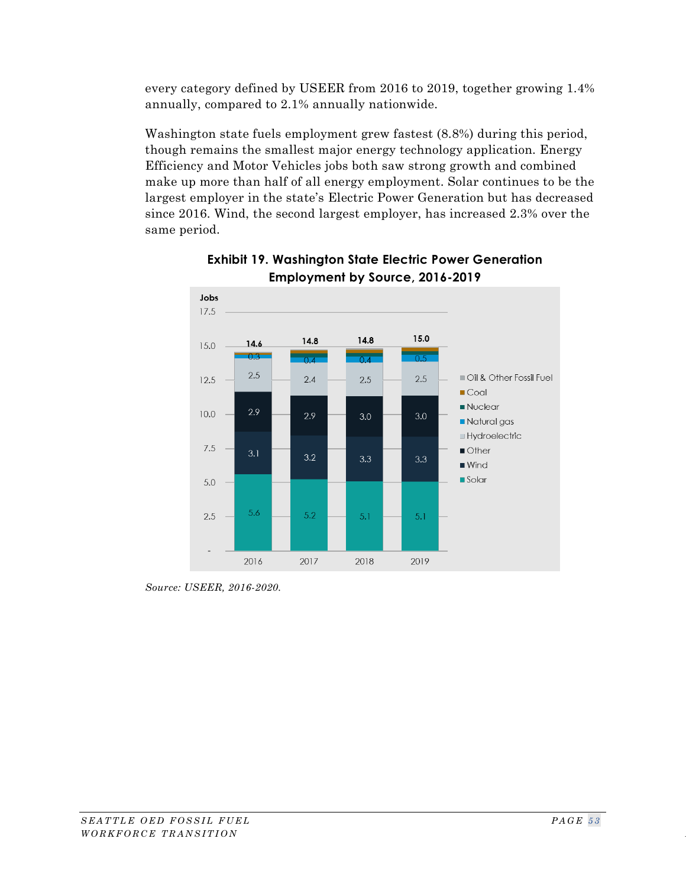every category defined by USEER from 2016 to 2019, together growing 1.4% annually, compared to 2.1% annually nationwide.

Washington state fuels employment grew fastest (8.8%) during this period, though remains the smallest major energy technology application. Energy Efficiency and Motor Vehicles jobs both saw strong growth and combined make up more than half of all energy employment. Solar continues to be the largest employer in the state's Electric Power Generation but has decreased since 2016. Wind, the second largest employer, has increased 2.3% over the same period.

**Exhibit 19. Washington State Electric Power Generation Employment by Source, 2016-2019**

Jobs

| Source | 2016 | 2017 | 2018 | 2019 |
|---|---|---|---|---|
| Solar | 5.6 | 5.2 | 5.1 | 5.1 |
| Wind | 3.1 | 3.2 | 3.3 | 3.3 |
| Other | 2.9 | 2.9 | 3.0 | 3.0 |
| Hydroelectric | 2.5 | 2.4 | 2.5 | 2.5 |
| Natural gas | 0.3 | 0.4 | 0.4 | 0.5 |
| Nuclear | | | | |
| Coal | | | | |
| Oil & Other Fossil Fuel | | | | |
| **Total** | **14.6** | **14.8** | **14.8** | **15.0** |

*Source: USEER, 2016-2020.*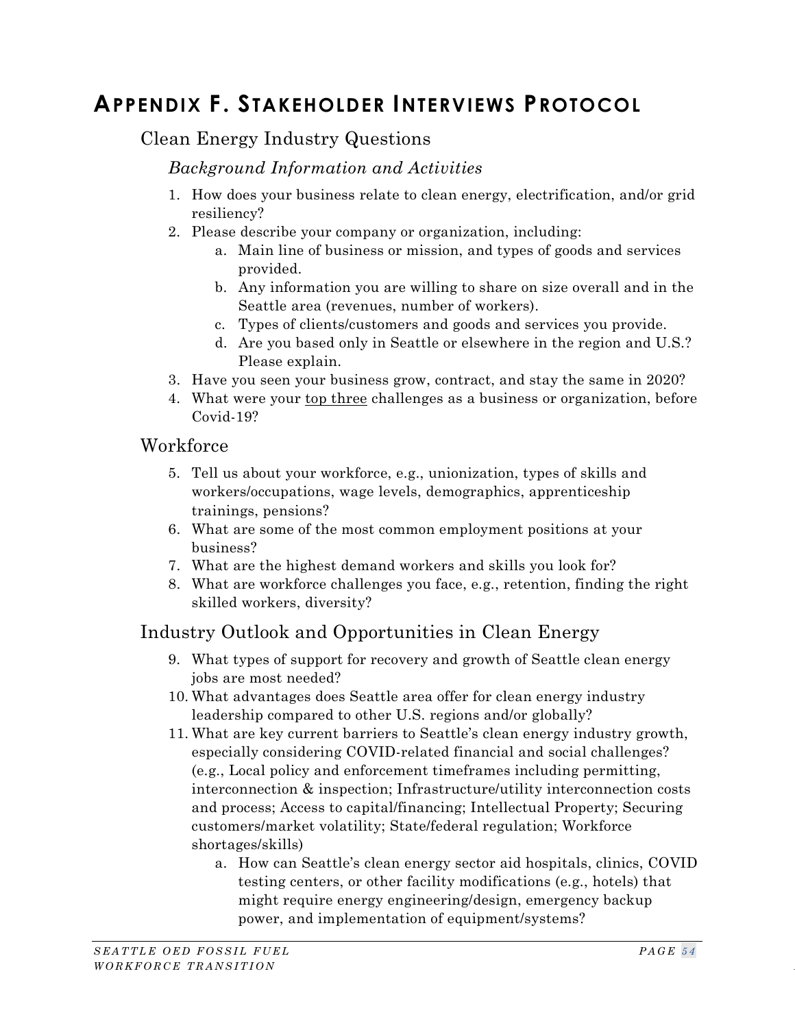# APPENDIX F. STAKEHOLDER INTERVIEWS PROTOCOL

## Clean Energy Industry Questions

### *Background Information and Activities*

1. How does your business relate to clean energy, electrification, and/or grid resiliency?
2. Please describe your company or organization, including:
   a. Main line of business or mission, and types of goods and services provided.
   b. Any information you are willing to share on size overall and in the Seattle area (revenues, number of workers).
   c. Types of clients/customers and goods and services you provide.
   d. Are you based only in Seattle or elsewhere in the region and U.S.? Please explain.
3. Have you seen your business grow, contract, and stay the same in 2020?
4. What were your <u>top three</u> challenges as a business or organization, before Covid-19?

## Workforce

5. Tell us about your workforce, e.g., unionization, types of skills and workers/occupations, wage levels, demographics, apprenticeship trainings, pensions?
6. What are some of the most common employment positions at your business?
7. What are the highest demand workers and skills you look for?
8. What are workforce challenges you face, e.g., retention, finding the right skilled workers, diversity?

## Industry Outlook and Opportunities in Clean Energy

9. What types of support for recovery and growth of Seattle clean energy jobs are most needed?
10. What advantages does Seattle area offer for clean energy industry leadership compared to other U.S. regions and/or globally?
11. What are key current barriers to Seattle's clean energy industry growth, especially considering COVID-related financial and social challenges? (e.g., Local policy and enforcement timeframes including permitting, interconnection & inspection; Infrastructure/utility interconnection costs and process; Access to capital/financing; Intellectual Property; Securing customers/market volatility; State/federal regulation; Workforce shortages/skills)
    a. How can Seattle's clean energy sector aid hospitals, clinics, COVID testing centers, or other facility modifications (e.g., hotels) that might require energy engineering/design, emergency backup power, and implementation of equipment/systems?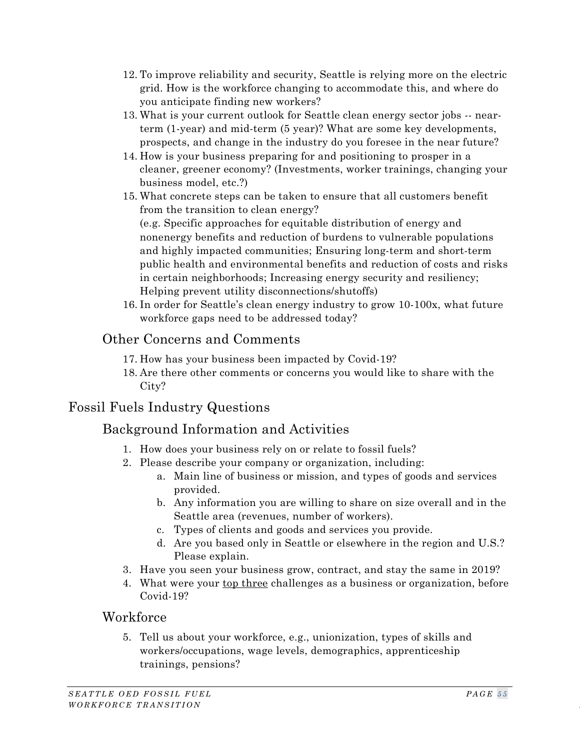12. To improve reliability and security, Seattle is relying more on the electric grid. How is the workforce changing to accommodate this, and where do you anticipate finding new workers?
13. What is your current outlook for Seattle clean energy sector jobs -- near-term (1-year) and mid-term (5 year)? What are some key developments, prospects, and change in the industry do you foresee in the near future?
14. How is your business preparing for and positioning to prosper in a cleaner, greener economy? (Investments, worker trainings, changing your business model, etc.?)
15. What concrete steps can be taken to ensure that all customers benefit from the transition to clean energy?
    (e.g. Specific approaches for equitable distribution of energy and nonenergy benefits and reduction of burdens to vulnerable populations and highly impacted communities; Ensuring long-term and short-term public health and environmental benefits and reduction of costs and risks in certain neighborhoods; Increasing energy security and resiliency; Helping prevent utility disconnections/shutoffs)
16. In order for Seattle's clean energy industry to grow 10-100x, what future workforce gaps need to be addressed today?

### Other Concerns and Comments

17. How has your business been impacted by Covid-19?
18. Are there other comments or concerns you would like to share with the City?

## Fossil Fuels Industry Questions

### Background Information and Activities

1. How does your business rely on or relate to fossil fuels?
2. Please describe your company or organization, including:
    a. Main line of business or mission, and types of goods and services provided.
    b. Any information you are willing to share on size overall and in the Seattle area (revenues, number of workers).
    c. Types of clients and goods and services you provide.
    d. Are you based only in Seattle or elsewhere in the region and U.S.? Please explain.
3. Have you seen your business grow, contract, and stay the same in 2019?
4. What were your <u>top three</u> challenges as a business or organization, before Covid-19?

### Workforce

5. Tell us about your workforce, e.g., unionization, types of skills and workers/occupations, wage levels, demographics, apprenticeship trainings, pensions?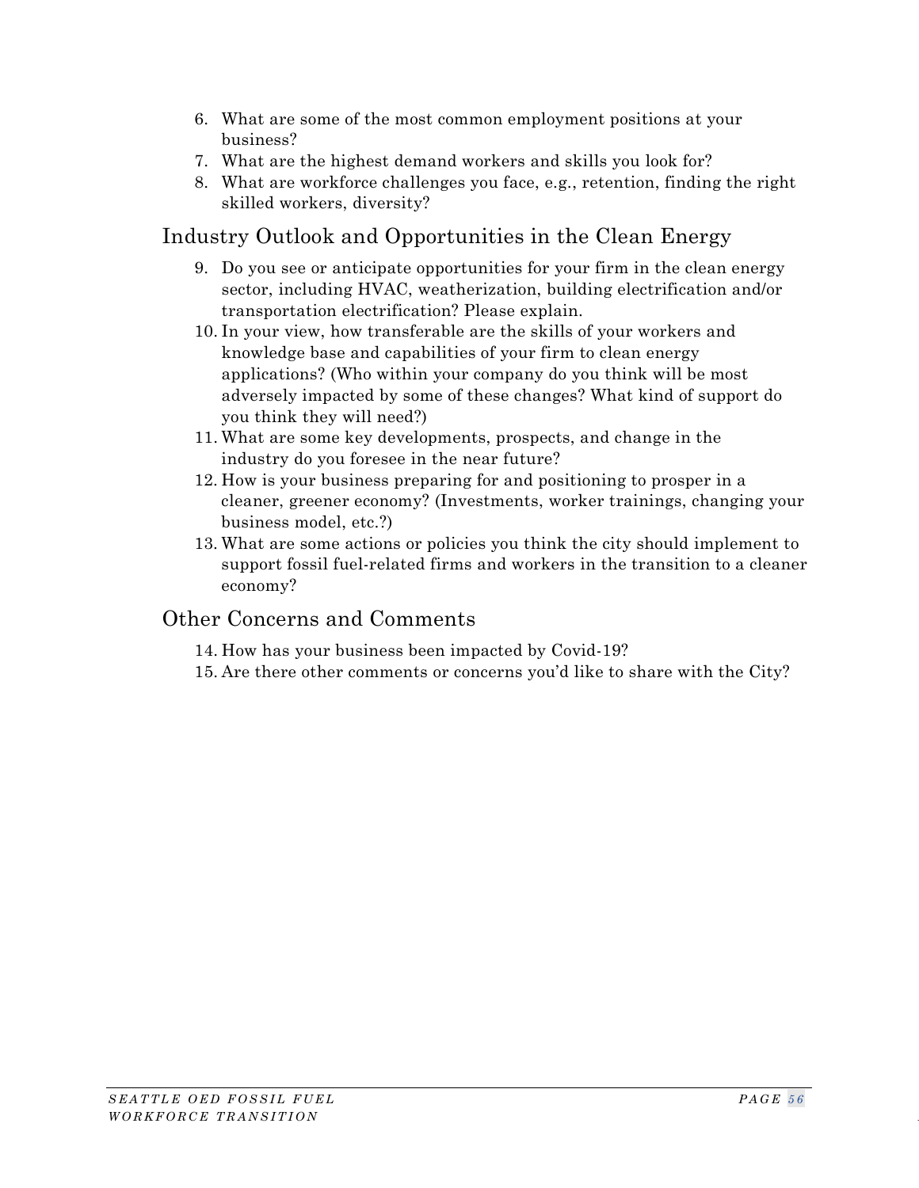6. What are some of the most common employment positions at your business?
7. What are the highest demand workers and skills you look for?
8. What are workforce challenges you face, e.g., retention, finding the right skilled workers, diversity?

## Industry Outlook and Opportunities in the Clean Energy

9. Do you see or anticipate opportunities for your firm in the clean energy sector, including HVAC, weatherization, building electrification and/or transportation electrification? Please explain.
10. In your view, how transferable are the skills of your workers and knowledge base and capabilities of your firm to clean energy applications? (Who within your company do you think will be most adversely impacted by some of these changes? What kind of support do you think they will need?)
11. What are some key developments, prospects, and change in the industry do you foresee in the near future?
12. How is your business preparing for and positioning to prosper in a cleaner, greener economy? (Investments, worker trainings, changing your business model, etc.?)
13. What are some actions or policies you think the city should implement to support fossil fuel-related firms and workers in the transition to a cleaner economy?

## Other Concerns and Comments

14. How has your business been impacted by Covid-19?
15. Are there other comments or concerns you'd like to share with the City?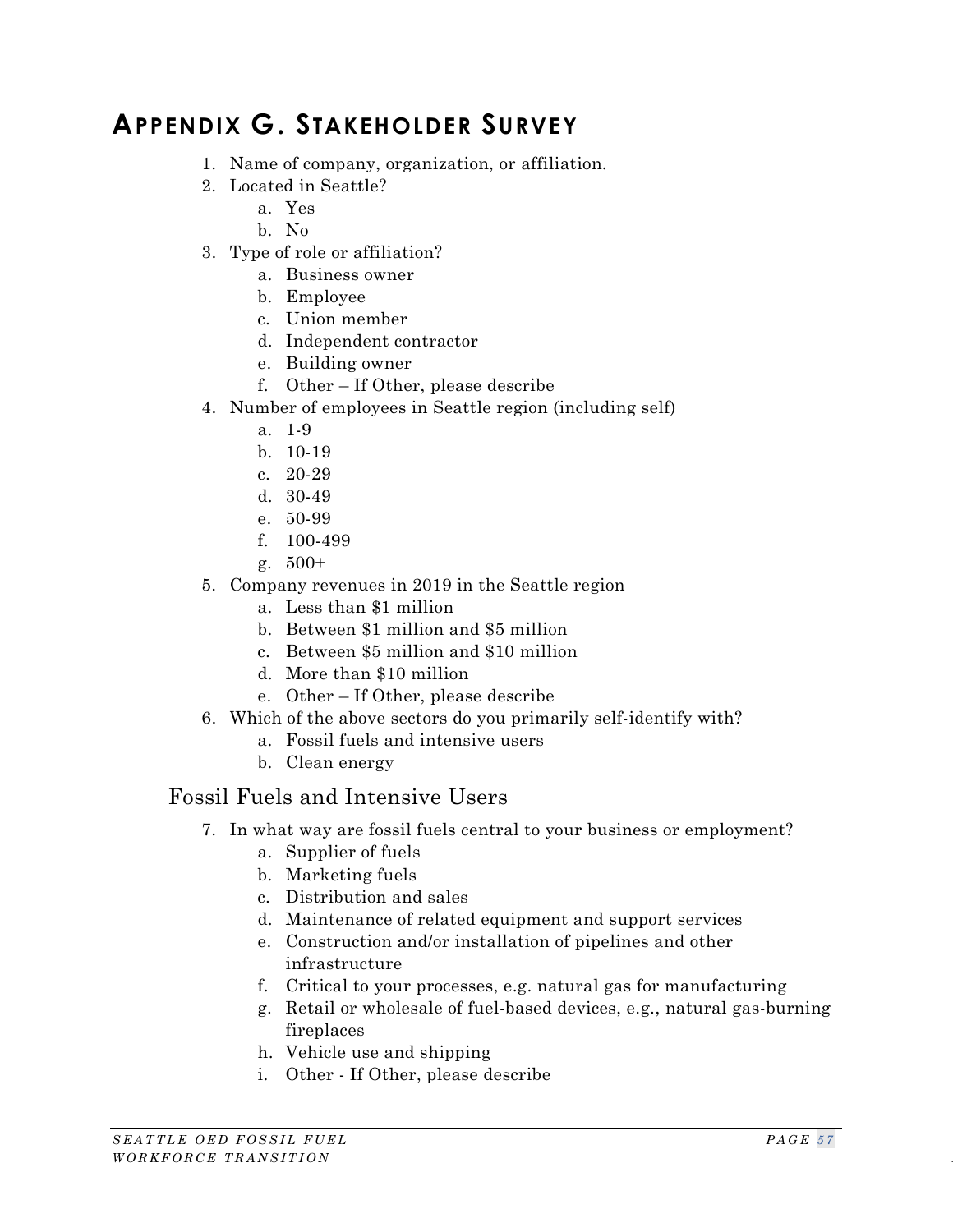# Appendix G. Stakeholder Survey

1. Name of company, organization, or affiliation.
2. Located in Seattle?
    a. Yes
    b. No
3. Type of role or affiliation?
    a. Business owner
    b. Employee
    c. Union member
    d. Independent contractor
    e. Building owner
    f. Other – If Other, please describe
4. Number of employees in Seattle region (including self)
    a. 1-9
    b. 10-19
    c. 20-29
    d. 30-49
    e. 50-99
    f. 100-499
    g. 500+
5. Company revenues in 2019 in the Seattle region
    a. Less than $1 million
    b. Between $1 million and $5 million
    c. Between $5 million and $10 million
    d. More than $10 million
    e. Other – If Other, please describe
6. Which of the above sectors do you primarily self-identify with?
    a. Fossil fuels and intensive users
    b. Clean energy

## Fossil Fuels and Intensive Users

7. In what way are fossil fuels central to your business or employment?
    a. Supplier of fuels
    b. Marketing fuels
    c. Distribution and sales
    d. Maintenance of related equipment and support services
    e. Construction and/or installation of pipelines and other infrastructure
    f. Critical to your processes, e.g. natural gas for manufacturing
    g. Retail or wholesale of fuel-based devices, e.g., natural gas-burning fireplaces
    h. Vehicle use and shipping
    i. Other - If Other, please describe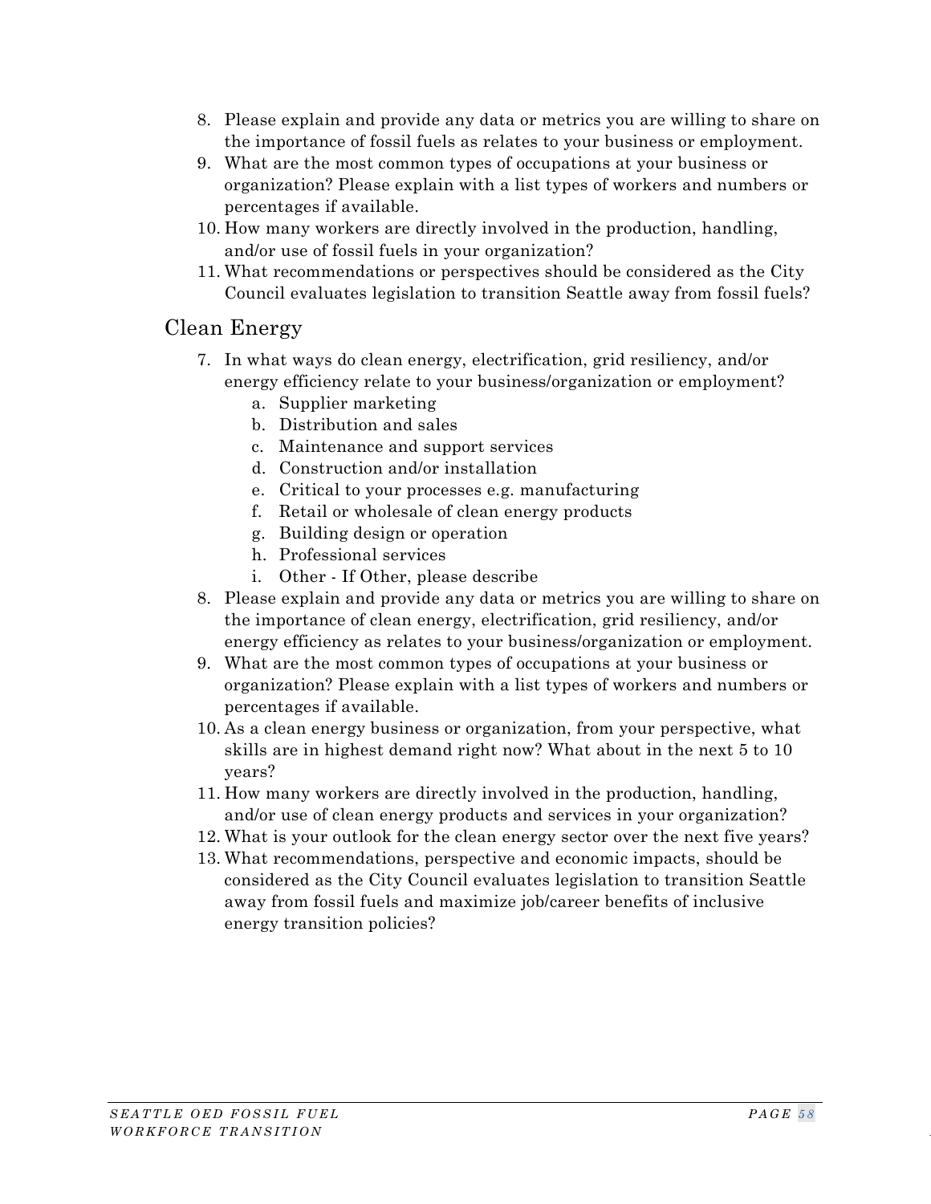8. Please explain and provide any data or metrics you are willing to share on the importance of fossil fuels as relates to your business or employment.
9. What are the most common types of occupations at your business or organization? Please explain with a list types of workers and numbers or percentages if available.
10. How many workers are directly involved in the production, handling, and/or use of fossil fuels in your organization?
11. What recommendations or perspectives should be considered as the City Council evaluates legislation to transition Seattle away from fossil fuels?

## Clean Energy

7. In what ways do clean energy, electrification, grid resiliency, and/or energy efficiency relate to your business/organization or employment?
   a. Supplier marketing
   b. Distribution and sales
   c. Maintenance and support services
   d. Construction and/or installation
   e. Critical to your processes e.g. manufacturing
   f. Retail or wholesale of clean energy products
   g. Building design or operation
   h. Professional services
   i. Other - If Other, please describe
8. Please explain and provide any data or metrics you are willing to share on the importance of clean energy, electrification, grid resiliency, and/or energy efficiency as relates to your business/organization or employment.
9. What are the most common types of occupations at your business or organization? Please explain with a list types of workers and numbers or percentages if available.
10. As a clean energy business or organization, from your perspective, what skills are in highest demand right now? What about in the next 5 to 10 years?
11. How many workers are directly involved in the production, handling, and/or use of clean energy products and services in your organization?
12. What is your outlook for the clean energy sector over the next five years?
13. What recommendations, perspective and economic impacts, should be considered as the City Council evaluates legislation to transition Seattle away from fossil fuels and maximize job/career benefits of inclusive energy transition policies?